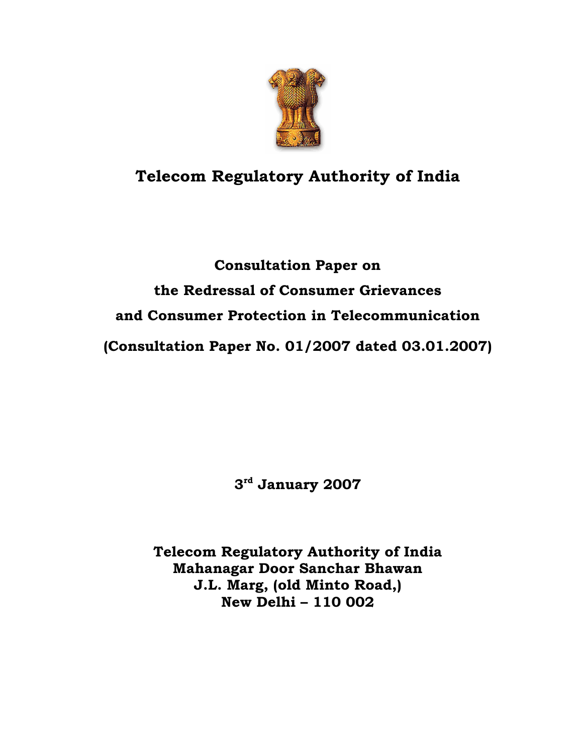# Telecom Regulatory Authority of India

## Consultation Paper on

## the Redressal of Consumer Grievances

## and Consumer Protection in Telecommunication

## (Consultation Paper No. 01/2007 dated 03.01.2007)

**3rd January 2007**

**Telecom Regulatory Authority of India**
**Mahanagar Door Sanchar Bhawan**
**J.L. Marg, (old Minto Road,)**
**New Delhi – 110 002**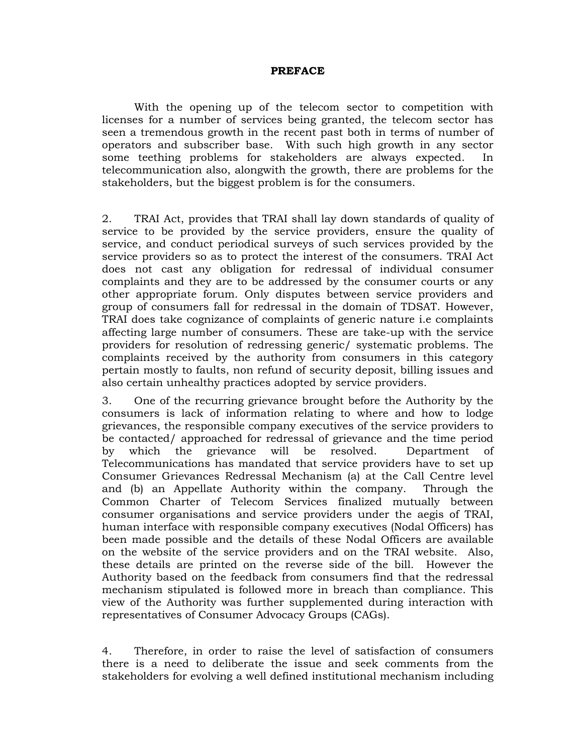# PREFACE

With the opening up of the telecom sector to competition with licenses for a number of services being granted, the telecom sector has seen a tremendous growth in the recent past both in terms of number of operators and subscriber base. With such high growth in any sector some teething problems for stakeholders are always expected. In telecommunication also, alongwith the growth, there are problems for the stakeholders, but the biggest problem is for the consumers.

2. TRAI Act, provides that TRAI shall lay down standards of quality of service to be provided by the service providers, ensure the quality of service, and conduct periodical surveys of such services provided by the service providers so as to protect the interest of the consumers. TRAI Act does not cast any obligation for redressal of individual consumer complaints and they are to be addressed by the consumer courts or any other appropriate forum. Only disputes between service providers and group of consumers fall for redressal in the domain of TDSAT. However, TRAI does take cognizance of complaints of generic nature i.e complaints affecting large number of consumers. These are take-up with the service providers for resolution of redressing generic/ systematic problems. The complaints received by the authority from consumers in this category pertain mostly to faults, non refund of security deposit, billing issues and also certain unhealthy practices adopted by service providers.

3. One of the recurring grievance brought before the Authority by the consumers is lack of information relating to where and how to lodge grievances, the responsible company executives of the service providers to be contacted/ approached for redressal of grievance and the time period by which the grievance will be resolved. Department of Telecommunications has mandated that service providers have to set up Consumer Grievances Redressal Mechanism (a) at the Call Centre level and (b) an Appellate Authority within the company. Through the Common Charter of Telecom Services finalized mutually between consumer organisations and service providers under the aegis of TRAI, human interface with responsible company executives (Nodal Officers) has been made possible and the details of these Nodal Officers are available on the website of the service providers and on the TRAI website. Also, these details are printed on the reverse side of the bill. However the Authority based on the feedback from consumers find that the redressal mechanism stipulated is followed more in breach than compliance. This view of the Authority was further supplemented during interaction with representatives of Consumer Advocacy Groups (CAGs).

4. Therefore, in order to raise the level of satisfaction of consumers there is a need to deliberate the issue and seek comments from the stakeholders for evolving a well defined institutional mechanism including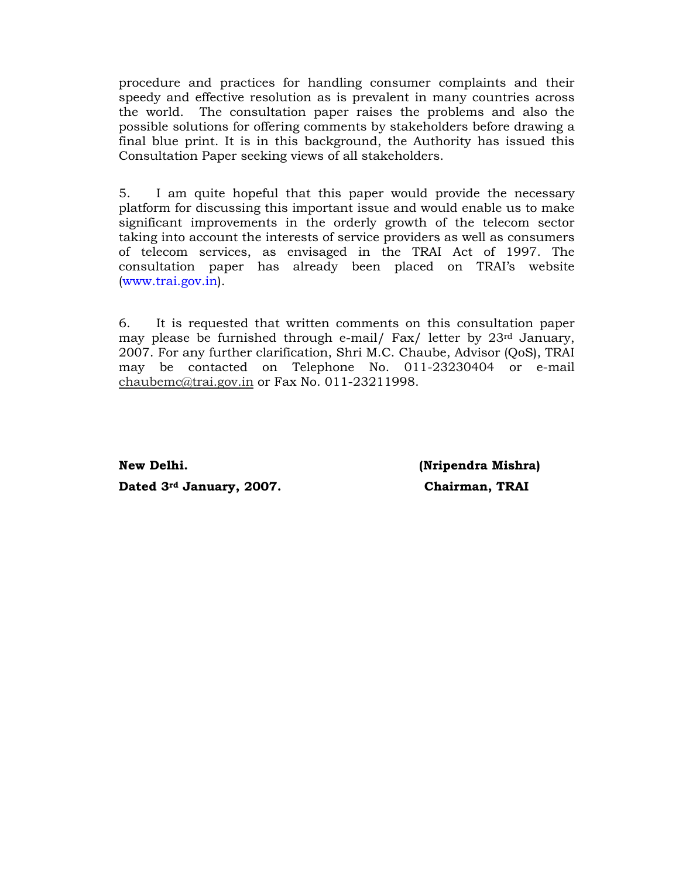procedure and practices for handling consumer complaints and their speedy and effective resolution as is prevalent in many countries across the world. The consultation paper raises the problems and also the possible solutions for offering comments by stakeholders before drawing a final blue print. It is in this background, the Authority has issued this Consultation Paper seeking views of all stakeholders.

5. I am quite hopeful that this paper would provide the necessary platform for discussing this important issue and would enable us to make significant improvements in the orderly growth of the telecom sector taking into account the interests of service providers as well as consumers of telecom services, as envisaged in the TRAI Act of 1997. The consultation paper has already been placed on TRAI's website (www.trai.gov.in).

6. It is requested that written comments on this consultation paper may please be furnished through e-mail/ Fax/ letter by 23rd January, 2007. For any further clarification, Shri M.C. Chaube, Advisor (QoS), TRAI may be contacted on Telephone No. 011-23230404 or e-mail chaubemc@trai.gov.in or Fax No. 011-23211998.

**New Delhi.** **(Nripendra Mishra)**

**Dated 3rd January, 2007.** **Chairman, TRAI**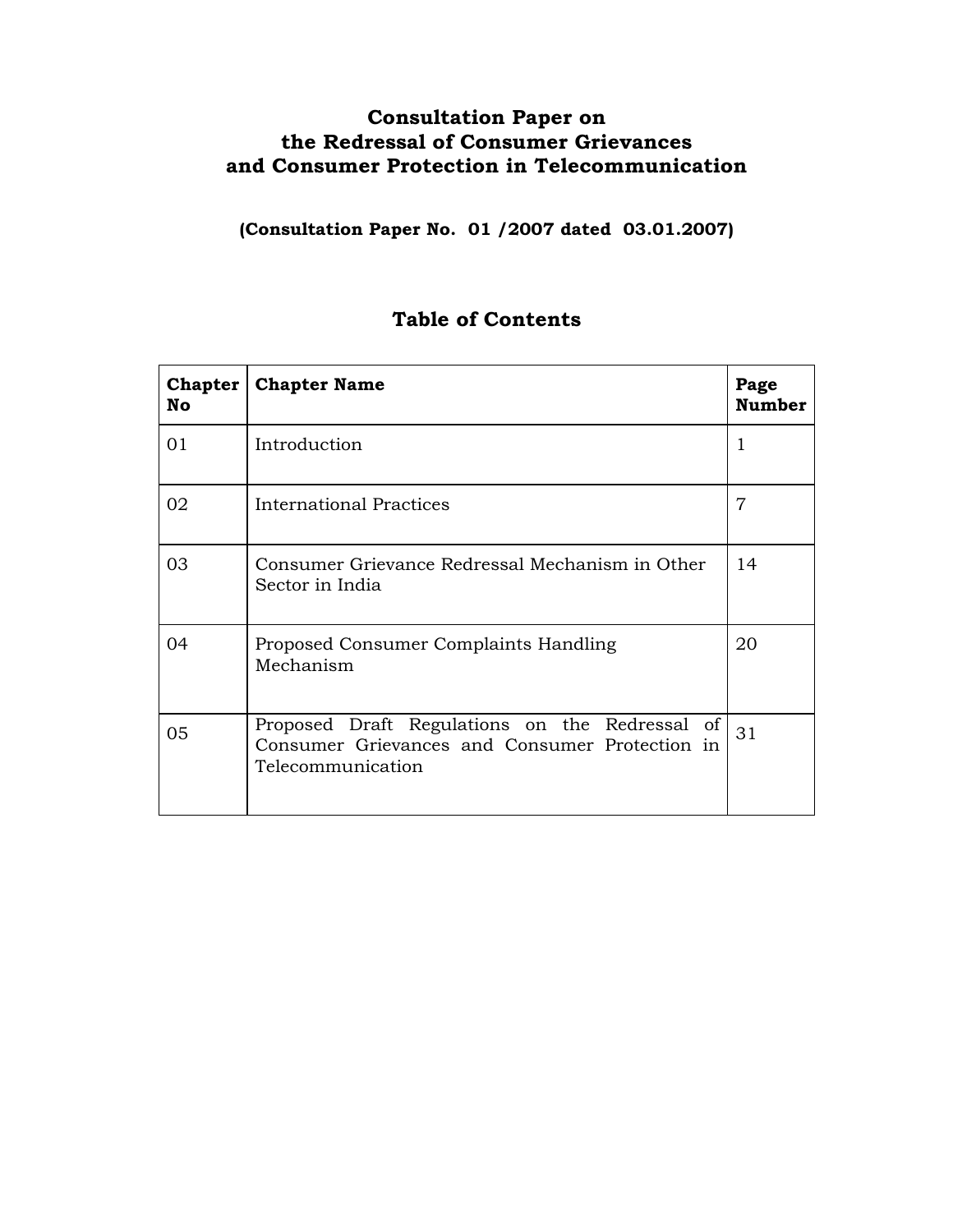# Consultation Paper on the Redressal of Consumer Grievances and Consumer Protection in Telecommunication

**(Consultation Paper No. 01 /2007 dated 03.01.2007)**

## Table of Contents

| Chapter No | Chapter Name | Page Number |
|---|---|---|
| 01 | Introduction | 1 |
| 02 | International Practices | 7 |
| 03 | Consumer Grievance Redressal Mechanism in Other Sector in India | 14 |
| 04 | Proposed Consumer Complaints Handling Mechanism | 20 |
| 05 | Proposed Draft Regulations on the Redressal of Consumer Grievances and Consumer Protection in Telecommunication | 31 |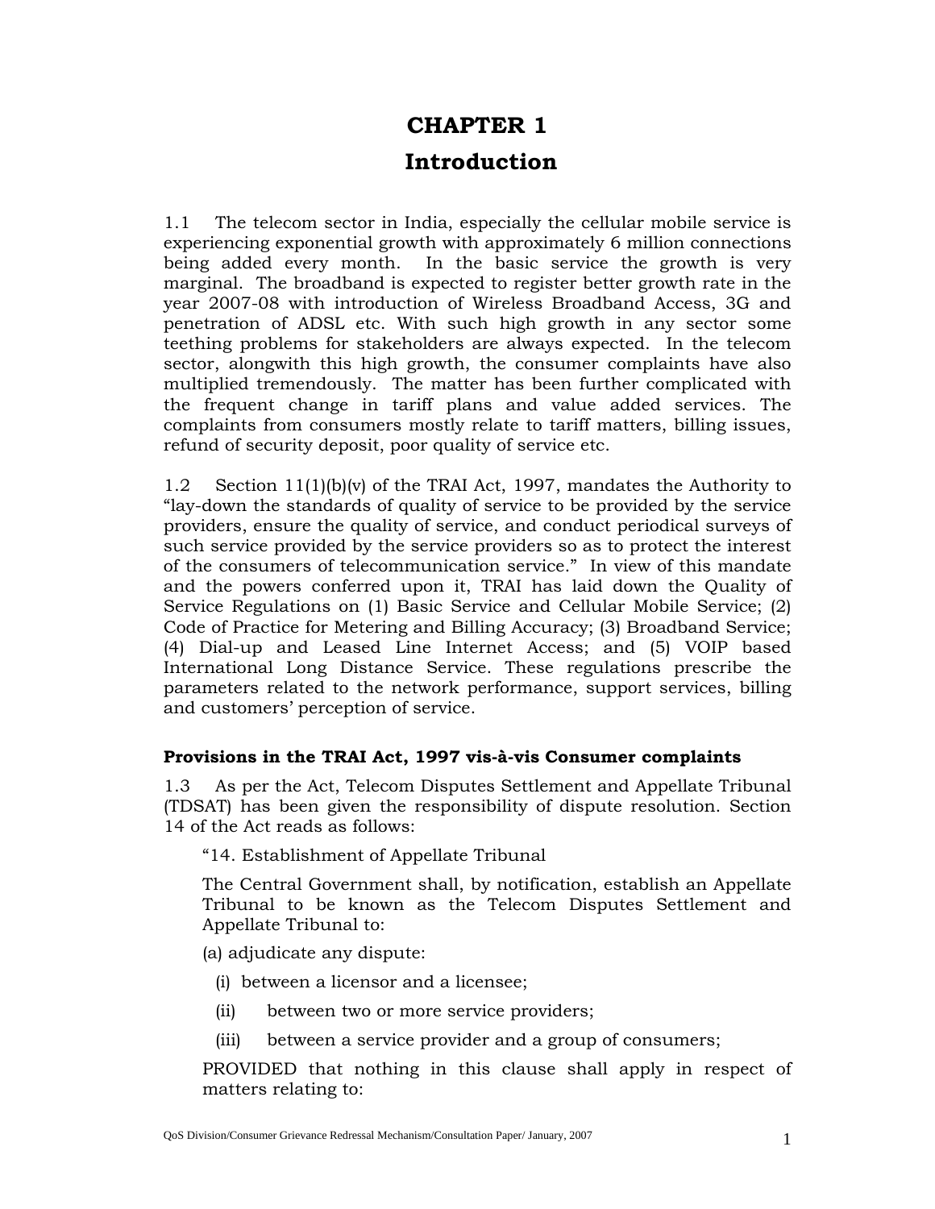# CHAPTER 1

# Introduction

1.1 The telecom sector in India, especially the cellular mobile service is experiencing exponential growth with approximately 6 million connections being added every month. In the basic service the growth is very marginal. The broadband is expected to register better growth rate in the year 2007-08 with introduction of Wireless Broadband Access, 3G and penetration of ADSL etc. With such high growth in any sector some teething problems for stakeholders are always expected. In the telecom sector, alongwith this high growth, the consumer complaints have also multiplied tremendously. The matter has been further complicated with the frequent change in tariff plans and value added services. The complaints from consumers mostly relate to tariff matters, billing issues, refund of security deposit, poor quality of service etc.

1.2 Section 11(1)(b)(v) of the TRAI Act, 1997, mandates the Authority to "lay-down the standards of quality of service to be provided by the service providers, ensure the quality of service, and conduct periodical surveys of such service provided by the service providers so as to protect the interest of the consumers of telecommunication service." In view of this mandate and the powers conferred upon it, TRAI has laid down the Quality of Service Regulations on (1) Basic Service and Cellular Mobile Service; (2) Code of Practice for Metering and Billing Accuracy; (3) Broadband Service; (4) Dial-up and Leased Line Internet Access; and (5) VOIP based International Long Distance Service. These regulations prescribe the parameters related to the network performance, support services, billing and customers' perception of service.

**Provisions in the TRAI Act, 1997 vis-à-vis Consumer complaints**

1.3 As per the Act, Telecom Disputes Settlement and Appellate Tribunal (TDSAT) has been given the responsibility of dispute resolution. Section 14 of the Act reads as follows:

> "14. Establishment of Appellate Tribunal
>
> The Central Government shall, by notification, establish an Appellate Tribunal to be known as the Telecom Disputes Settlement and Appellate Tribunal to:
>
> (a) adjudicate any dispute:
>
> (i) between a licensor and a licensee;
>
> (ii) between two or more service providers;
>
> (iii) between a service provider and a group of consumers;
>
> PROVIDED that nothing in this clause shall apply in respect of matters relating to: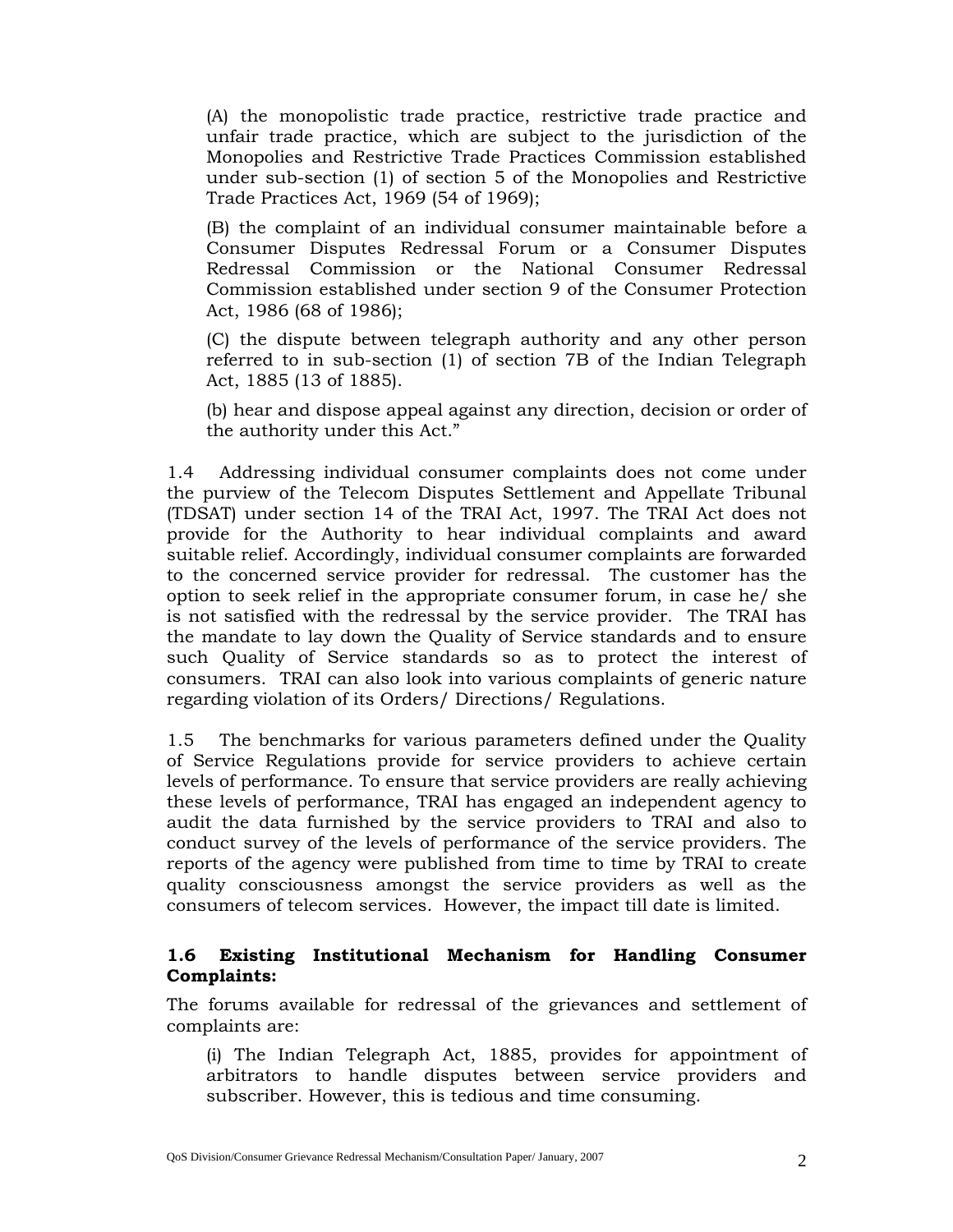(A) the monopolistic trade practice, restrictive trade practice and unfair trade practice, which are subject to the jurisdiction of the Monopolies and Restrictive Trade Practices Commission established under sub-section (1) of section 5 of the Monopolies and Restrictive Trade Practices Act, 1969 (54 of 1969);

(B) the complaint of an individual consumer maintainable before a Consumer Disputes Redressal Forum or a Consumer Disputes Redressal Commission or the National Consumer Redressal Commission established under section 9 of the Consumer Protection Act, 1986 (68 of 1986);

(C) the dispute between telegraph authority and any other person referred to in sub-section (1) of section 7B of the Indian Telegraph Act, 1885 (13 of 1885).

(b) hear and dispose appeal against any direction, decision or order of the authority under this Act."

1.4 Addressing individual consumer complaints does not come under the purview of the Telecom Disputes Settlement and Appellate Tribunal (TDSAT) under section 14 of the TRAI Act, 1997. The TRAI Act does not provide for the Authority to hear individual complaints and award suitable relief. Accordingly, individual consumer complaints are forwarded to the concerned service provider for redressal. The customer has the option to seek relief in the appropriate consumer forum, in case he/ she is not satisfied with the redressal by the service provider. The TRAI has the mandate to lay down the Quality of Service standards and to ensure such Quality of Service standards so as to protect the interest of consumers. TRAI can also look into various complaints of generic nature regarding violation of its Orders/ Directions/ Regulations.

1.5 The benchmarks for various parameters defined under the Quality of Service Regulations provide for service providers to achieve certain levels of performance. To ensure that service providers are really achieving these levels of performance, TRAI has engaged an independent agency to audit the data furnished by the service providers to TRAI and also to conduct survey of the levels of performance of the service providers. The reports of the agency were published from time to time by TRAI to create quality consciousness amongst the service providers as well as the consumers of telecom services. However, the impact till date is limited.

**1.6 Existing Institutional Mechanism for Handling Consumer Complaints:**

The forums available for redressal of the grievances and settlement of complaints are:

(i) The Indian Telegraph Act, 1885, provides for appointment of arbitrators to handle disputes between service providers and subscriber. However, this is tedious and time consuming.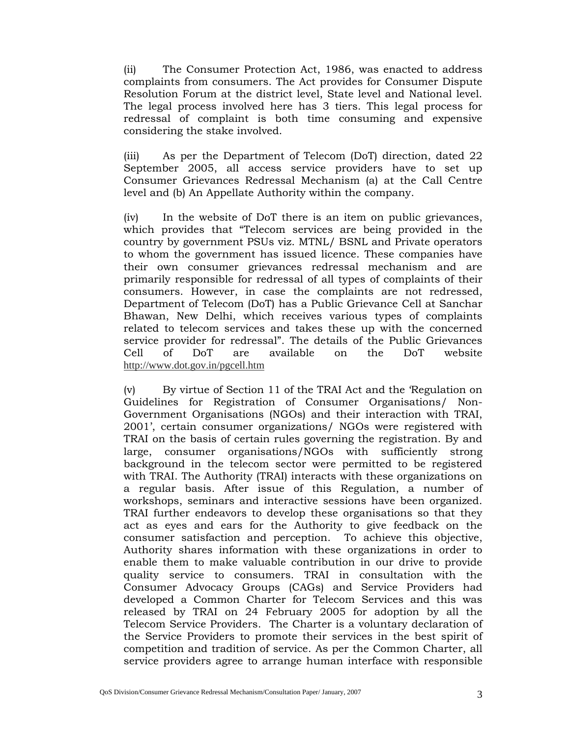(ii) The Consumer Protection Act, 1986, was enacted to address complaints from consumers. The Act provides for Consumer Dispute Resolution Forum at the district level, State level and National level. The legal process involved here has 3 tiers. This legal process for redressal of complaint is both time consuming and expensive considering the stake involved.

(iii) As per the Department of Telecom (DoT) direction, dated 22 September 2005, all access service providers have to set up Consumer Grievances Redressal Mechanism (a) at the Call Centre level and (b) An Appellate Authority within the company.

(iv) In the website of DoT there is an item on public grievances, which provides that "Telecom services are being provided in the country by government PSUs viz. MTNL/ BSNL and Private operators to whom the government has issued licence. These companies have their own consumer grievances redressal mechanism and are primarily responsible for redressal of all types of complaints of their consumers. However, in case the complaints are not redressed, Department of Telecom (DoT) has a Public Grievance Cell at Sanchar Bhawan, New Delhi, which receives various types of complaints related to telecom services and takes these up with the concerned service provider for redressal". The details of the Public Grievances Cell of DoT are available on the DoT website http://www.dot.gov.in/pgcell.htm

(v) By virtue of Section 11 of the TRAI Act and the 'Regulation on Guidelines for Registration of Consumer Organisations/ Non-Government Organisations (NGOs) and their interaction with TRAI, 2001', certain consumer organizations/ NGOs were registered with TRAI on the basis of certain rules governing the registration. By and large, consumer organisations/NGOs with sufficiently strong background in the telecom sector were permitted to be registered with TRAI. The Authority (TRAI) interacts with these organizations on a regular basis. After issue of this Regulation, a number of workshops, seminars and interactive sessions have been organized. TRAI further endeavors to develop these organisations so that they act as eyes and ears for the Authority to give feedback on the consumer satisfaction and perception. To achieve this objective, Authority shares information with these organizations in order to enable them to make valuable contribution in our drive to provide quality service to consumers. TRAI in consultation with the Consumer Advocacy Groups (CAGs) and Service Providers had developed a Common Charter for Telecom Services and this was released by TRAI on 24 February 2005 for adoption by all the Telecom Service Providers. The Charter is a voluntary declaration of the Service Providers to promote their services in the best spirit of competition and tradition of service. As per the Common Charter, all service providers agree to arrange human interface with responsible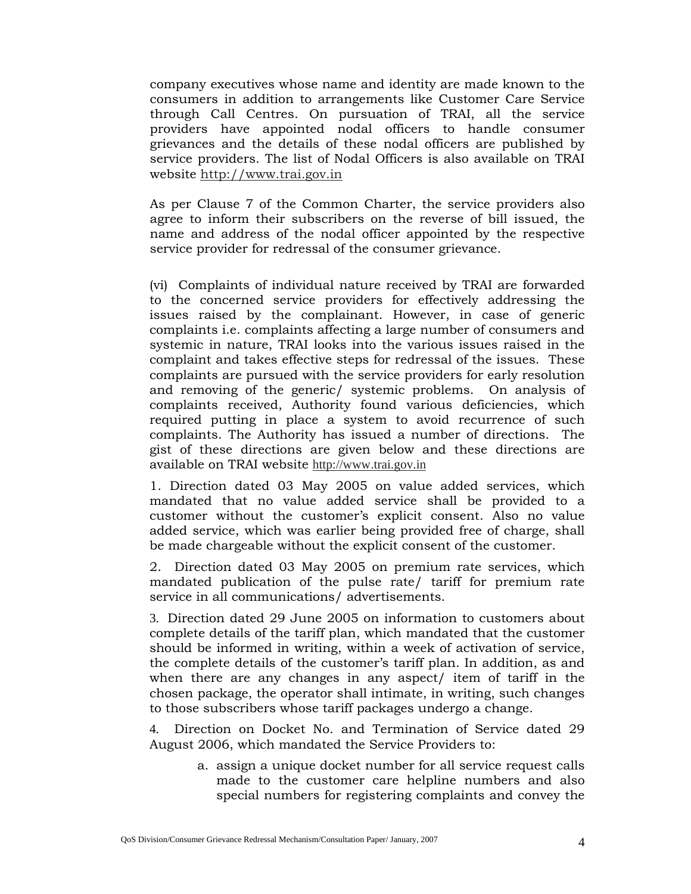company executives whose name and identity are made known to the consumers in addition to arrangements like Customer Care Service through Call Centres. On pursuation of TRAI, all the service providers have appointed nodal officers to handle consumer grievances and the details of these nodal officers are published by service providers. The list of Nodal Officers is also available on TRAI website http://www.trai.gov.in

As per Clause 7 of the Common Charter, the service providers also agree to inform their subscribers on the reverse of bill issued, the name and address of the nodal officer appointed by the respective service provider for redressal of the consumer grievance.

(vi) Complaints of individual nature received by TRAI are forwarded to the concerned service providers for effectively addressing the issues raised by the complainant. However, in case of generic complaints i.e. complaints affecting a large number of consumers and systemic in nature, TRAI looks into the various issues raised in the complaint and takes effective steps for redressal of the issues. These complaints are pursued with the service providers for early resolution and removing of the generic/ systemic problems. On analysis of complaints received, Authority found various deficiencies, which required putting in place a system to avoid recurrence of such complaints. The Authority has issued a number of directions. The gist of these directions are given below and these directions are available on TRAI website http://www.trai.gov.in

1. Direction dated 03 May 2005 on value added services, which mandated that no value added service shall be provided to a customer without the customer's explicit consent. Also no value added service, which was earlier being provided free of charge, shall be made chargeable without the explicit consent of the customer.

2. Direction dated 03 May 2005 on premium rate services, which mandated publication of the pulse rate/ tariff for premium rate service in all communications/ advertisements.

3. Direction dated 29 June 2005 on information to customers about complete details of the tariff plan, which mandated that the customer should be informed in writing, within a week of activation of service, the complete details of the customer's tariff plan. In addition, as and when there are any changes in any aspect/ item of tariff in the chosen package, the operator shall intimate, in writing, such changes to those subscribers whose tariff packages undergo a change.

4. Direction on Docket No. and Termination of Service dated 29 August 2006, which mandated the Service Providers to:

   a. assign a unique docket number for all service request calls made to the customer care helpline numbers and also special numbers for registering complaints and convey the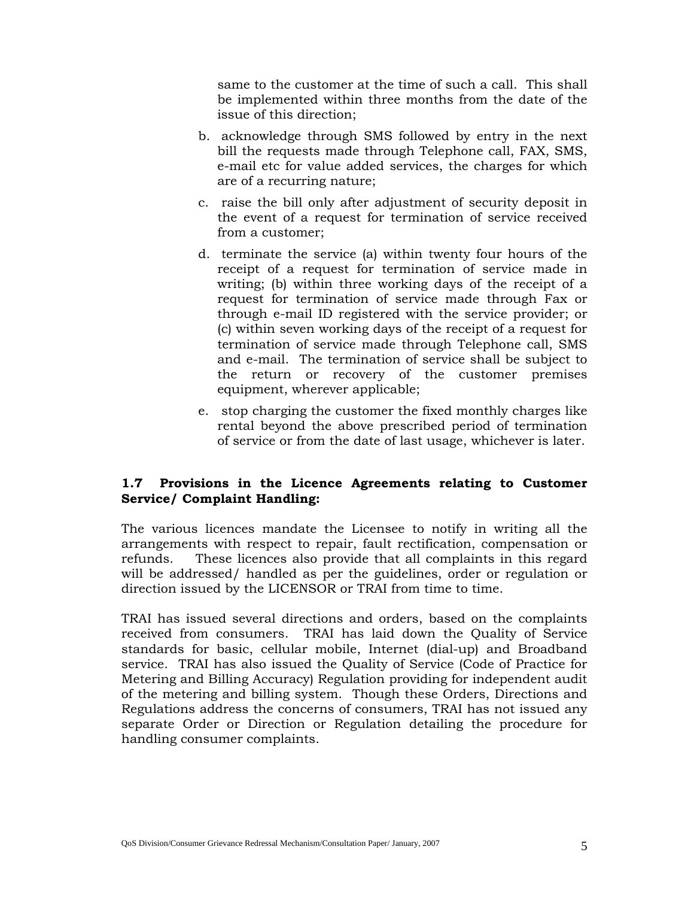same to the customer at the time of such a call. This shall be implemented within three months from the date of the issue of this direction;

b. acknowledge through SMS followed by entry in the next bill the requests made through Telephone call, FAX, SMS, e-mail etc for value added services, the charges for which are of a recurring nature;

c. raise the bill only after adjustment of security deposit in the event of a request for termination of service received from a customer;

d. terminate the service (a) within twenty four hours of the receipt of a request for termination of service made in writing; (b) within three working days of the receipt of a request for termination of service made through Fax or through e-mail ID registered with the service provider; or (c) within seven working days of the receipt of a request for termination of service made through Telephone call, SMS and e-mail. The termination of service shall be subject to the return or recovery of the customer premises equipment, wherever applicable;

e. stop charging the customer the fixed monthly charges like rental beyond the above prescribed period of termination of service or from the date of last usage, whichever is later.

### 1.7 Provisions in the Licence Agreements relating to Customer Service/ Complaint Handling:

The various licences mandate the Licensee to notify in writing all the arrangements with respect to repair, fault rectification, compensation or refunds. These licences also provide that all complaints in this regard will be addressed/ handled as per the guidelines, order or regulation or direction issued by the LICENSOR or TRAI from time to time.

TRAI has issued several directions and orders, based on the complaints received from consumers. TRAI has laid down the Quality of Service standards for basic, cellular mobile, Internet (dial-up) and Broadband service. TRAI has also issued the Quality of Service (Code of Practice for Metering and Billing Accuracy) Regulation providing for independent audit of the metering and billing system. Though these Orders, Directions and Regulations address the concerns of consumers, TRAI has not issued any separate Order or Direction or Regulation detailing the procedure for handling consumer complaints.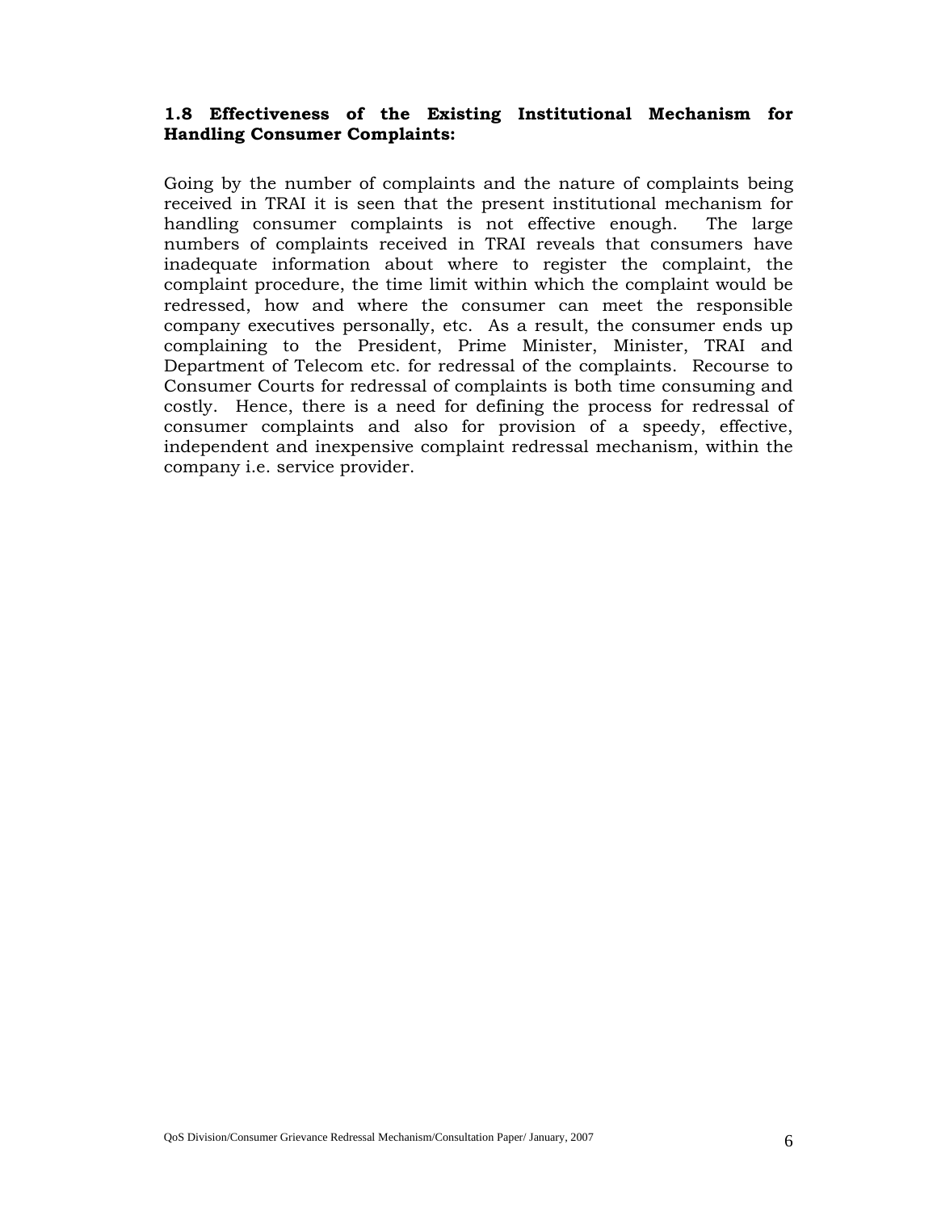### 1.8 Effectiveness of the Existing Institutional Mechanism for Handling Consumer Complaints:

Going by the number of complaints and the nature of complaints being received in TRAI it is seen that the present institutional mechanism for handling consumer complaints is not effective enough. The large numbers of complaints received in TRAI reveals that consumers have inadequate information about where to register the complaint, the complaint procedure, the time limit within which the complaint would be redressed, how and where the consumer can meet the responsible company executives personally, etc. As a result, the consumer ends up complaining to the President, Prime Minister, Minister, TRAI and Department of Telecom etc. for redressal of the complaints. Recourse to Consumer Courts for redressal of complaints is both time consuming and costly. Hence, there is a need for defining the process for redressal of consumer complaints and also for provision of a speedy, effective, independent and inexpensive complaint redressal mechanism, within the company i.e. service provider.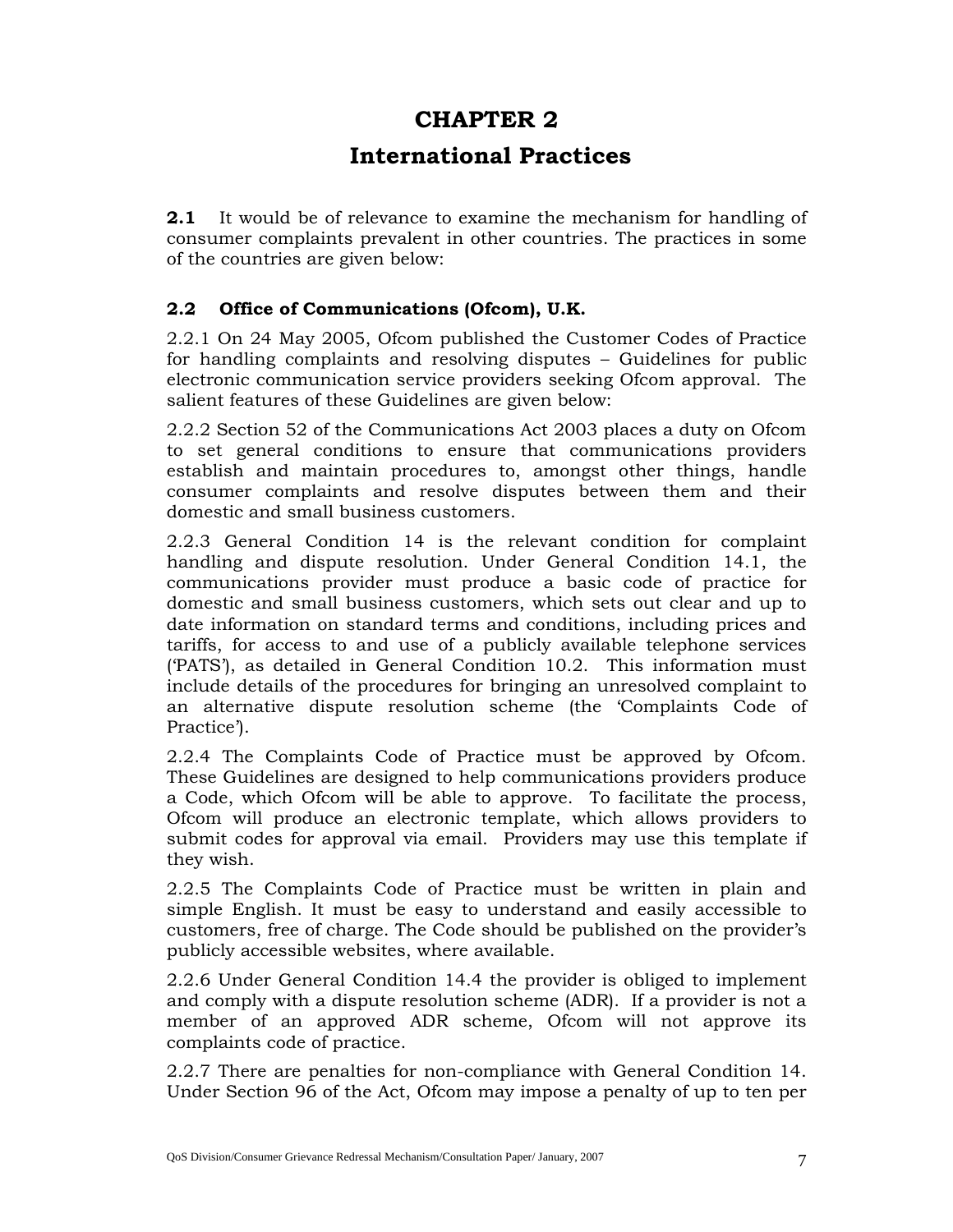# CHAPTER 2

# International Practices

**2.1** It would be of relevance to examine the mechanism for handling of consumer complaints prevalent in other countries. The practices in some of the countries are given below:

### 2.2 Office of Communications (Ofcom), U.K.

2.2.1 On 24 May 2005, Ofcom published the Customer Codes of Practice for handling complaints and resolving disputes – Guidelines for public electronic communication service providers seeking Ofcom approval. The salient features of these Guidelines are given below:

2.2.2 Section 52 of the Communications Act 2003 places a duty on Ofcom to set general conditions to ensure that communications providers establish and maintain procedures to, amongst other things, handle consumer complaints and resolve disputes between them and their domestic and small business customers.

2.2.3 General Condition 14 is the relevant condition for complaint handling and dispute resolution. Under General Condition 14.1, the communications provider must produce a basic code of practice for domestic and small business customers, which sets out clear and up to date information on standard terms and conditions, including prices and tariffs, for access to and use of a publicly available telephone services ('PATS'), as detailed in General Condition 10.2. This information must include details of the procedures for bringing an unresolved complaint to an alternative dispute resolution scheme (the 'Complaints Code of Practice').

2.2.4 The Complaints Code of Practice must be approved by Ofcom. These Guidelines are designed to help communications providers produce a Code, which Ofcom will be able to approve. To facilitate the process, Ofcom will produce an electronic template, which allows providers to submit codes for approval via email. Providers may use this template if they wish.

2.2.5 The Complaints Code of Practice must be written in plain and simple English. It must be easy to understand and easily accessible to customers, free of charge. The Code should be published on the provider's publicly accessible websites, where available.

2.2.6 Under General Condition 14.4 the provider is obliged to implement and comply with a dispute resolution scheme (ADR). If a provider is not a member of an approved ADR scheme, Ofcom will not approve its complaints code of practice.

2.2.7 There are penalties for non-compliance with General Condition 14. Under Section 96 of the Act, Ofcom may impose a penalty of up to ten per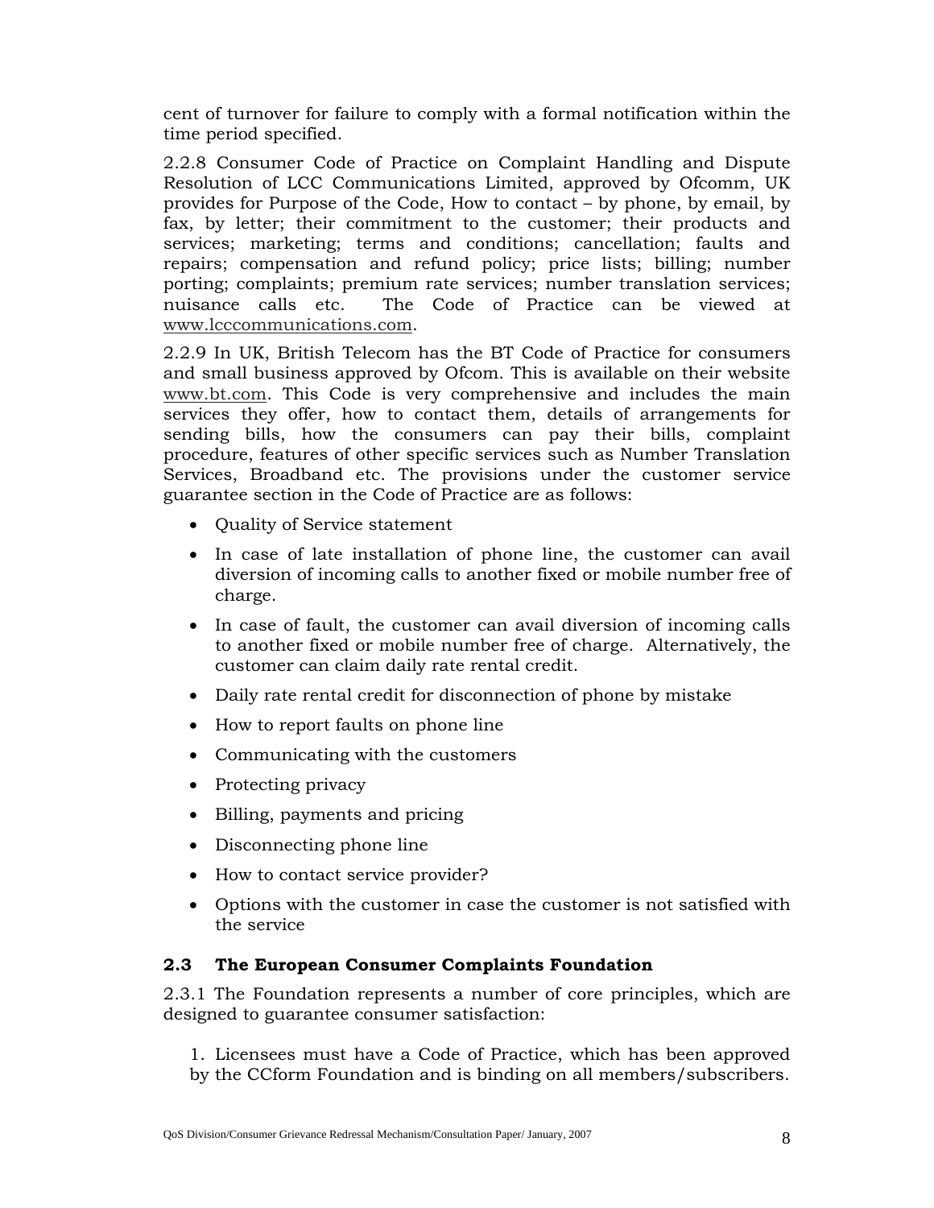cent of turnover for failure to comply with a formal notification within the time period specified.

2.2.8 Consumer Code of Practice on Complaint Handling and Dispute Resolution of LCC Communications Limited, approved by Ofcomm, UK provides for Purpose of the Code, How to contact – by phone, by email, by fax, by letter; their commitment to the customer; their products and services; marketing; terms and conditions; cancellation; faults and repairs; compensation and refund policy; price lists; billing; number porting; complaints; premium rate services; number translation services; nuisance calls etc. The Code of Practice can be viewed at www.lcccommunications.com.

2.2.9 In UK, British Telecom has the BT Code of Practice for consumers and small business approved by Ofcom. This is available on their website www.bt.com. This Code is very comprehensive and includes the main services they offer, how to contact them, details of arrangements for sending bills, how the consumers can pay their bills, complaint procedure, features of other specific services such as Number Translation Services, Broadband etc. The provisions under the customer service guarantee section in the Code of Practice are as follows:

- Quality of Service statement
- In case of late installation of phone line, the customer can avail diversion of incoming calls to another fixed or mobile number free of charge.
- In case of fault, the customer can avail diversion of incoming calls to another fixed or mobile number free of charge. Alternatively, the customer can claim daily rate rental credit.
- Daily rate rental credit for disconnection of phone by mistake
- How to report faults on phone line
- Communicating with the customers
- Protecting privacy
- Billing, payments and pricing
- Disconnecting phone line
- How to contact service provider?
- Options with the customer in case the customer is not satisfied with the service

### 2.3 The European Consumer Complaints Foundation

2.3.1 The Foundation represents a number of core principles, which are designed to guarantee consumer satisfaction:

1. Licensees must have a Code of Practice, which has been approved by the CCform Foundation and is binding on all members/subscribers.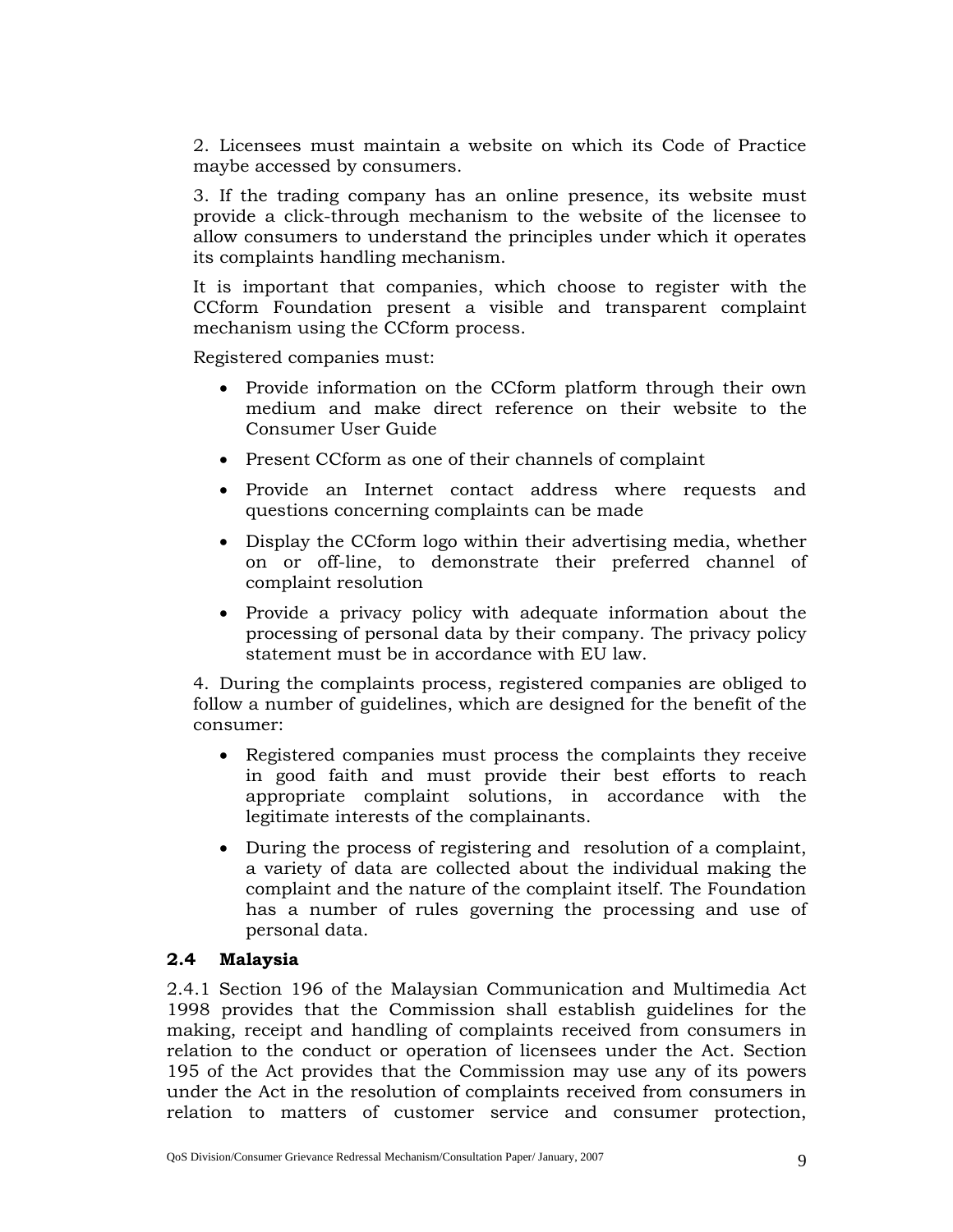2. Licensees must maintain a website on which its Code of Practice maybe accessed by consumers.

3. If the trading company has an online presence, its website must provide a click-through mechanism to the website of the licensee to allow consumers to understand the principles under which it operates its complaints handling mechanism.

It is important that companies, which choose to register with the CCform Foundation present a visible and transparent complaint mechanism using the CCform process.

Registered companies must:

- Provide information on the CCform platform through their own medium and make direct reference on their website to the Consumer User Guide
- Present CCform as one of their channels of complaint
- Provide an Internet contact address where requests and questions concerning complaints can be made
- Display the CCform logo within their advertising media, whether on or off-line, to demonstrate their preferred channel of complaint resolution
- Provide a privacy policy with adequate information about the processing of personal data by their company. The privacy policy statement must be in accordance with EU law.

4. During the complaints process, registered companies are obliged to follow a number of guidelines, which are designed for the benefit of the consumer:

- Registered companies must process the complaints they receive in good faith and must provide their best efforts to reach appropriate complaint solutions, in accordance with the legitimate interests of the complainants.
- During the process of registering and resolution of a complaint, a variety of data are collected about the individual making the complaint and the nature of the complaint itself. The Foundation has a number of rules governing the processing and use of personal data.

### 2.4 Malaysia

2.4.1 Section 196 of the Malaysian Communication and Multimedia Act 1998 provides that the Commission shall establish guidelines for the making, receipt and handling of complaints received from consumers in relation to the conduct or operation of licensees under the Act. Section 195 of the Act provides that the Commission may use any of its powers under the Act in the resolution of complaints received from consumers in relation to matters of customer service and consumer protection,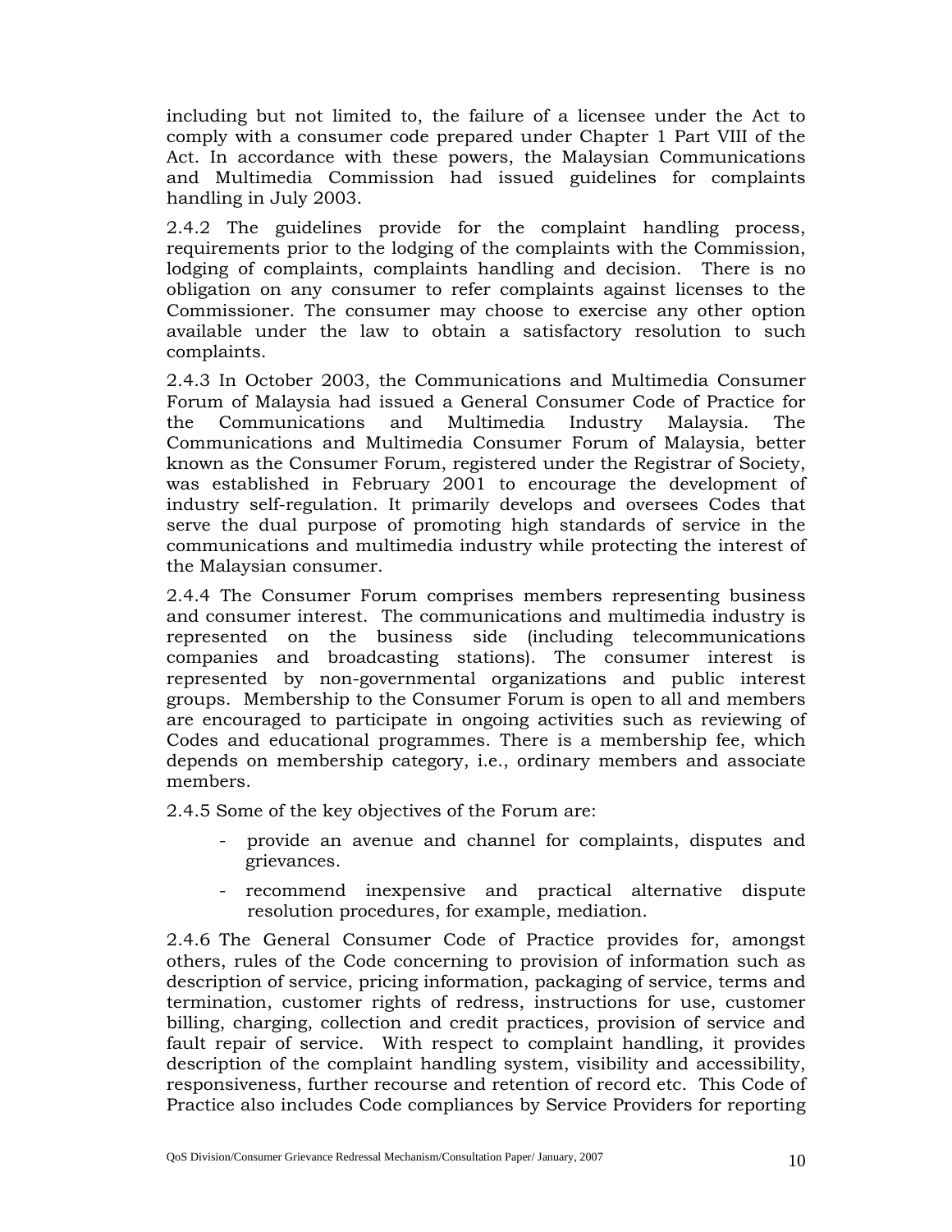including but not limited to, the failure of a licensee under the Act to comply with a consumer code prepared under Chapter 1 Part VIII of the Act. In accordance with these powers, the Malaysian Communications and Multimedia Commission had issued guidelines for complaints handling in July 2003.

2.4.2 The guidelines provide for the complaint handling process, requirements prior to the lodging of the complaints with the Commission, lodging of complaints, complaints handling and decision. There is no obligation on any consumer to refer complaints against licenses to the Commissioner. The consumer may choose to exercise any other option available under the law to obtain a satisfactory resolution to such complaints.

2.4.3 In October 2003, the Communications and Multimedia Consumer Forum of Malaysia had issued a General Consumer Code of Practice for the Communications and Multimedia Industry Malaysia. The Communications and Multimedia Consumer Forum of Malaysia, better known as the Consumer Forum, registered under the Registrar of Society, was established in February 2001 to encourage the development of industry self-regulation. It primarily develops and oversees Codes that serve the dual purpose of promoting high standards of service in the communications and multimedia industry while protecting the interest of the Malaysian consumer.

2.4.4 The Consumer Forum comprises members representing business and consumer interest. The communications and multimedia industry is represented on the business side (including telecommunications companies and broadcasting stations). The consumer interest is represented by non-governmental organizations and public interest groups. Membership to the Consumer Forum is open to all and members are encouraged to participate in ongoing activities such as reviewing of Codes and educational programmes. There is a membership fee, which depends on membership category, i.e., ordinary members and associate members.

2.4.5 Some of the key objectives of the Forum are:

- provide an avenue and channel for complaints, disputes and grievances.
- recommend inexpensive and practical alternative dispute resolution procedures, for example, mediation.

2.4.6 The General Consumer Code of Practice provides for, amongst others, rules of the Code concerning to provision of information such as description of service, pricing information, packaging of service, terms and termination, customer rights of redress, instructions for use, customer billing, charging, collection and credit practices, provision of service and fault repair of service. With respect to complaint handling, it provides description of the complaint handling system, visibility and accessibility, responsiveness, further recourse and retention of record etc. This Code of Practice also includes Code compliances by Service Providers for reporting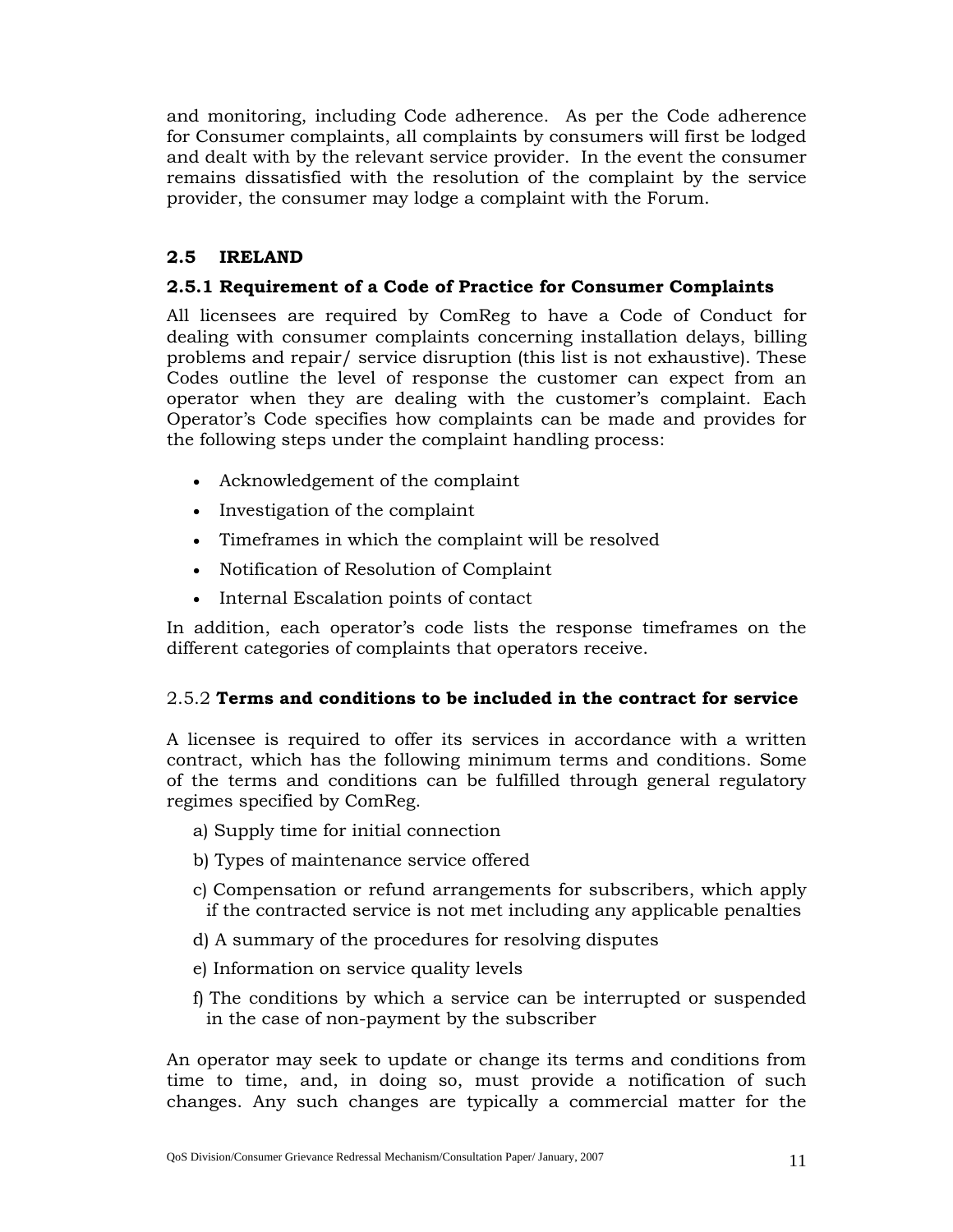and monitoring, including Code adherence. As per the Code adherence for Consumer complaints, all complaints by consumers will first be lodged and dealt with by the relevant service provider. In the event the consumer remains dissatisfied with the resolution of the complaint by the service provider, the consumer may lodge a complaint with the Forum.

## 2.5 IRELAND

### 2.5.1 Requirement of a Code of Practice for Consumer Complaints

All licensees are required by ComReg to have a Code of Conduct for dealing with consumer complaints concerning installation delays, billing problems and repair/ service disruption (this list is not exhaustive). These Codes outline the level of response the customer can expect from an operator when they are dealing with the customer's complaint. Each Operator's Code specifies how complaints can be made and provides for the following steps under the complaint handling process:

- Acknowledgement of the complaint
- Investigation of the complaint
- Timeframes in which the complaint will be resolved
- Notification of Resolution of Complaint
- Internal Escalation points of contact

In addition, each operator's code lists the response timeframes on the different categories of complaints that operators receive.

### 2.5.2 **Terms and conditions to be included in the contract for service**

A licensee is required to offer its services in accordance with a written contract, which has the following minimum terms and conditions. Some of the terms and conditions can be fulfilled through general regulatory regimes specified by ComReg.

a) Supply time for initial connection

b) Types of maintenance service offered

c) Compensation or refund arrangements for subscribers, which apply if the contracted service is not met including any applicable penalties

d) A summary of the procedures for resolving disputes

e) Information on service quality levels

f) The conditions by which a service can be interrupted or suspended in the case of non-payment by the subscriber

An operator may seek to update or change its terms and conditions from time to time, and, in doing so, must provide a notification of such changes. Any such changes are typically a commercial matter for the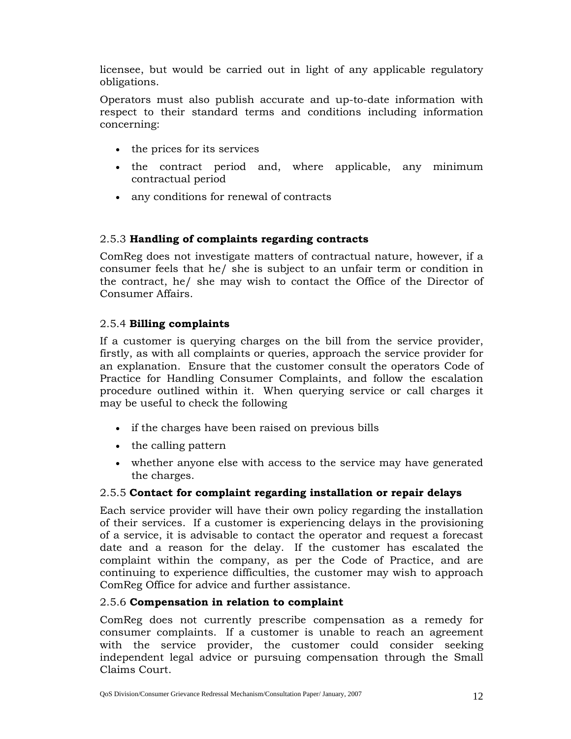licensee, but would be carried out in light of any applicable regulatory obligations.

Operators must also publish accurate and up-to-date information with respect to their standard terms and conditions including information concerning:

- the prices for its services
- the contract period and, where applicable, any minimum contractual period
- any conditions for renewal of contracts

### 2.5.3 **Handling of complaints regarding contracts**

ComReg does not investigate matters of contractual nature, however, if a consumer feels that he/ she is subject to an unfair term or condition in the contract, he/ she may wish to contact the Office of the Director of Consumer Affairs.

### 2.5.4 **Billing complaints**

If a customer is querying charges on the bill from the service provider, firstly, as with all complaints or queries, approach the service provider for an explanation. Ensure that the customer consult the operators Code of Practice for Handling Consumer Complaints, and follow the escalation procedure outlined within it. When querying service or call charges it may be useful to check the following

- if the charges have been raised on previous bills
- the calling pattern
- whether anyone else with access to the service may have generated the charges.

### 2.5.5 **Contact for complaint regarding installation or repair delays**

Each service provider will have their own policy regarding the installation of their services. If a customer is experiencing delays in the provisioning of a service, it is advisable to contact the operator and request a forecast date and a reason for the delay. If the customer has escalated the complaint within the company, as per the Code of Practice, and are continuing to experience difficulties, the customer may wish to approach ComReg Office for advice and further assistance.

### 2.5.6 **Compensation in relation to complaint**

ComReg does not currently prescribe compensation as a remedy for consumer complaints. If a customer is unable to reach an agreement with the service provider, the customer could consider seeking independent legal advice or pursuing compensation through the Small Claims Court.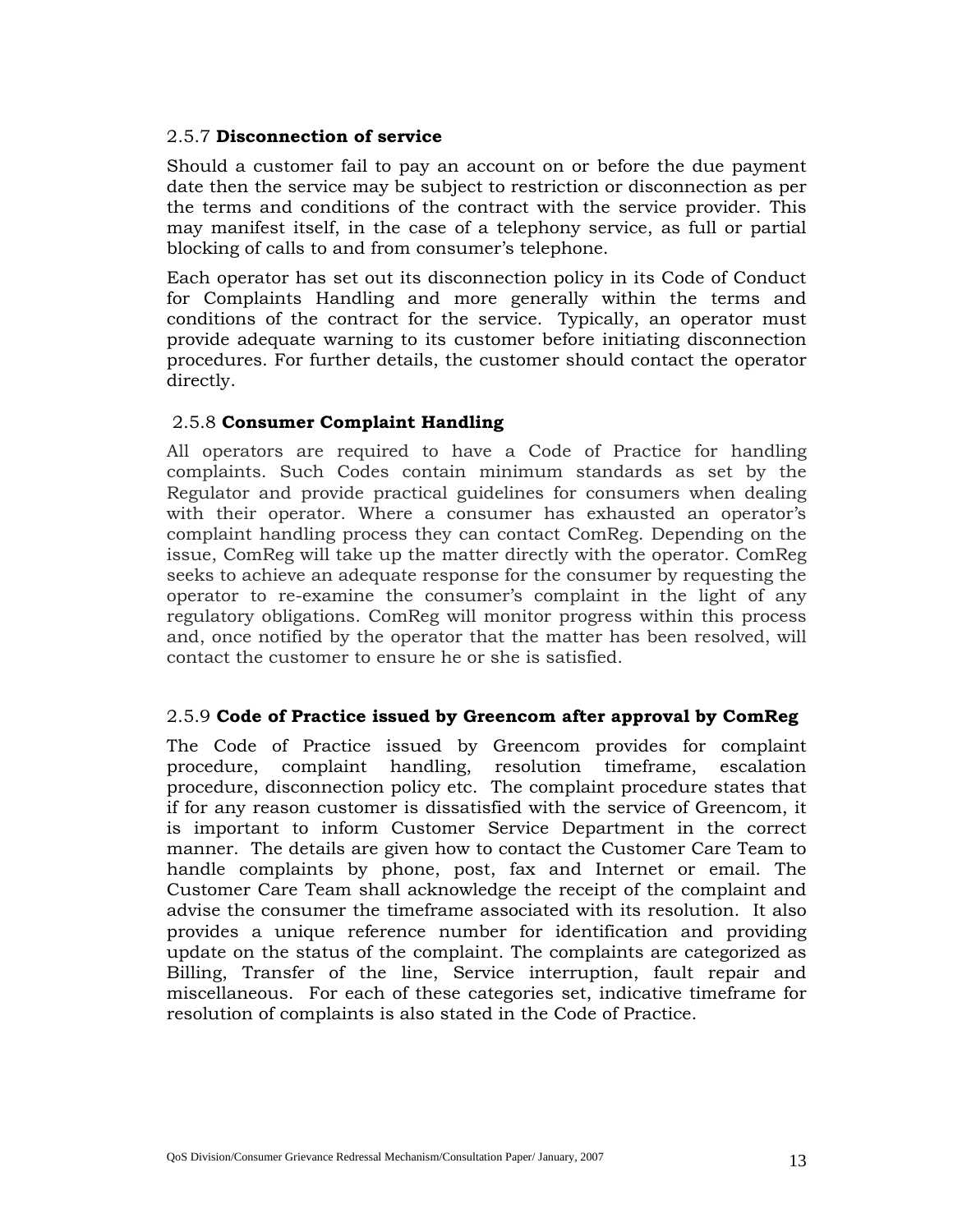### 2.5.7 **Disconnection of service**

Should a customer fail to pay an account on or before the due payment date then the service may be subject to restriction or disconnection as per the terms and conditions of the contract with the service provider. This may manifest itself, in the case of a telephony service, as full or partial blocking of calls to and from consumer's telephone.

Each operator has set out its disconnection policy in its Code of Conduct for Complaints Handling and more generally within the terms and conditions of the contract for the service. Typically, an operator must provide adequate warning to its customer before initiating disconnection procedures. For further details, the customer should contact the operator directly.

### 2.5.8 **Consumer Complaint Handling**

All operators are required to have a Code of Practice for handling complaints. Such Codes contain minimum standards as set by the Regulator and provide practical guidelines for consumers when dealing with their operator. Where a consumer has exhausted an operator's complaint handling process they can contact ComReg. Depending on the issue, ComReg will take up the matter directly with the operator. ComReg seeks to achieve an adequate response for the consumer by requesting the operator to re-examine the consumer's complaint in the light of any regulatory obligations. ComReg will monitor progress within this process and, once notified by the operator that the matter has been resolved, will contact the customer to ensure he or she is satisfied.

### 2.5.9 **Code of Practice issued by Greencom after approval by ComReg**

The Code of Practice issued by Greencom provides for complaint procedure, complaint handling, resolution timeframe, escalation procedure, disconnection policy etc. The complaint procedure states that if for any reason customer is dissatisfied with the service of Greencom, it is important to inform Customer Service Department in the correct manner. The details are given how to contact the Customer Care Team to handle complaints by phone, post, fax and Internet or email. The Customer Care Team shall acknowledge the receipt of the complaint and advise the consumer the timeframe associated with its resolution. It also provides a unique reference number for identification and providing update on the status of the complaint. The complaints are categorized as Billing, Transfer of the line, Service interruption, fault repair and miscellaneous. For each of these categories set, indicative timeframe for resolution of complaints is also stated in the Code of Practice.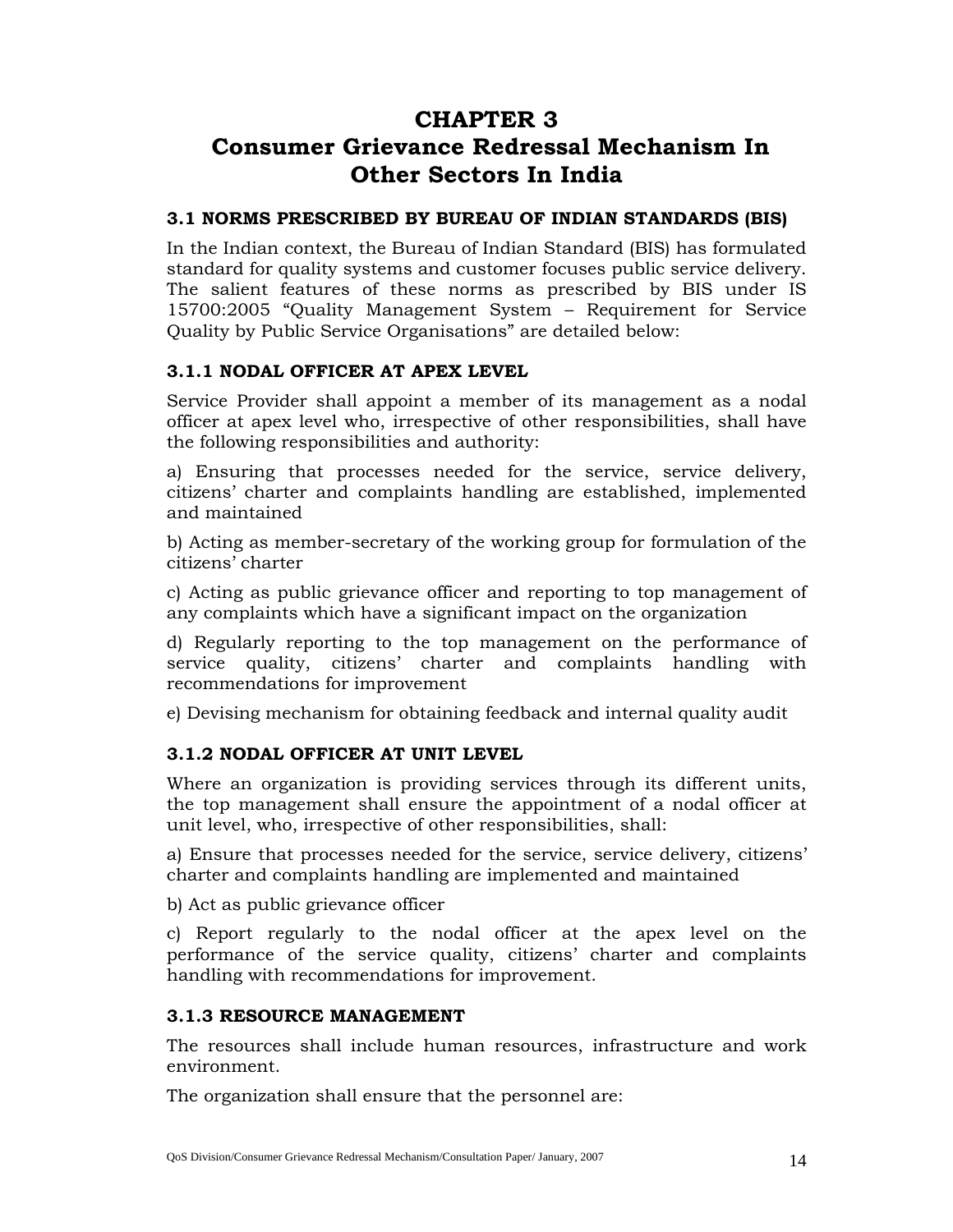# CHAPTER 3
# Consumer Grievance Redressal Mechanism In Other Sectors In India

## 3.1 NORMS PRESCRIBED BY BUREAU OF INDIAN STANDARDS (BIS)

In the Indian context, the Bureau of Indian Standard (BIS) has formulated standard for quality systems and customer focuses public service delivery. The salient features of these norms as prescribed by BIS under IS 15700:2005 "Quality Management System – Requirement for Service Quality by Public Service Organisations" are detailed below:

### 3.1.1 NODAL OFFICER AT APEX LEVEL

Service Provider shall appoint a member of its management as a nodal officer at apex level who, irrespective of other responsibilities, shall have the following responsibilities and authority:

a) Ensuring that processes needed for the service, service delivery, citizens' charter and complaints handling are established, implemented and maintained

b) Acting as member-secretary of the working group for formulation of the citizens' charter

c) Acting as public grievance officer and reporting to top management of any complaints which have a significant impact on the organization

d) Regularly reporting to the top management on the performance of service quality, citizens' charter and complaints handling with recommendations for improvement

e) Devising mechanism for obtaining feedback and internal quality audit

### 3.1.2 NODAL OFFICER AT UNIT LEVEL

Where an organization is providing services through its different units, the top management shall ensure the appointment of a nodal officer at unit level, who, irrespective of other responsibilities, shall:

a) Ensure that processes needed for the service, service delivery, citizens' charter and complaints handling are implemented and maintained

b) Act as public grievance officer

c) Report regularly to the nodal officer at the apex level on the performance of the service quality, citizens' charter and complaints handling with recommendations for improvement.

### 3.1.3 RESOURCE MANAGEMENT

The resources shall include human resources, infrastructure and work environment.

The organization shall ensure that the personnel are: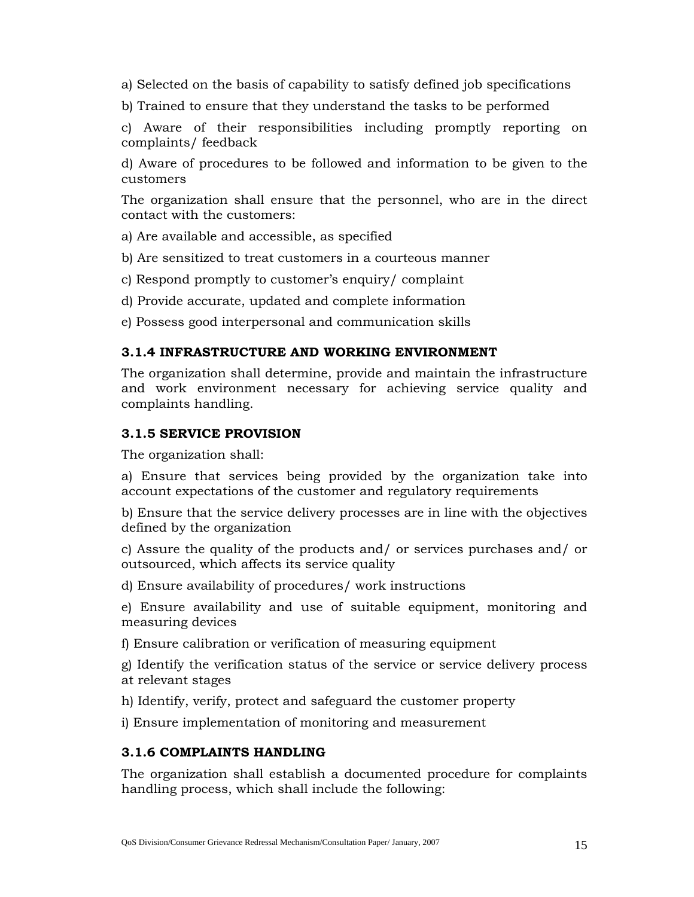a) Selected on the basis of capability to satisfy defined job specifications

b) Trained to ensure that they understand the tasks to be performed

c) Aware of their responsibilities including promptly reporting on complaints/ feedback

d) Aware of procedures to be followed and information to be given to the customers

The organization shall ensure that the personnel, who are in the direct contact with the customers:

a) Are available and accessible, as specified

b) Are sensitized to treat customers in a courteous manner

c) Respond promptly to customer's enquiry/ complaint

d) Provide accurate, updated and complete information

e) Possess good interpersonal and communication skills

### 3.1.4 INFRASTRUCTURE AND WORKING ENVIRONMENT

The organization shall determine, provide and maintain the infrastructure and work environment necessary for achieving service quality and complaints handling.

### 3.1.5 SERVICE PROVISION

The organization shall:

a) Ensure that services being provided by the organization take into account expectations of the customer and regulatory requirements

b) Ensure that the service delivery processes are in line with the objectives defined by the organization

c) Assure the quality of the products and/ or services purchases and/ or outsourced, which affects its service quality

d) Ensure availability of procedures/ work instructions

e) Ensure availability and use of suitable equipment, monitoring and measuring devices

f) Ensure calibration or verification of measuring equipment

g) Identify the verification status of the service or service delivery process at relevant stages

h) Identify, verify, protect and safeguard the customer property

i) Ensure implementation of monitoring and measurement

### 3.1.6 COMPLAINTS HANDLING

The organization shall establish a documented procedure for complaints handling process, which shall include the following: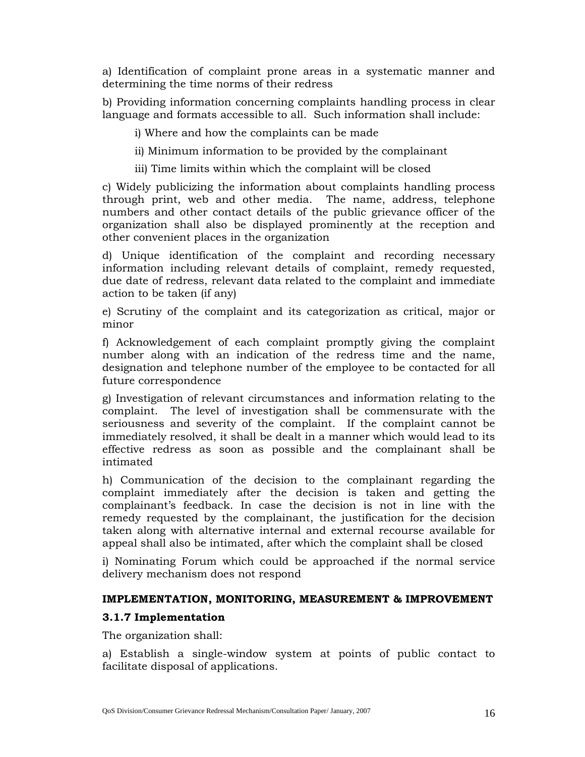a) Identification of complaint prone areas in a systematic manner and determining the time norms of their redress

b) Providing information concerning complaints handling process in clear language and formats accessible to all. Such information shall include:

  i) Where and how the complaints can be made

  ii) Minimum information to be provided by the complainant

  iii) Time limits within which the complaint will be closed

c) Widely publicizing the information about complaints handling process through print, web and other media. The name, address, telephone numbers and other contact details of the public grievance officer of the organization shall also be displayed prominently at the reception and other convenient places in the organization

d) Unique identification of the complaint and recording necessary information including relevant details of complaint, remedy requested, due date of redress, relevant data related to the complaint and immediate action to be taken (if any)

e) Scrutiny of the complaint and its categorization as critical, major or minor

f) Acknowledgement of each complaint promptly giving the complaint number along with an indication of the redress time and the name, designation and telephone number of the employee to be contacted for all future correspondence

g) Investigation of relevant circumstances and information relating to the complaint. The level of investigation shall be commensurate with the seriousness and severity of the complaint. If the complaint cannot be immediately resolved, it shall be dealt in a manner which would lead to its effective redress as soon as possible and the complainant shall be intimated

h) Communication of the decision to the complainant regarding the complaint immediately after the decision is taken and getting the complainant's feedback. In case the decision is not in line with the remedy requested by the complainant, the justification for the decision taken along with alternative internal and external recourse available for appeal shall also be intimated, after which the complaint shall be closed

i) Nominating Forum which could be approached if the normal service delivery mechanism does not respond

**IMPLEMENTATION, MONITORING, MEASUREMENT & IMPROVEMENT**

### 3.1.7 Implementation

The organization shall:

a) Establish a single-window system at points of public contact to facilitate disposal of applications.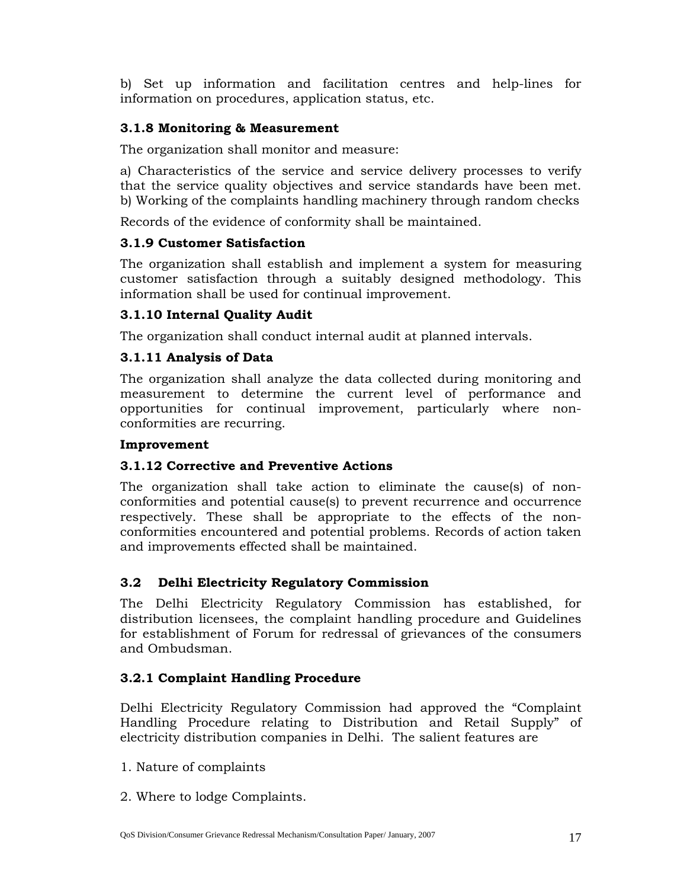b) Set up information and facilitation centres and help-lines for information on procedures, application status, etc.

### 3.1.8 Monitoring & Measurement

The organization shall monitor and measure:

a) Characteristics of the service and service delivery processes to verify that the service quality objectives and service standards have been met.
b) Working of the complaints handling machinery through random checks

Records of the evidence of conformity shall be maintained.

### 3.1.9 Customer Satisfaction

The organization shall establish and implement a system for measuring customer satisfaction through a suitably designed methodology. This information shall be used for continual improvement.

### 3.1.10 Internal Quality Audit

The organization shall conduct internal audit at planned intervals.

### 3.1.11 Analysis of Data

The organization shall analyze the data collected during monitoring and measurement to determine the current level of performance and opportunities for continual improvement, particularly where non-conformities are recurring.

**Improvement**

### 3.1.12 Corrective and Preventive Actions

The organization shall take action to eliminate the cause(s) of non-conformities and potential cause(s) to prevent recurrence and occurrence respectively. These shall be appropriate to the effects of the non-conformities encountered and potential problems. Records of action taken and improvements effected shall be maintained.

## 3.2 Delhi Electricity Regulatory Commission

The Delhi Electricity Regulatory Commission has established, for distribution licensees, the complaint handling procedure and Guidelines for establishment of Forum for redressal of grievances of the consumers and Ombudsman.

### 3.2.1 Complaint Handling Procedure

Delhi Electricity Regulatory Commission had approved the "Complaint Handling Procedure relating to Distribution and Retail Supply" of electricity distribution companies in Delhi. The salient features are

1. Nature of complaints

2. Where to lodge Complaints.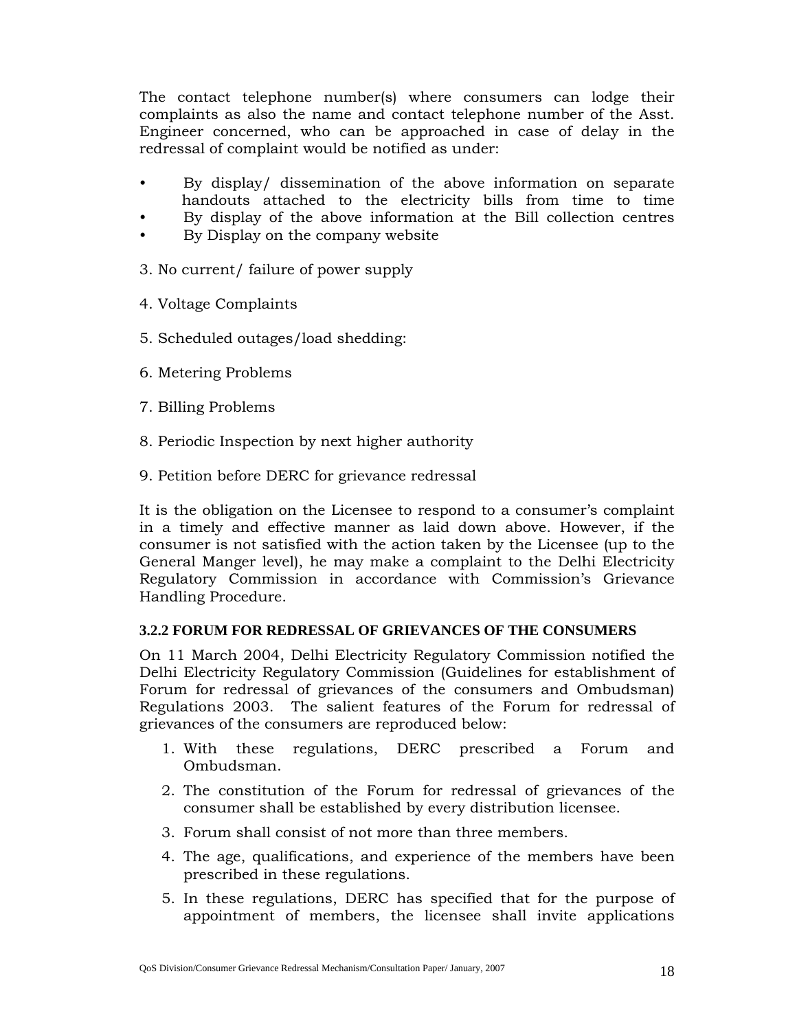The contact telephone number(s) where consumers can lodge their complaints as also the name and contact telephone number of the Asst. Engineer concerned, who can be approached in case of delay in the redressal of complaint would be notified as under:

- By display/ dissemination of the above information on separate handouts attached to the electricity bills from time to time
- By display of the above information at the Bill collection centres
- By Display on the company website

3. No current/ failure of power supply

4. Voltage Complaints

5. Scheduled outages/load shedding:

6. Metering Problems

7. Billing Problems

8. Periodic Inspection by next higher authority

9. Petition before DERC for grievance redressal

It is the obligation on the Licensee to respond to a consumer's complaint in a timely and effective manner as laid down above. However, if the consumer is not satisfied with the action taken by the Licensee (up to the General Manger level), he may make a complaint to the Delhi Electricity Regulatory Commission in accordance with Commission's Grievance Handling Procedure.

### 3.2.2 FORUM FOR REDRESSAL OF GRIEVANCES OF THE CONSUMERS

On 11 March 2004, Delhi Electricity Regulatory Commission notified the Delhi Electricity Regulatory Commission (Guidelines for establishment of Forum for redressal of grievances of the consumers and Ombudsman) Regulations 2003. The salient features of the Forum for redressal of grievances of the consumers are reproduced below:

1. With these regulations, DERC prescribed a Forum and Ombudsman.
2. The constitution of the Forum for redressal of grievances of the consumer shall be established by every distribution licensee.
3. Forum shall consist of not more than three members.
4. The age, qualifications, and experience of the members have been prescribed in these regulations.
5. In these regulations, DERC has specified that for the purpose of appointment of members, the licensee shall invite applications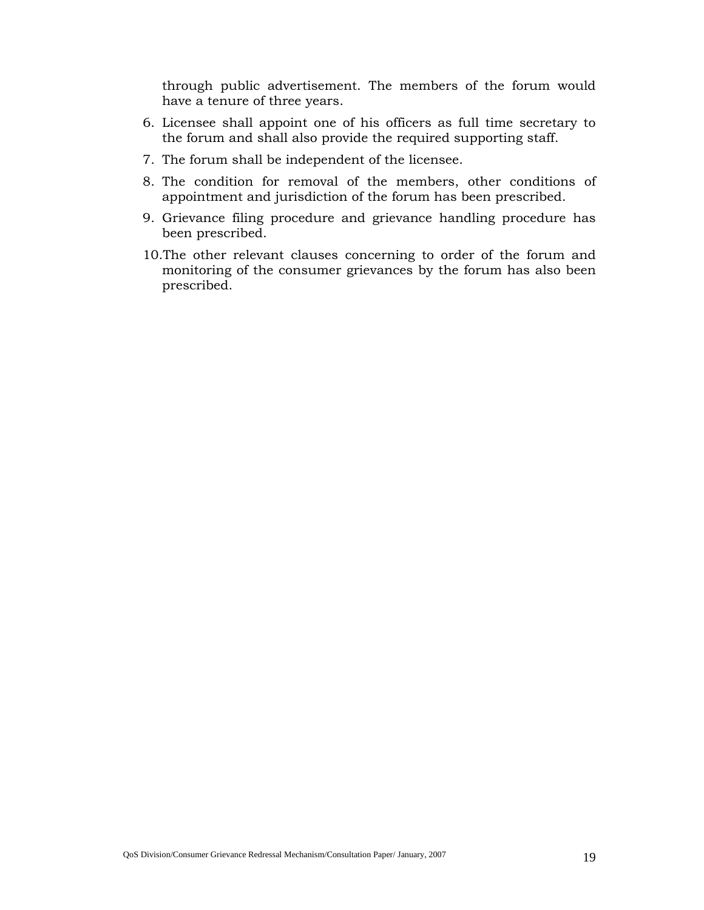through public advertisement. The members of the forum would have a tenure of three years.

6. Licensee shall appoint one of his officers as full time secretary to the forum and shall also provide the required supporting staff.
7. The forum shall be independent of the licensee.
8. The condition for removal of the members, other conditions of appointment and jurisdiction of the forum has been prescribed.
9. Grievance filing procedure and grievance handling procedure has been prescribed.
10. The other relevant clauses concerning to order of the forum and monitoring of the consumer grievances by the forum has also been prescribed.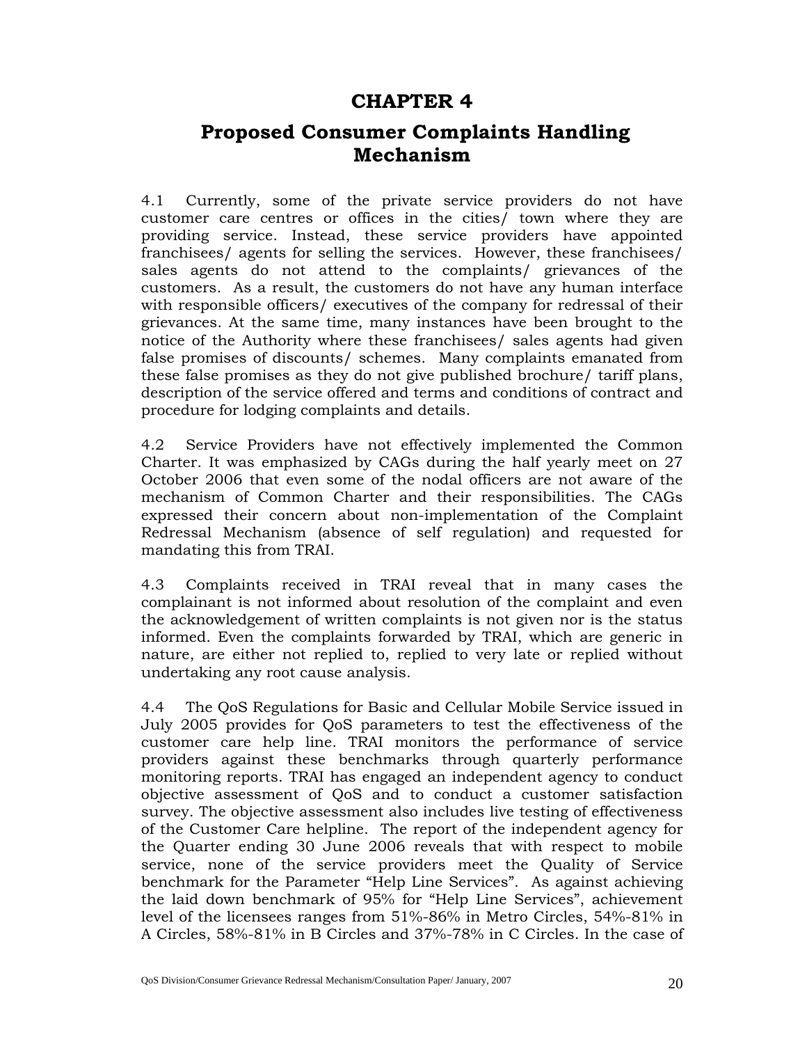# CHAPTER 4

# Proposed Consumer Complaints Handling Mechanism

4.1 Currently, some of the private service providers do not have customer care centres or offices in the cities/ town where they are providing service. Instead, these service providers have appointed franchisees/ agents for selling the services. However, these franchisees/ sales agents do not attend to the complaints/ grievances of the customers. As a result, the customers do not have any human interface with responsible officers/ executives of the company for redressal of their grievances. At the same time, many instances have been brought to the notice of the Authority where these franchisees/ sales agents had given false promises of discounts/ schemes. Many complaints emanated from these false promises as they do not give published brochure/ tariff plans, description of the service offered and terms and conditions of contract and procedure for lodging complaints and details.

4.2 Service Providers have not effectively implemented the Common Charter. It was emphasized by CAGs during the half yearly meet on 27 October 2006 that even some of the nodal officers are not aware of the mechanism of Common Charter and their responsibilities. The CAGs expressed their concern about non-implementation of the Complaint Redressal Mechanism (absence of self regulation) and requested for mandating this from TRAI.

4.3 Complaints received in TRAI reveal that in many cases the complainant is not informed about resolution of the complaint and even the acknowledgement of written complaints is not given nor is the status informed. Even the complaints forwarded by TRAI, which are generic in nature, are either not replied to, replied to very late or replied without undertaking any root cause analysis.

4.4 The QoS Regulations for Basic and Cellular Mobile Service issued in July 2005 provides for QoS parameters to test the effectiveness of the customer care help line. TRAI monitors the performance of service providers against these benchmarks through quarterly performance monitoring reports. TRAI has engaged an independent agency to conduct objective assessment of QoS and to conduct a customer satisfaction survey. The objective assessment also includes live testing of effectiveness of the Customer Care helpline. The report of the independent agency for the Quarter ending 30 June 2006 reveals that with respect to mobile service, none of the service providers meet the Quality of Service benchmark for the Parameter "Help Line Services". As against achieving the laid down benchmark of 95% for "Help Line Services", achievement level of the licensees ranges from 51%-86% in Metro Circles, 54%-81% in A Circles, 58%-81% in B Circles and 37%-78% in C Circles. In the case of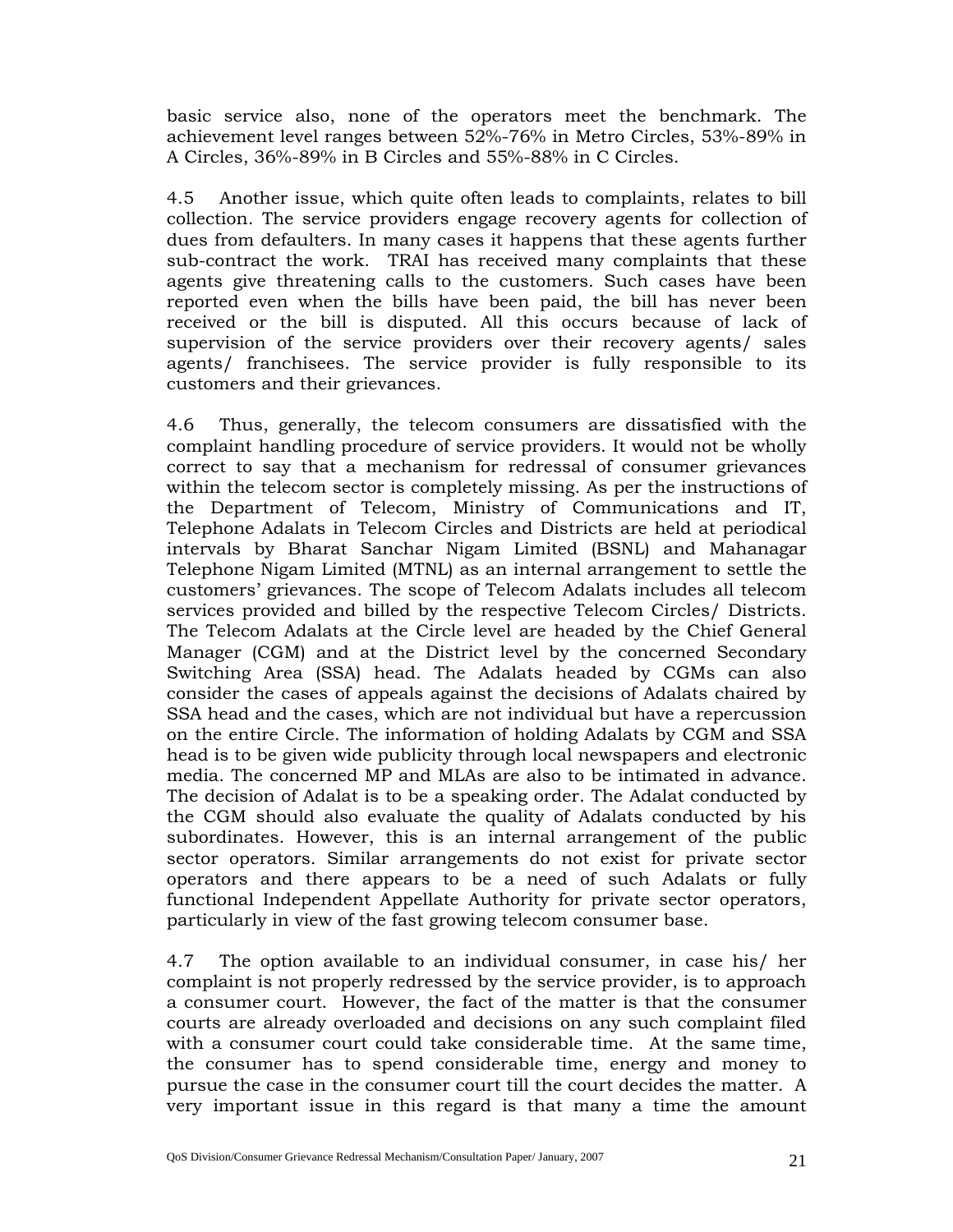basic service also, none of the operators meet the benchmark. The achievement level ranges between 52%-76% in Metro Circles, 53%-89% in A Circles, 36%-89% in B Circles and 55%-88% in C Circles.

4.5 Another issue, which quite often leads to complaints, relates to bill collection. The service providers engage recovery agents for collection of dues from defaulters. In many cases it happens that these agents further sub-contract the work. TRAI has received many complaints that these agents give threatening calls to the customers. Such cases have been reported even when the bills have been paid, the bill has never been received or the bill is disputed. All this occurs because of lack of supervision of the service providers over their recovery agents/ sales agents/ franchisees. The service provider is fully responsible to its customers and their grievances.

4.6 Thus, generally, the telecom consumers are dissatisfied with the complaint handling procedure of service providers. It would not be wholly correct to say that a mechanism for redressal of consumer grievances within the telecom sector is completely missing. As per the instructions of the Department of Telecom, Ministry of Communications and IT, Telephone Adalats in Telecom Circles and Districts are held at periodical intervals by Bharat Sanchar Nigam Limited (BSNL) and Mahanagar Telephone Nigam Limited (MTNL) as an internal arrangement to settle the customers' grievances. The scope of Telecom Adalats includes all telecom services provided and billed by the respective Telecom Circles/ Districts. The Telecom Adalats at the Circle level are headed by the Chief General Manager (CGM) and at the District level by the concerned Secondary Switching Area (SSA) head. The Adalats headed by CGMs can also consider the cases of appeals against the decisions of Adalats chaired by SSA head and the cases, which are not individual but have a repercussion on the entire Circle. The information of holding Adalats by CGM and SSA head is to be given wide publicity through local newspapers and electronic media. The concerned MP and MLAs are also to be intimated in advance. The decision of Adalat is to be a speaking order. The Adalat conducted by the CGM should also evaluate the quality of Adalats conducted by his subordinates. However, this is an internal arrangement of the public sector operators. Similar arrangements do not exist for private sector operators and there appears to be a need of such Adalats or fully functional Independent Appellate Authority for private sector operators, particularly in view of the fast growing telecom consumer base.

4.7 The option available to an individual consumer, in case his/ her complaint is not properly redressed by the service provider, is to approach a consumer court. However, the fact of the matter is that the consumer courts are already overloaded and decisions on any such complaint filed with a consumer court could take considerable time. At the same time, the consumer has to spend considerable time, energy and money to pursue the case in the consumer court till the court decides the matter. A very important issue in this regard is that many a time the amount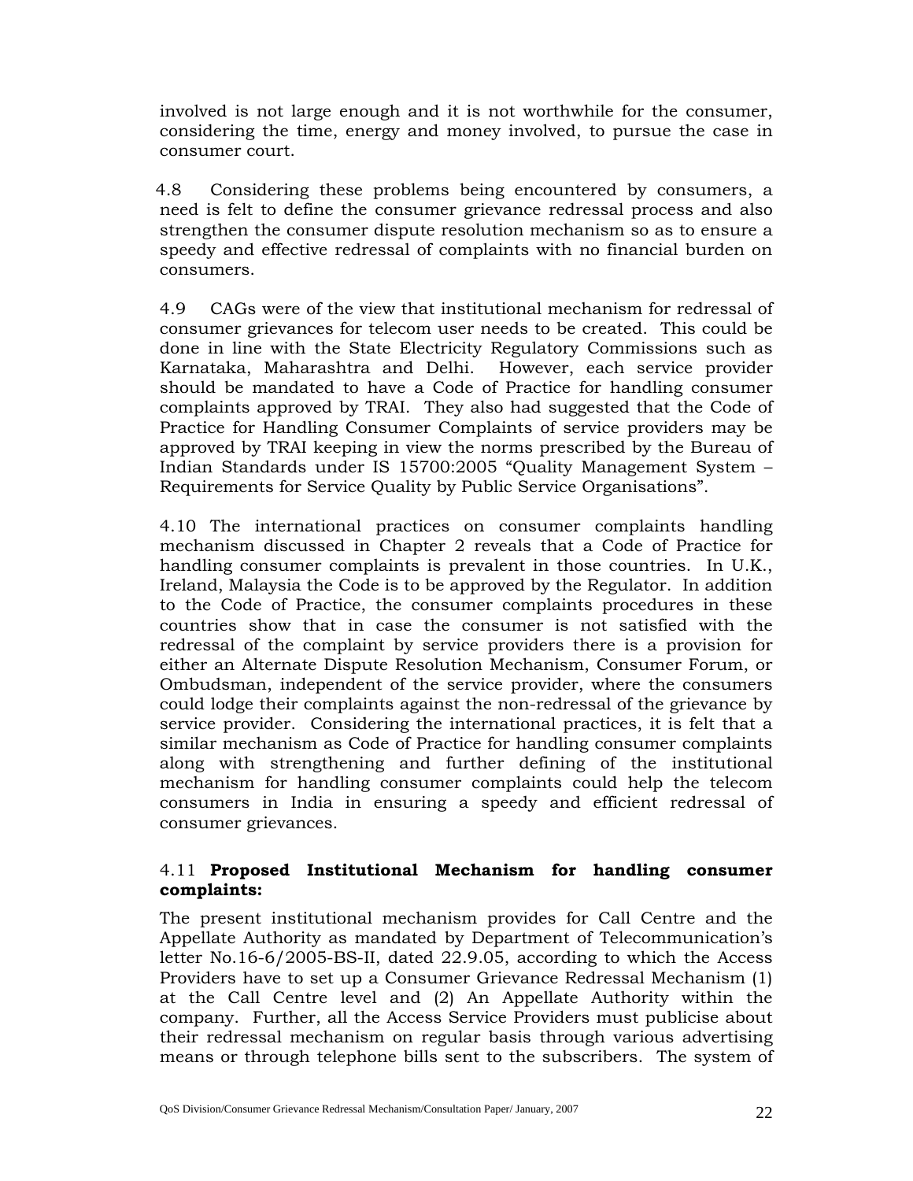involved is not large enough and it is not worthwhile for the consumer, considering the time, energy and money involved, to pursue the case in consumer court.

4.8 Considering these problems being encountered by consumers, a need is felt to define the consumer grievance redressal process and also strengthen the consumer dispute resolution mechanism so as to ensure a speedy and effective redressal of complaints with no financial burden on consumers.

4.9 CAGs were of the view that institutional mechanism for redressal of consumer grievances for telecom user needs to be created. This could be done in line with the State Electricity Regulatory Commissions such as Karnataka, Maharashtra and Delhi. However, each service provider should be mandated to have a Code of Practice for handling consumer complaints approved by TRAI. They also had suggested that the Code of Practice for Handling Consumer Complaints of service providers may be approved by TRAI keeping in view the norms prescribed by the Bureau of Indian Standards under IS 15700:2005 "Quality Management System – Requirements for Service Quality by Public Service Organisations".

4.10 The international practices on consumer complaints handling mechanism discussed in Chapter 2 reveals that a Code of Practice for handling consumer complaints is prevalent in those countries. In U.K., Ireland, Malaysia the Code is to be approved by the Regulator. In addition to the Code of Practice, the consumer complaints procedures in these countries show that in case the consumer is not satisfied with the redressal of the complaint by service providers there is a provision for either an Alternate Dispute Resolution Mechanism, Consumer Forum, or Ombudsman, independent of the service provider, where the consumers could lodge their complaints against the non-redressal of the grievance by service provider. Considering the international practices, it is felt that a similar mechanism as Code of Practice for handling consumer complaints along with strengthening and further defining of the institutional mechanism for handling consumer complaints could help the telecom consumers in India in ensuring a speedy and efficient redressal of consumer grievances.

4.11 **Proposed Institutional Mechanism for handling consumer complaints:**

The present institutional mechanism provides for Call Centre and the Appellate Authority as mandated by Department of Telecommunication's letter No.16-6/2005-BS-II, dated 22.9.05, according to which the Access Providers have to set up a Consumer Grievance Redressal Mechanism (1) at the Call Centre level and (2) An Appellate Authority within the company. Further, all the Access Service Providers must publicise about their redressal mechanism on regular basis through various advertising means or through telephone bills sent to the subscribers. The system of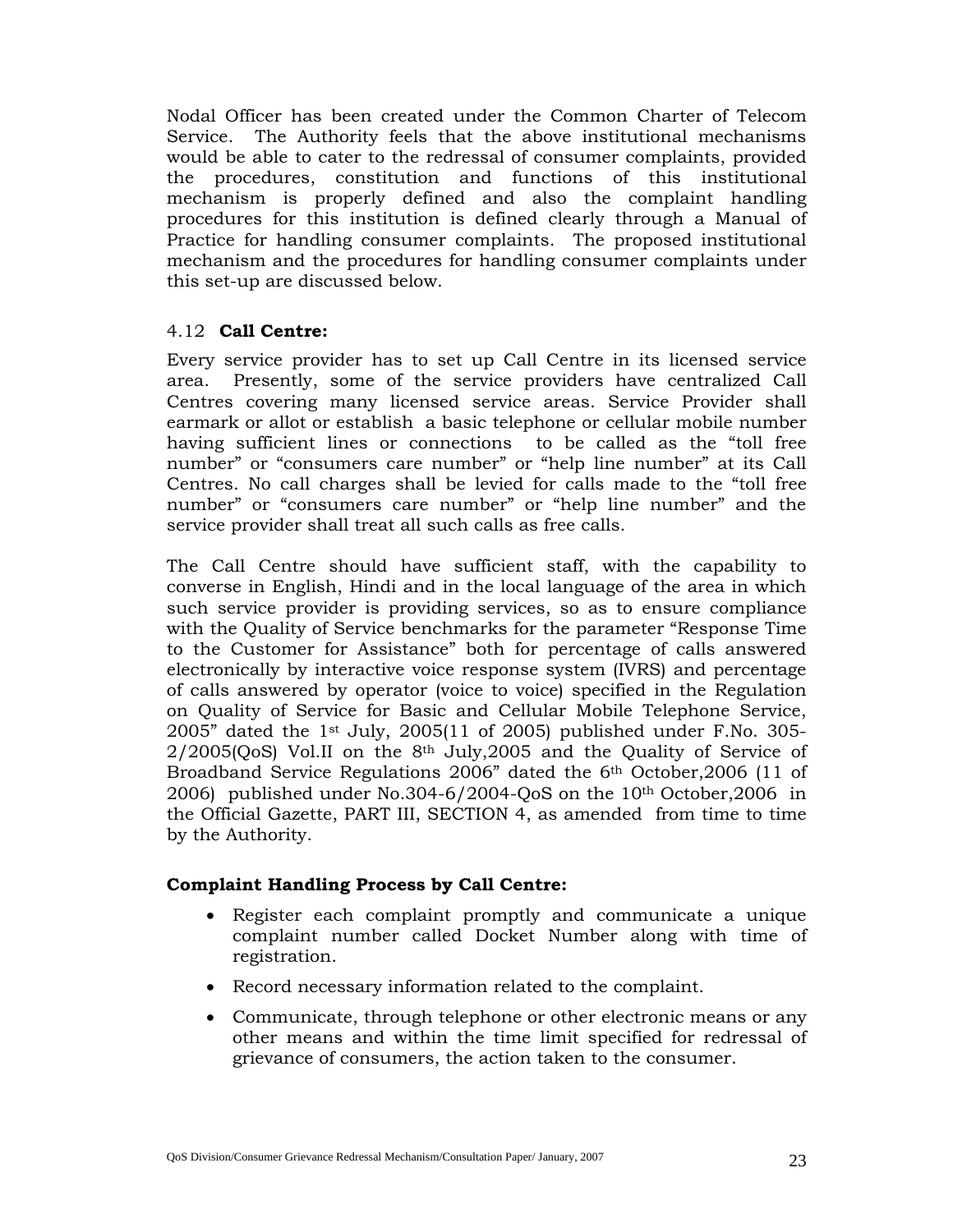Nodal Officer has been created under the Common Charter of Telecom Service. The Authority feels that the above institutional mechanisms would be able to cater to the redressal of consumer complaints, provided the procedures, constitution and functions of this institutional mechanism is properly defined and also the complaint handling procedures for this institution is defined clearly through a Manual of Practice for handling consumer complaints. The proposed institutional mechanism and the procedures for handling consumer complaints under this set-up are discussed below.

4.12 **Call Centre:**

Every service provider has to set up Call Centre in its licensed service area. Presently, some of the service providers have centralized Call Centres covering many licensed service areas. Service Provider shall earmark or allot or establish a basic telephone or cellular mobile number having sufficient lines or connections to be called as the "toll free number" or "consumers care number" or "help line number" at its Call Centres. No call charges shall be levied for calls made to the "toll free number" or "consumers care number" or "help line number" and the service provider shall treat all such calls as free calls.

The Call Centre should have sufficient staff, with the capability to converse in English, Hindi and in the local language of the area in which such service provider is providing services, so as to ensure compliance with the Quality of Service benchmarks for the parameter "Response Time to the Customer for Assistance" both for percentage of calls answered electronically by interactive voice response system (IVRS) and percentage of calls answered by operator (voice to voice) specified in the Regulation on Quality of Service for Basic and Cellular Mobile Telephone Service, 2005" dated the 1st July, 2005(11 of 2005) published under F.No. 305-2/2005(QoS) Vol.II on the 8th July,2005 and the Quality of Service of Broadband Service Regulations 2006" dated the 6th October,2006 (11 of 2006) published under No.304-6/2004-QoS on the 10th October,2006 in the Official Gazette, PART III, SECTION 4, as amended from time to time by the Authority.

**Complaint Handling Process by Call Centre:**

- Register each complaint promptly and communicate a unique complaint number called Docket Number along with time of registration.
- Record necessary information related to the complaint.
- Communicate, through telephone or other electronic means or any other means and within the time limit specified for redressal of grievance of consumers, the action taken to the consumer.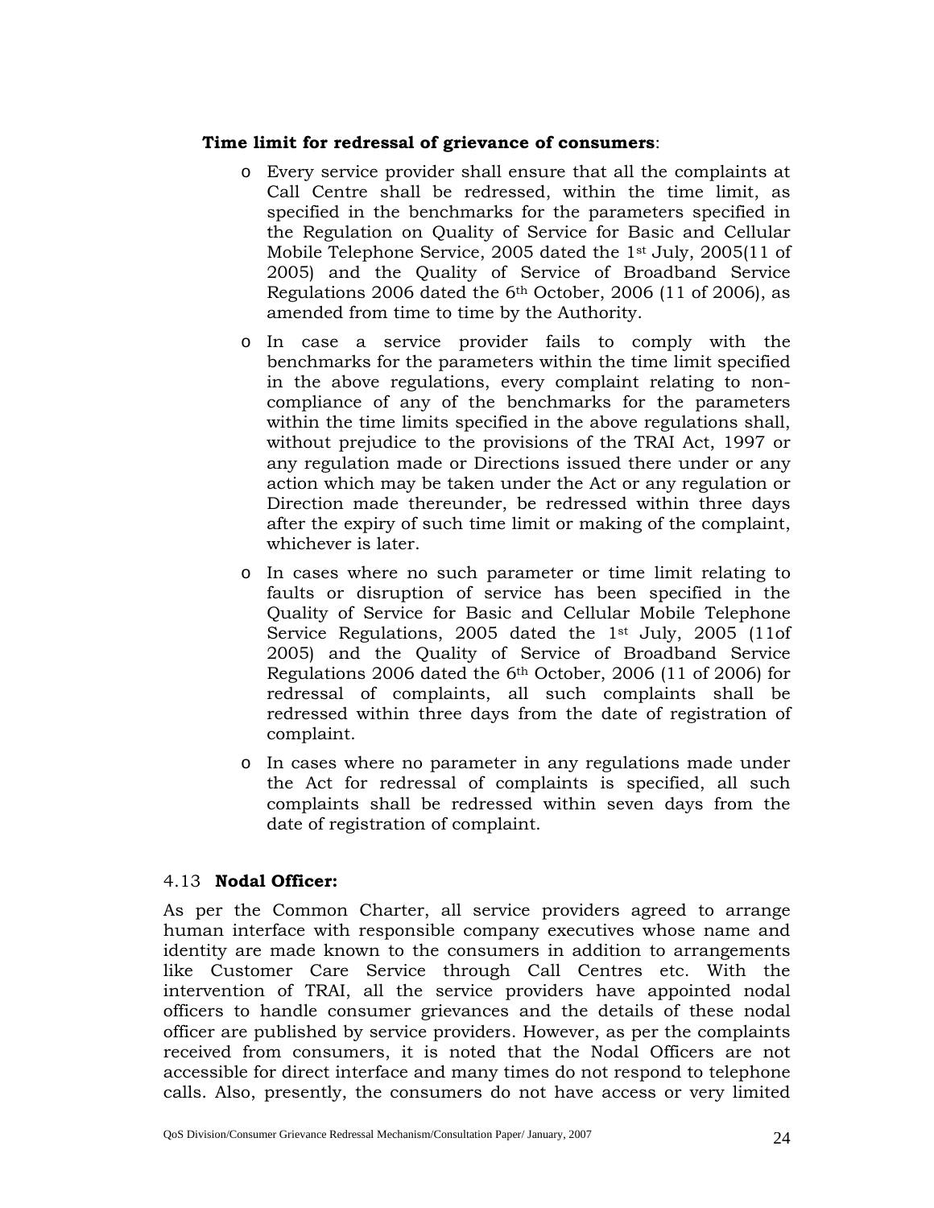**Time limit for redressal of grievance of consumers**:

- Every service provider shall ensure that all the complaints at Call Centre shall be redressed, within the time limit, as specified in the benchmarks for the parameters specified in the Regulation on Quality of Service for Basic and Cellular Mobile Telephone Service, 2005 dated the 1st July, 2005(11 of 2005) and the Quality of Service of Broadband Service Regulations 2006 dated the 6th October, 2006 (11 of 2006), as amended from time to time by the Authority.
- In case a service provider fails to comply with the benchmarks for the parameters within the time limit specified in the above regulations, every complaint relating to non-compliance of any of the benchmarks for the parameters within the time limits specified in the above regulations shall, without prejudice to the provisions of the TRAI Act, 1997 or any regulation made or Directions issued there under or any action which may be taken under the Act or any regulation or Direction made thereunder, be redressed within three days after the expiry of such time limit or making of the complaint, whichever is later.
- In cases where no such parameter or time limit relating to faults or disruption of service has been specified in the Quality of Service for Basic and Cellular Mobile Telephone Service Regulations, 2005 dated the 1st July, 2005 (11of 2005) and the Quality of Service of Broadband Service Regulations 2006 dated the 6th October, 2006 (11 of 2006) for redressal of complaints, all such complaints shall be redressed within three days from the date of registration of complaint.
- In cases where no parameter in any regulations made under the Act for redressal of complaints is specified, all such complaints shall be redressed within seven days from the date of registration of complaint.

4.13 **Nodal Officer:**

As per the Common Charter, all service providers agreed to arrange human interface with responsible company executives whose name and identity are made known to the consumers in addition to arrangements like Customer Care Service through Call Centres etc. With the intervention of TRAI, all the service providers have appointed nodal officers to handle consumer grievances and the details of these nodal officer are published by service providers. However, as per the complaints received from consumers, it is noted that the Nodal Officers are not accessible for direct interface and many times do not respond to telephone calls. Also, presently, the consumers do not have access or very limited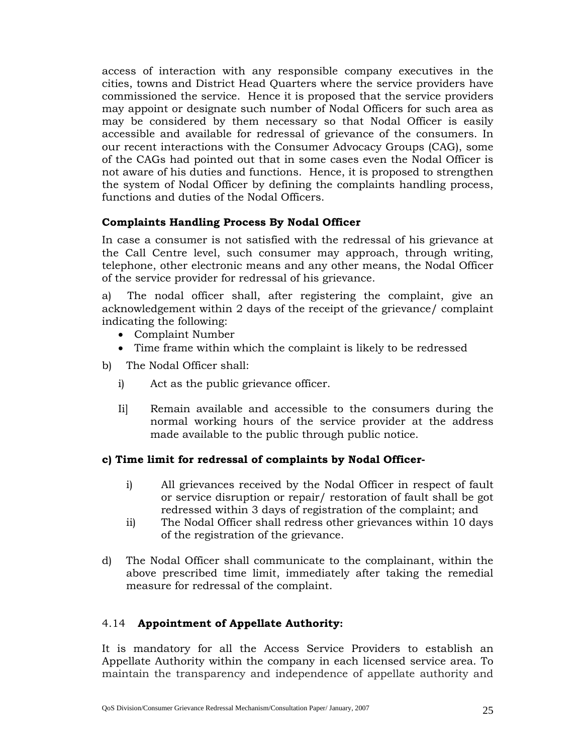access of interaction with any responsible company executives in the cities, towns and District Head Quarters where the service providers have commissioned the service. Hence it is proposed that the service providers may appoint or designate such number of Nodal Officers for such area as may be considered by them necessary so that Nodal Officer is easily accessible and available for redressal of grievance of the consumers. In our recent interactions with the Consumer Advocacy Groups (CAG), some of the CAGs had pointed out that in some cases even the Nodal Officer is not aware of his duties and functions. Hence, it is proposed to strengthen the system of Nodal Officer by defining the complaints handling process, functions and duties of the Nodal Officers.

**Complaints Handling Process By Nodal Officer**

In case a consumer is not satisfied with the redressal of his grievance at the Call Centre level, such consumer may approach, through writing, telephone, other electronic means and any other means, the Nodal Officer of the service provider for redressal of his grievance.

a) The nodal officer shall, after registering the complaint, give an acknowledgement within 2 days of the receipt of the grievance/ complaint indicating the following:

- Complaint Number
- Time frame within which the complaint is likely to be redressed

b) The Nodal Officer shall:

i) Act as the public grievance officer.

Ii] Remain available and accessible to the consumers during the normal working hours of the service provider at the address made available to the public through public notice.

**c) Time limit for redressal of complaints by Nodal Officer-**

i) All grievances received by the Nodal Officer in respect of fault or service disruption or repair/ restoration of fault shall be got redressed within 3 days of registration of the complaint; and

ii) The Nodal Officer shall redress other grievances within 10 days of the registration of the grievance.

d) The Nodal Officer shall communicate to the complainant, within the above prescribed time limit, immediately after taking the remedial measure for redressal of the complaint.

4.14 **Appointment of Appellate Authority:**

It is mandatory for all the Access Service Providers to establish an Appellate Authority within the company in each licensed service area. To maintain the transparency and independence of appellate authority and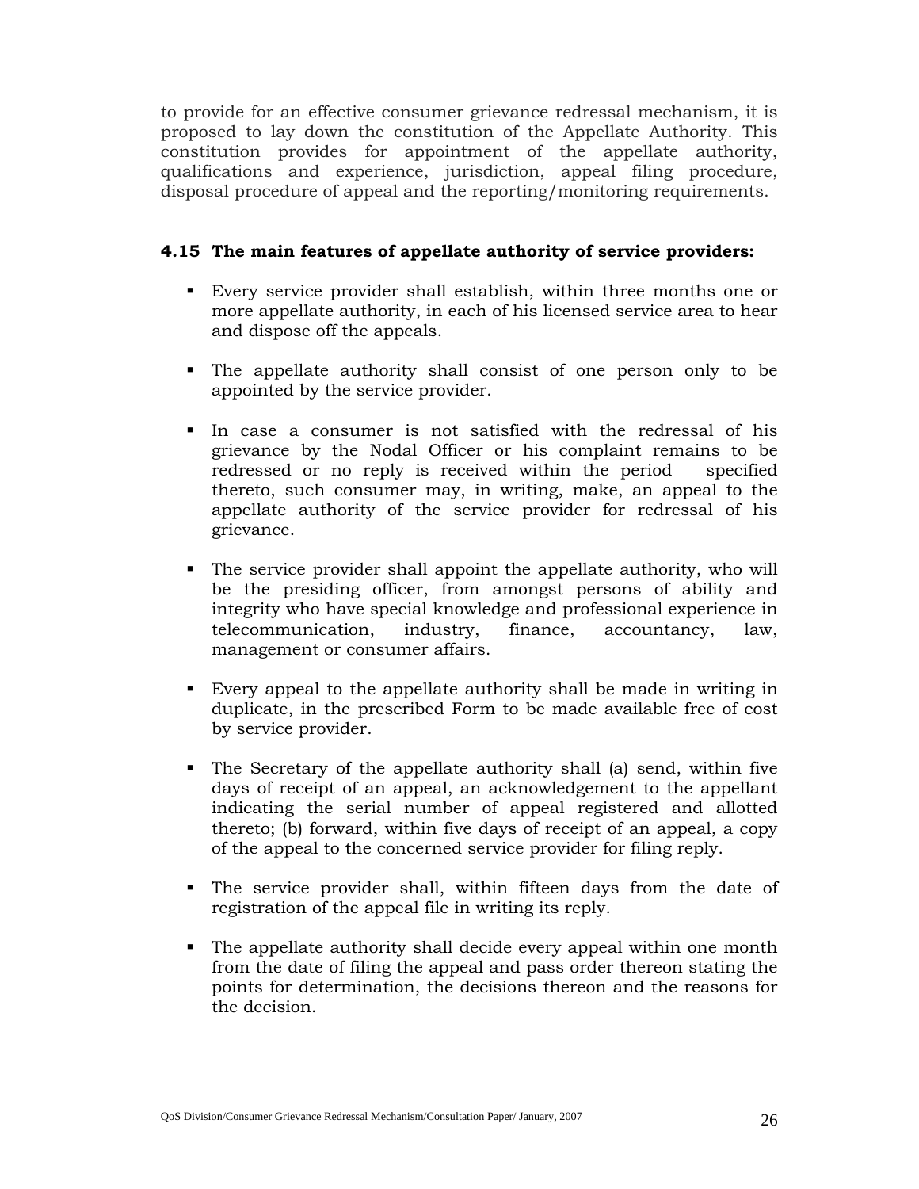to provide for an effective consumer grievance redressal mechanism, it is proposed to lay down the constitution of the Appellate Authority. This constitution provides for appointment of the appellate authority, qualifications and experience, jurisdiction, appeal filing procedure, disposal procedure of appeal and the reporting/monitoring requirements.

### 4.15 The main features of appellate authority of service providers:

- Every service provider shall establish, within three months one or more appellate authority, in each of his licensed service area to hear and dispose off the appeals.
- The appellate authority shall consist of one person only to be appointed by the service provider.
- In case a consumer is not satisfied with the redressal of his grievance by the Nodal Officer or his complaint remains to be redressed or no reply is received within the period specified thereto, such consumer may, in writing, make, an appeal to the appellate authority of the service provider for redressal of his grievance.
- The service provider shall appoint the appellate authority, who will be the presiding officer, from amongst persons of ability and integrity who have special knowledge and professional experience in telecommunication, industry, finance, accountancy, law, management or consumer affairs.
- Every appeal to the appellate authority shall be made in writing in duplicate, in the prescribed Form to be made available free of cost by service provider.
- The Secretary of the appellate authority shall (a) send, within five days of receipt of an appeal, an acknowledgement to the appellant indicating the serial number of appeal registered and allotted thereto; (b) forward, within five days of receipt of an appeal, a copy of the appeal to the concerned service provider for filing reply.
- The service provider shall, within fifteen days from the date of registration of the appeal file in writing its reply.
- The appellate authority shall decide every appeal within one month from the date of filing the appeal and pass order thereon stating the points for determination, the decisions thereon and the reasons for the decision.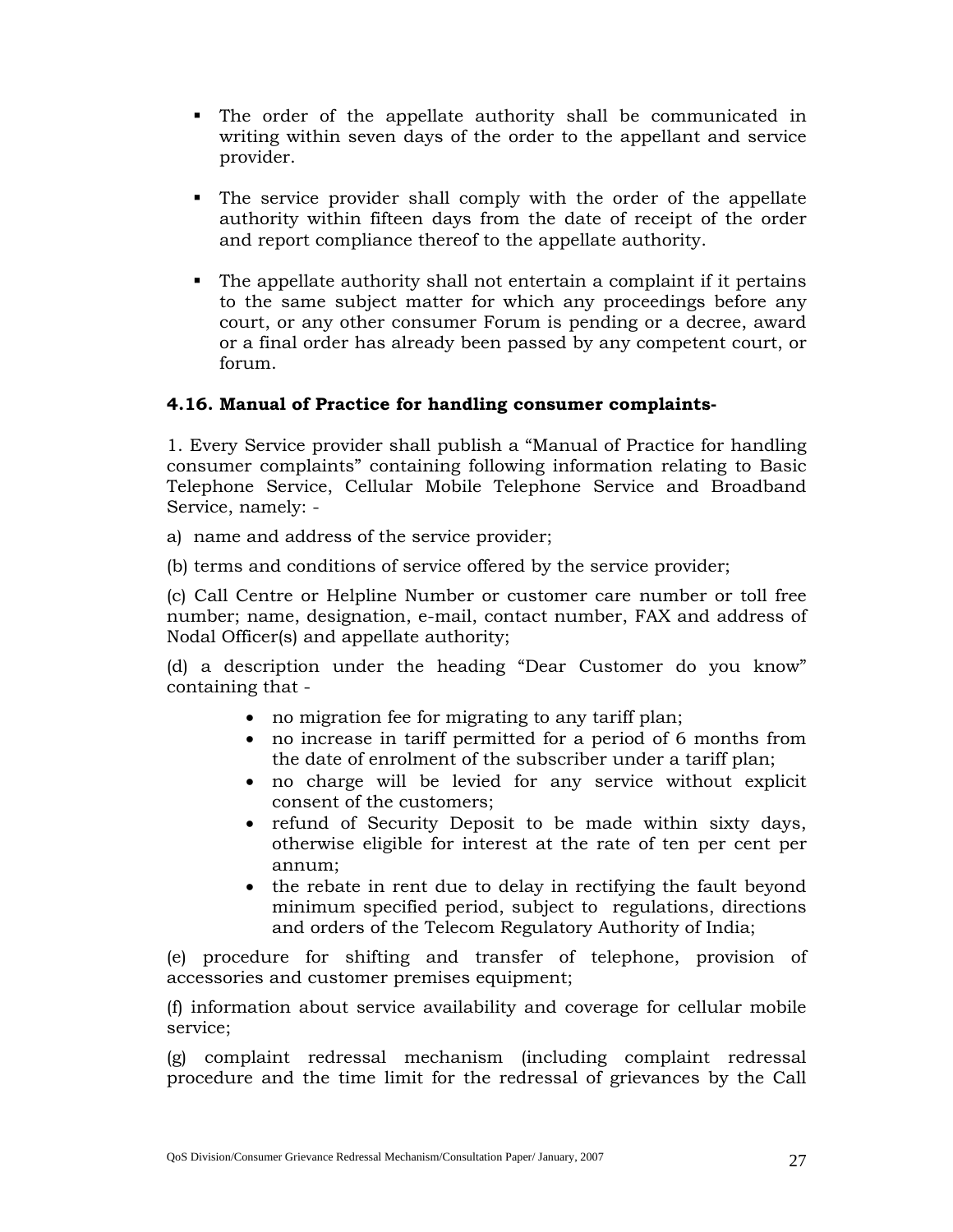- The order of the appellate authority shall be communicated in writing within seven days of the order to the appellant and service provider.

- The service provider shall comply with the order of the appellate authority within fifteen days from the date of receipt of the order and report compliance thereof to the appellate authority.

- The appellate authority shall not entertain a complaint if it pertains to the same subject matter for which any proceedings before any court, or any other consumer Forum is pending or a decree, award or a final order has already been passed by any competent court, or forum.

### 4.16. Manual of Practice for handling consumer complaints-

1. Every Service provider shall publish a "Manual of Practice for handling consumer complaints" containing following information relating to Basic Telephone Service, Cellular Mobile Telephone Service and Broadband Service, namely: -

a) name and address of the service provider;

(b) terms and conditions of service offered by the service provider;

(c) Call Centre or Helpline Number or customer care number or toll free number; name, designation, e-mail, contact number, FAX and address of Nodal Officer(s) and appellate authority;

(d) a description under the heading "Dear Customer do you know" containing that -

- no migration fee for migrating to any tariff plan;
- no increase in tariff permitted for a period of 6 months from the date of enrolment of the subscriber under a tariff plan;
- no charge will be levied for any service without explicit consent of the customers;
- refund of Security Deposit to be made within sixty days, otherwise eligible for interest at the rate of ten per cent per annum;
- the rebate in rent due to delay in rectifying the fault beyond minimum specified period, subject to regulations, directions and orders of the Telecom Regulatory Authority of India;

(e) procedure for shifting and transfer of telephone, provision of accessories and customer premises equipment;

(f) information about service availability and coverage for cellular mobile service;

(g) complaint redressal mechanism (including complaint redressal procedure and the time limit for the redressal of grievances by the Call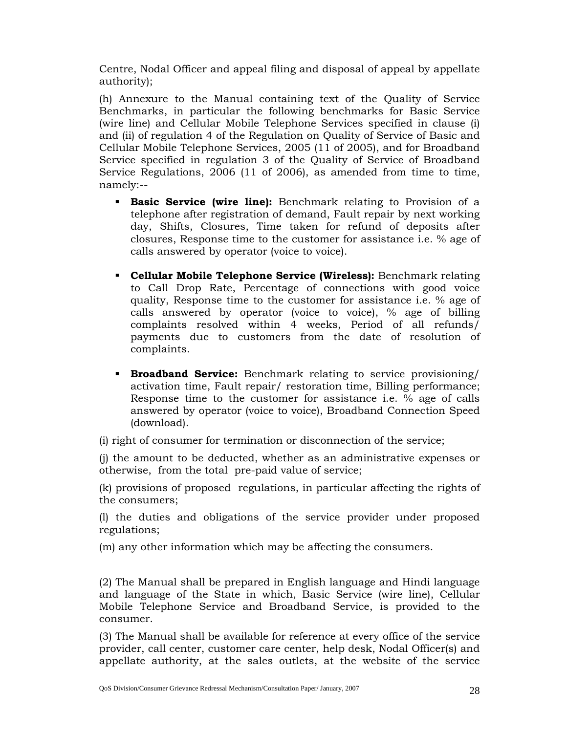Centre, Nodal Officer and appeal filing and disposal of appeal by appellate authority);

(h) Annexure to the Manual containing text of the Quality of Service Benchmarks, in particular the following benchmarks for Basic Service (wire line) and Cellular Mobile Telephone Services specified in clause (i) and (ii) of regulation 4 of the Regulation on Quality of Service of Basic and Cellular Mobile Telephone Services, 2005 (11 of 2005), and for Broadband Service specified in regulation 3 of the Quality of Service of Broadband Service Regulations, 2006 (11 of 2006), as amended from time to time, namely:--

- **Basic Service (wire line):** Benchmark relating to Provision of a telephone after registration of demand, Fault repair by next working day, Shifts, Closures, Time taken for refund of deposits after closures, Response time to the customer for assistance i.e. % age of calls answered by operator (voice to voice).

- **Cellular Mobile Telephone Service (Wireless):** Benchmark relating to Call Drop Rate, Percentage of connections with good voice quality, Response time to the customer for assistance i.e. % age of calls answered by operator (voice to voice), % age of billing complaints resolved within 4 weeks, Period of all refunds/ payments due to customers from the date of resolution of complaints.

- **Broadband Service:** Benchmark relating to service provisioning/ activation time, Fault repair/ restoration time, Billing performance; Response time to the customer for assistance i.e. % age of calls answered by operator (voice to voice), Broadband Connection Speed (download).

(i) right of consumer for termination or disconnection of the service;

(j) the amount to be deducted, whether as an administrative expenses or otherwise, from the total pre-paid value of service;

(k) provisions of proposed regulations, in particular affecting the rights of the consumers;

(l) the duties and obligations of the service provider under proposed regulations;

(m) any other information which may be affecting the consumers.

(2) The Manual shall be prepared in English language and Hindi language and language of the State in which, Basic Service (wire line), Cellular Mobile Telephone Service and Broadband Service, is provided to the consumer.

(3) The Manual shall be available for reference at every office of the service provider, call center, customer care center, help desk, Nodal Officer(s) and appellate authority, at the sales outlets, at the website of the service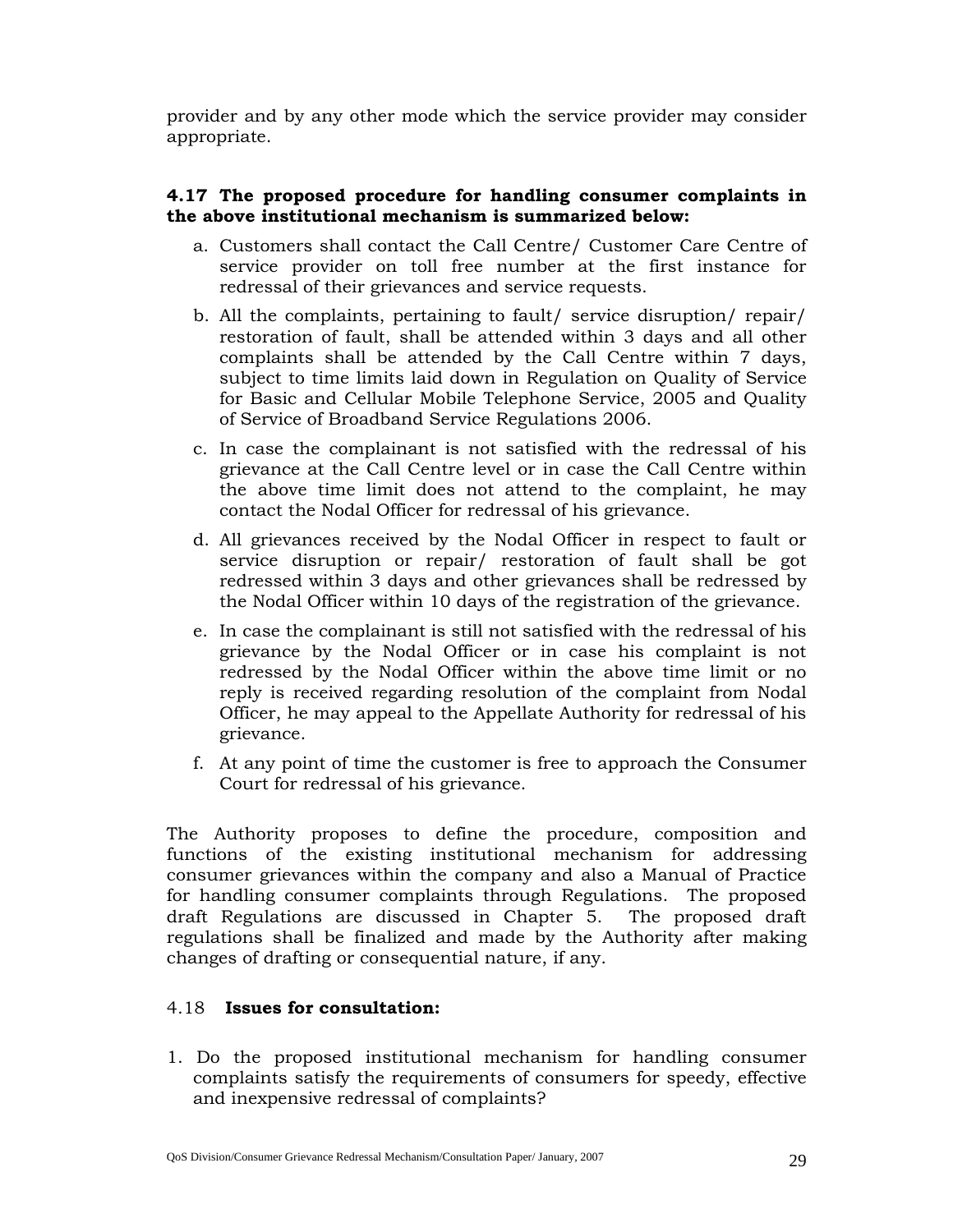provider and by any other mode which the service provider may consider appropriate.

**4.17 The proposed procedure for handling consumer complaints in the above institutional mechanism is summarized below:**

a. Customers shall contact the Call Centre/ Customer Care Centre of service provider on toll free number at the first instance for redressal of their grievances and service requests.

b. All the complaints, pertaining to fault/ service disruption/ repair/ restoration of fault, shall be attended within 3 days and all other complaints shall be attended by the Call Centre within 7 days, subject to time limits laid down in Regulation on Quality of Service for Basic and Cellular Mobile Telephone Service, 2005 and Quality of Service of Broadband Service Regulations 2006.

c. In case the complainant is not satisfied with the redressal of his grievance at the Call Centre level or in case the Call Centre within the above time limit does not attend to the complaint, he may contact the Nodal Officer for redressal of his grievance.

d. All grievances received by the Nodal Officer in respect to fault or service disruption or repair/ restoration of fault shall be got redressed within 3 days and other grievances shall be redressed by the Nodal Officer within 10 days of the registration of the grievance.

e. In case the complainant is still not satisfied with the redressal of his grievance by the Nodal Officer or in case his complaint is not redressed by the Nodal Officer within the above time limit or no reply is received regarding resolution of the complaint from Nodal Officer, he may appeal to the Appellate Authority for redressal of his grievance.

f. At any point of time the customer is free to approach the Consumer Court for redressal of his grievance.

The Authority proposes to define the procedure, composition and functions of the existing institutional mechanism for addressing consumer grievances within the company and also a Manual of Practice for handling consumer complaints through Regulations. The proposed draft Regulations are discussed in Chapter 5. The proposed draft regulations shall be finalized and made by the Authority after making changes of drafting or consequential nature, if any.

4.18 **Issues for consultation:**

1. Do the proposed institutional mechanism for handling consumer complaints satisfy the requirements of consumers for speedy, effective and inexpensive redressal of complaints?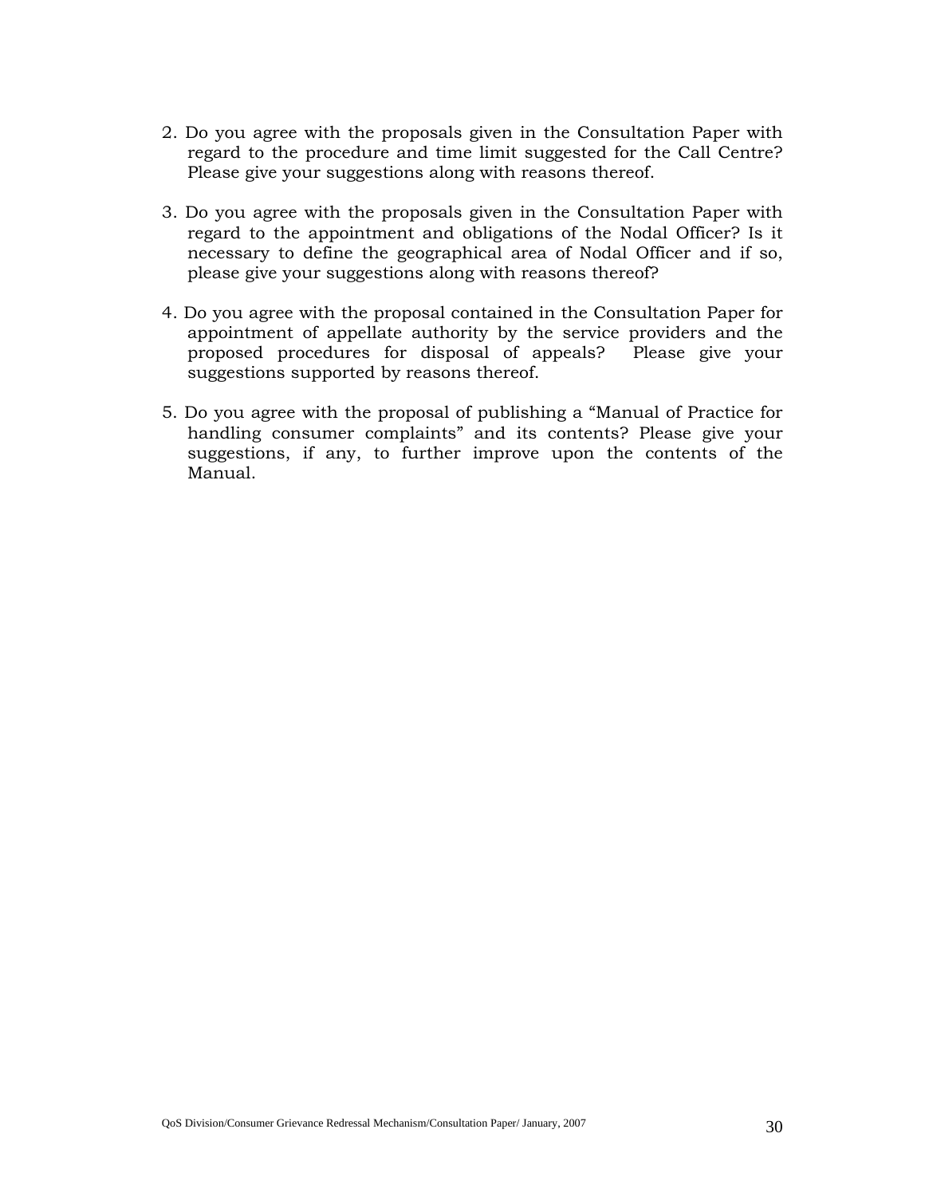2. Do you agree with the proposals given in the Consultation Paper with regard to the procedure and time limit suggested for the Call Centre? Please give your suggestions along with reasons thereof.

3. Do you agree with the proposals given in the Consultation Paper with regard to the appointment and obligations of the Nodal Officer? Is it necessary to define the geographical area of Nodal Officer and if so, please give your suggestions along with reasons thereof?

4. Do you agree with the proposal contained in the Consultation Paper for appointment of appellate authority by the service providers and the proposed procedures for disposal of appeals? Please give your suggestions supported by reasons thereof.

5. Do you agree with the proposal of publishing a "Manual of Practice for handling consumer complaints" and its contents? Please give your suggestions, if any, to further improve upon the contents of the Manual.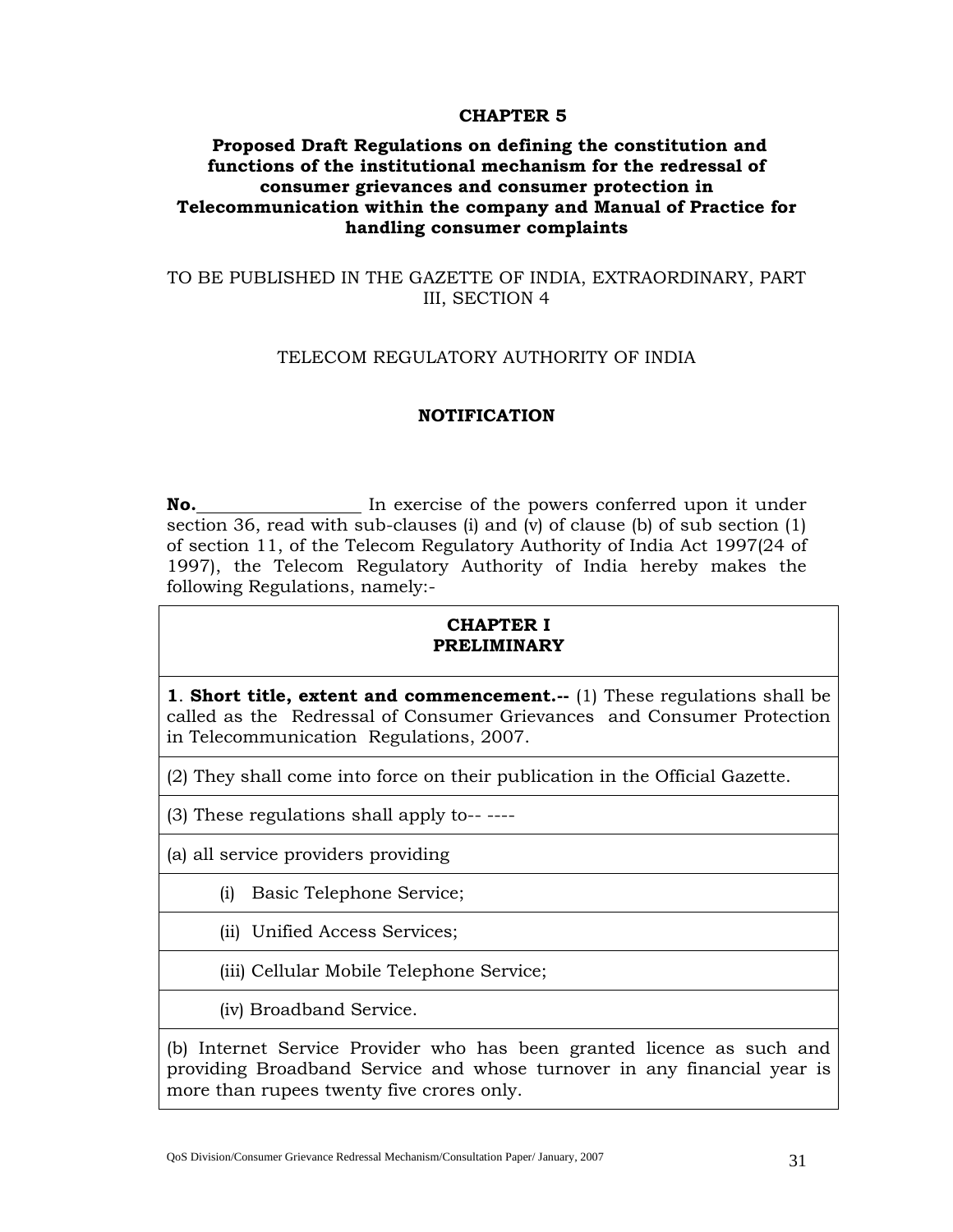# CHAPTER 5

## Proposed Draft Regulations on defining the constitution and functions of the institutional mechanism for the redressal of consumer grievances and consumer protection in Telecommunication within the company and Manual of Practice for handling consumer complaints

TO BE PUBLISHED IN THE GAZETTE OF INDIA, EXTRAORDINARY, PART III, SECTION 4

TELECOM REGULATORY AUTHORITY OF INDIA

**NOTIFICATION**

**No.**__________________ In exercise of the powers conferred upon it under section 36, read with sub-clauses (i) and (v) of clause (b) of sub section (1) of section 11, of the Telecom Regulatory Authority of India Act 1997(24 of 1997), the Telecom Regulatory Authority of India hereby makes the following Regulations, namely:-

| **CHAPTER I**<br>**PRELIMINARY** |
|---|
| **1**. **Short title, extent and commencement.--** (1) These regulations shall be called as the Redressal of Consumer Grievances and Consumer Protection in Telecommunication Regulations, 2007. |
| (2) They shall come into force on their publication in the Official Gazette. |
| (3) These regulations shall apply to-- ---- |
| (a) all service providers providing |
| (i) Basic Telephone Service; |
| (ii) Unified Access Services; |
| (iii) Cellular Mobile Telephone Service; |
| (iv) Broadband Service. |
| (b) Internet Service Provider who has been granted licence as such and providing Broadband Service and whose turnover in any financial year is more than rupees twenty five crores only. |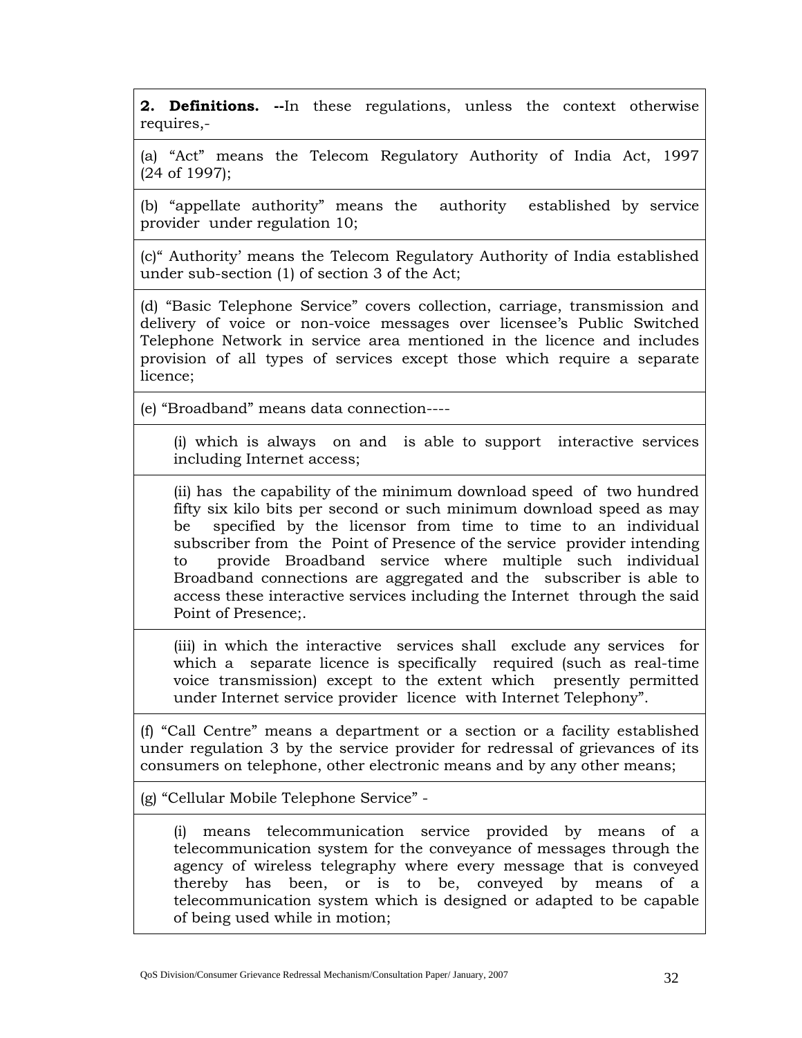**2. Definitions. --**In these regulations, unless the context otherwise requires,-

(a) "Act" means the Telecom Regulatory Authority of India Act, 1997 (24 of 1997);

(b) "appellate authority" means the authority established by service provider under regulation 10;

(c)" Authority' means the Telecom Regulatory Authority of India established under sub-section (1) of section 3 of the Act;

(d) "Basic Telephone Service" covers collection, carriage, transmission and delivery of voice or non-voice messages over licensee's Public Switched Telephone Network in service area mentioned in the licence and includes provision of all types of services except those which require a separate licence;

(e) "Broadband" means data connection----

> (i) which is always on and is able to support interactive services including Internet access;
>
> (ii) has the capability of the minimum download speed of two hundred fifty six kilo bits per second or such minimum download speed as may be specified by the licensor from time to time to an individual subscriber from the Point of Presence of the service provider intending to provide Broadband service where multiple such individual Broadband connections are aggregated and the subscriber is able to access these interactive services including the Internet through the said Point of Presence;.
>
> (iii) in which the interactive services shall exclude any services for which a separate licence is specifically required (such as real-time voice transmission) except to the extent which presently permitted under Internet service provider licence with Internet Telephony".

(f) "Call Centre" means a department or a section or a facility established under regulation 3 by the service provider for redressal of grievances of its consumers on telephone, other electronic means and by any other means;

(g) "Cellular Mobile Telephone Service" -

> (i) means telecommunication service provided by means of a telecommunication system for the conveyance of messages through the agency of wireless telegraphy where every message that is conveyed thereby has been, or is to be, conveyed by means of a telecommunication system which is designed or adapted to be capable of being used while in motion;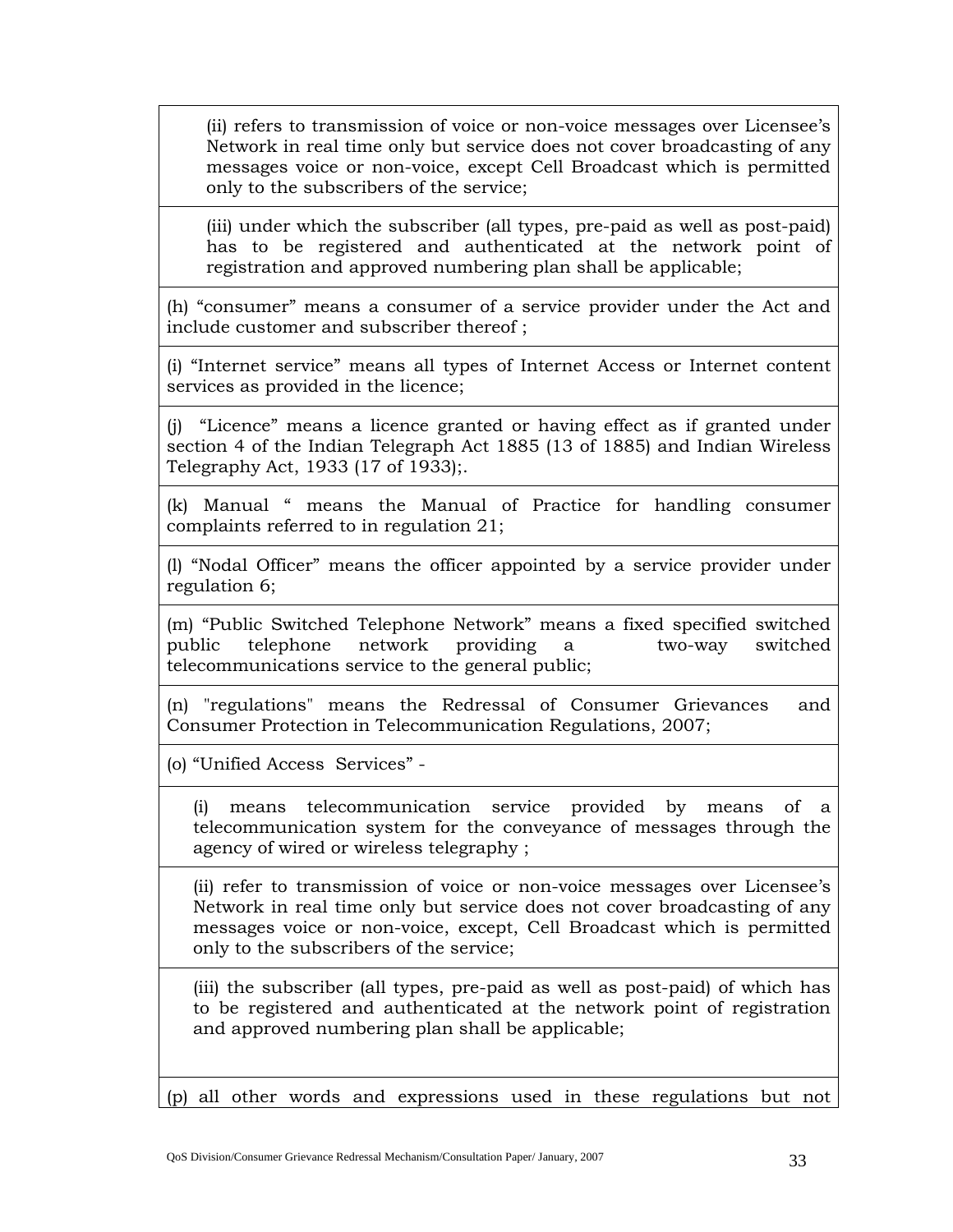(ii) refers to transmission of voice or non-voice messages over Licensee's Network in real time only but service does not cover broadcasting of any messages voice or non-voice, except Cell Broadcast which is permitted only to the subscribers of the service;

(iii) under which the subscriber (all types, pre-paid as well as post-paid) has to be registered and authenticated at the network point of registration and approved numbering plan shall be applicable;

(h) "consumer" means a consumer of a service provider under the Act and include customer and subscriber thereof ;

(i) "Internet service" means all types of Internet Access or Internet content services as provided in the licence;

(j) "Licence" means a licence granted or having effect as if granted under section 4 of the Indian Telegraph Act 1885 (13 of 1885) and Indian Wireless Telegraphy Act, 1933 (17 of 1933);.

(k) Manual " means the Manual of Practice for handling consumer complaints referred to in regulation 21;

(l) "Nodal Officer" means the officer appointed by a service provider under regulation 6;

(m) "Public Switched Telephone Network" means a fixed specified switched public telephone network providing a two-way switched telecommunications service to the general public;

(n) "regulations" means the Redressal of Consumer Grievances and Consumer Protection in Telecommunication Regulations, 2007;

(o) "Unified Access Services" -

(i) means telecommunication service provided by means of a telecommunication system for the conveyance of messages through the agency of wired or wireless telegraphy ;

(ii) refer to transmission of voice or non-voice messages over Licensee's Network in real time only but service does not cover broadcasting of any messages voice or non-voice, except, Cell Broadcast which is permitted only to the subscribers of the service;

(iii) the subscriber (all types, pre-paid as well as post-paid) of which has to be registered and authenticated at the network point of registration and approved numbering plan shall be applicable;

(p) all other words and expressions used in these regulations but not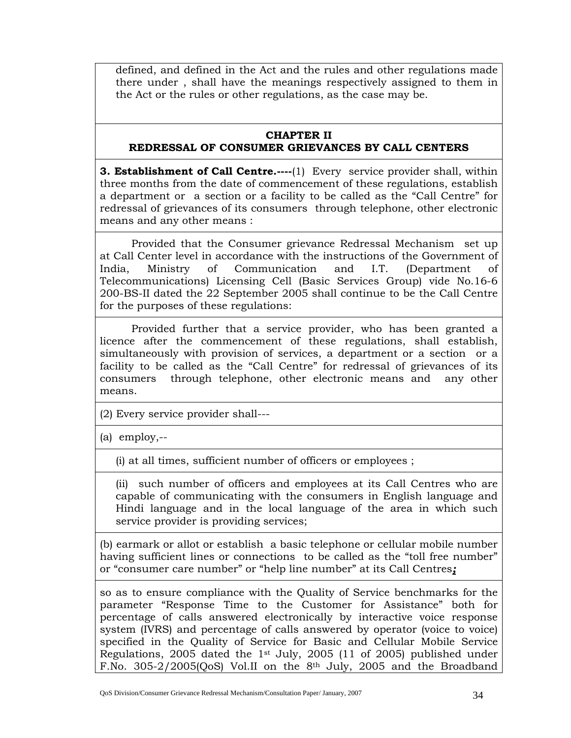defined, and defined in the Act and the rules and other regulations made there under , shall have the meanings respectively assigned to them in the Act or the rules or other regulations, as the case may be.

## CHAPTER II
## REDRESSAL OF CONSUMER GRIEVANCES BY CALL CENTERS

**3. Establishment of Call Centre.----**(1) Every service provider shall, within three months from the date of commencement of these regulations, establish a department or a section or a facility to be called as the "Call Centre" for redressal of grievances of its consumers through telephone, other electronic means and any other means :

Provided that the Consumer grievance Redressal Mechanism set up at Call Center level in accordance with the instructions of the Government of India, Ministry of Communication and I.T. (Department of Telecommunications) Licensing Cell (Basic Services Group) vide No.16-6 200-BS-II dated the 22 September 2005 shall continue to be the Call Centre for the purposes of these regulations:

Provided further that a service provider, who has been granted a licence after the commencement of these regulations, shall establish, simultaneously with provision of services, a department or a section or a facility to be called as the "Call Centre" for redressal of grievances of its consumers through telephone, other electronic means and any other means.

(2) Every service provider shall---

(a) employ,--

(i) at all times, sufficient number of officers or employees ;

(ii) such number of officers and employees at its Call Centres who are capable of communicating with the consumers in English language and Hindi language and in the local language of the area in which such service provider is providing services;

(b) earmark or allot or establish a basic telephone or cellular mobile number having sufficient lines or connections to be called as the "toll free number" or "consumer care number" or "help line number" at its Call Centres***;***

so as to ensure compliance with the Quality of Service benchmarks for the parameter "Response Time to the Customer for Assistance" both for percentage of calls answered electronically by interactive voice response system (IVRS) and percentage of calls answered by operator (voice to voice) specified in the Quality of Service for Basic and Cellular Mobile Service Regulations, 2005 dated the 1st July, 2005 (11 of 2005) published under F.No. 305-2/2005(QoS) Vol.II on the 8th July, 2005 and the Broadband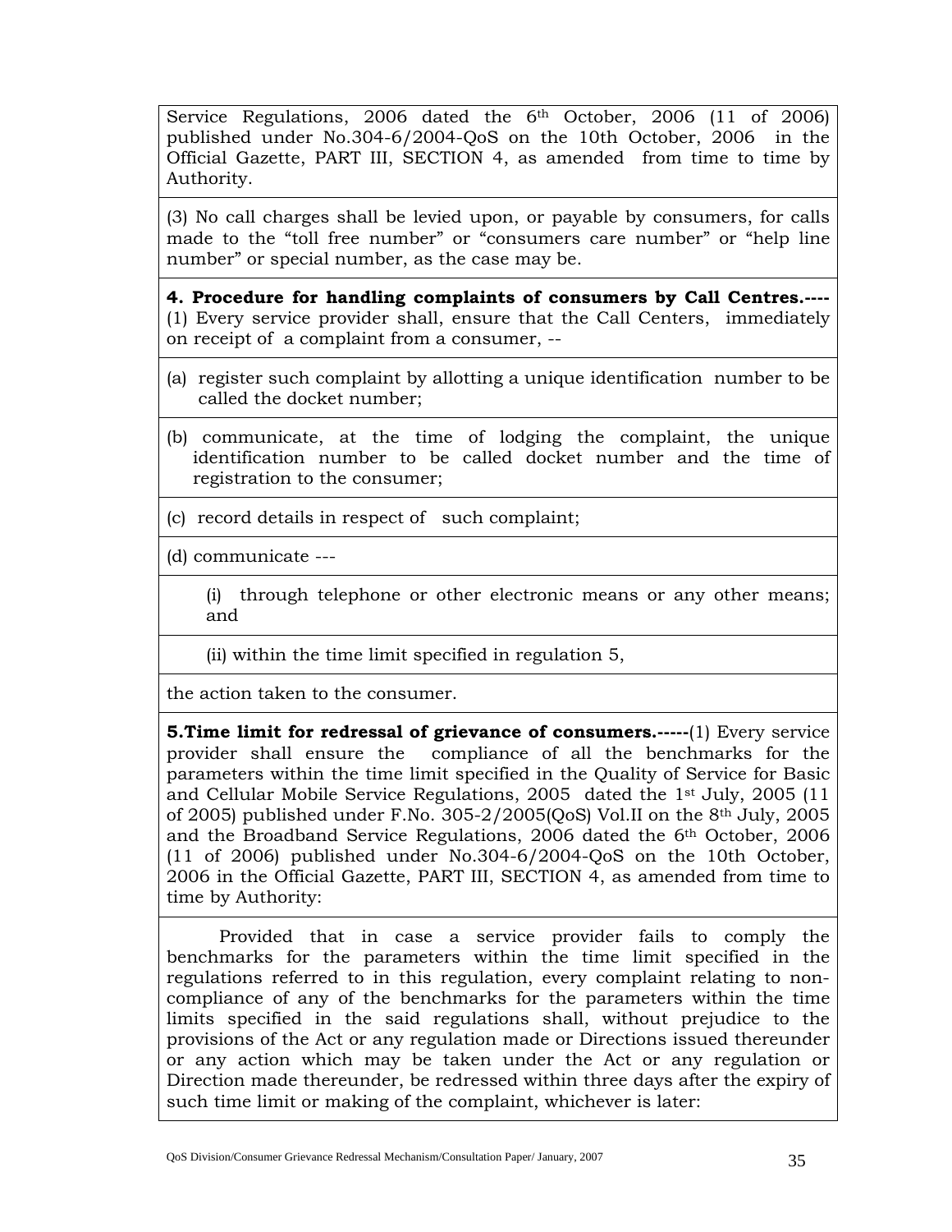Service Regulations, 2006 dated the 6th October, 2006 (11 of 2006) published under No.304-6/2004-QoS on the 10th October, 2006 in the Official Gazette, PART III, SECTION 4, as amended from time to time by Authority.

(3) No call charges shall be levied upon, or payable by consumers, for calls made to the "toll free number" or "consumers care number" or "help line number" or special number, as the case may be.

**4. Procedure for handling complaints of consumers by Call Centres.----** (1) Every service provider shall, ensure that the Call Centers, immediately on receipt of a complaint from a consumer, --

(a) register such complaint by allotting a unique identification number to be called the docket number;

(b) communicate, at the time of lodging the complaint, the unique identification number to be called docket number and the time of registration to the consumer;

(c) record details in respect of such complaint;

(d) communicate ---

(i) through telephone or other electronic means or any other means; and

(ii) within the time limit specified in regulation 5,

the action taken to the consumer.

**5.Time limit for redressal of grievance of consumers.-----**(1) Every service provider shall ensure the compliance of all the benchmarks for the parameters within the time limit specified in the Quality of Service for Basic and Cellular Mobile Service Regulations, 2005 dated the 1st July, 2005 (11 of 2005) published under F.No. 305-2/2005(QoS) Vol.II on the 8th July, 2005 and the Broadband Service Regulations, 2006 dated the 6th October, 2006 (11 of 2006) published under No.304-6/2004-QoS on the 10th October, 2006 in the Official Gazette, PART III, SECTION 4, as amended from time to time by Authority:

Provided that in case a service provider fails to comply the benchmarks for the parameters within the time limit specified in the regulations referred to in this regulation, every complaint relating to non-compliance of any of the benchmarks for the parameters within the time limits specified in the said regulations shall, without prejudice to the provisions of the Act or any regulation made or Directions issued thereunder or any action which may be taken under the Act or any regulation or Direction made thereunder, be redressed within three days after the expiry of such time limit or making of the complaint, whichever is later: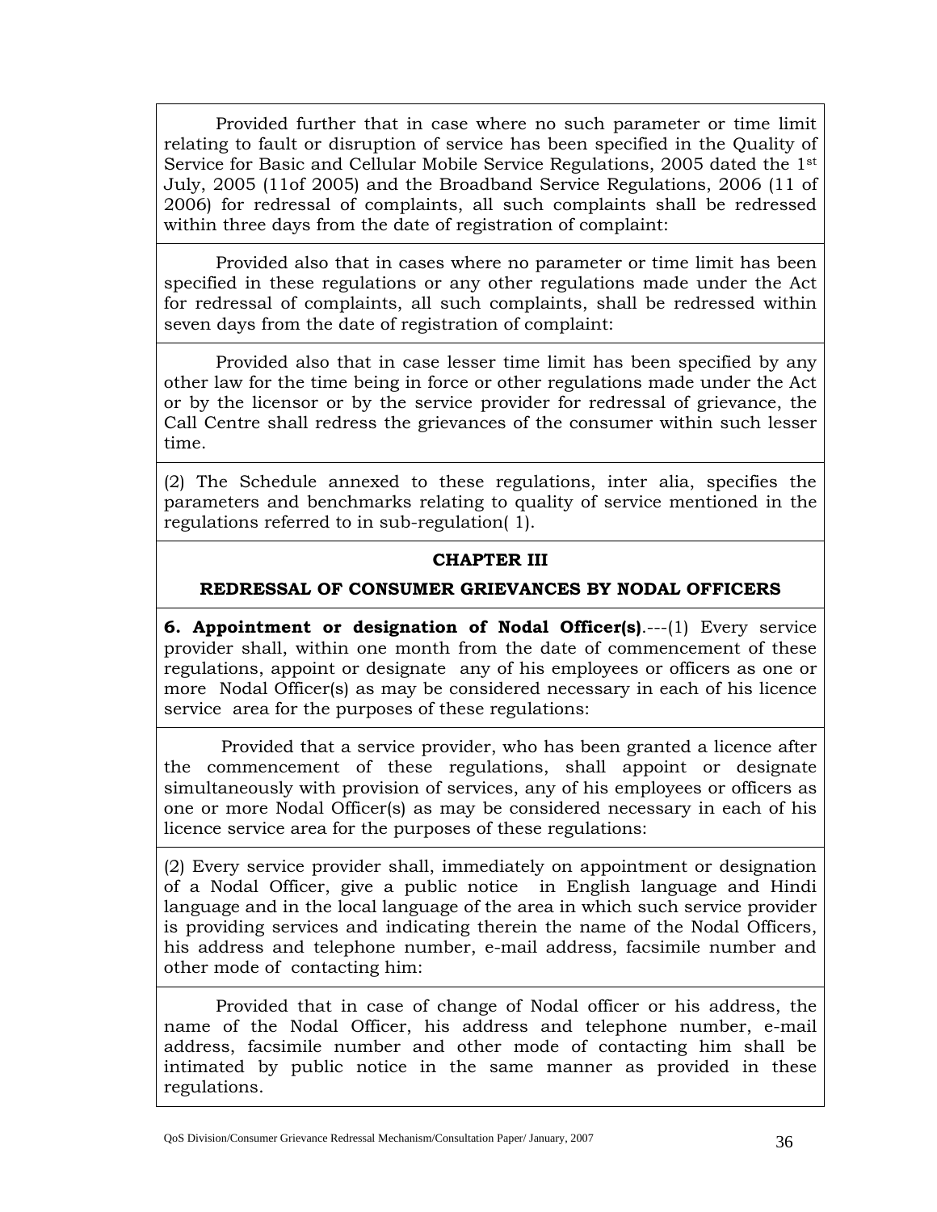Provided further that in case where no such parameter or time limit relating to fault or disruption of service has been specified in the Quality of Service for Basic and Cellular Mobile Service Regulations, 2005 dated the 1st July, 2005 (11of 2005) and the Broadband Service Regulations, 2006 (11 of 2006) for redressal of complaints, all such complaints shall be redressed within three days from the date of registration of complaint:

Provided also that in cases where no parameter or time limit has been specified in these regulations or any other regulations made under the Act for redressal of complaints, all such complaints, shall be redressed within seven days from the date of registration of complaint:

Provided also that in case lesser time limit has been specified by any other law for the time being in force or other regulations made under the Act or by the licensor or by the service provider for redressal of grievance, the Call Centre shall redress the grievances of the consumer within such lesser time.

(2) The Schedule annexed to these regulations, inter alia, specifies the parameters and benchmarks relating to quality of service mentioned in the regulations referred to in sub-regulation( 1).

## CHAPTER III

## REDRESSAL OF CONSUMER GRIEVANCES BY NODAL OFFICERS

**6. Appointment or designation of Nodal Officer(s)**.---(1) Every service provider shall, within one month from the date of commencement of these regulations, appoint or designate any of his employees or officers as one or more Nodal Officer(s) as may be considered necessary in each of his licence service area for the purposes of these regulations:

Provided that a service provider, who has been granted a licence after the commencement of these regulations, shall appoint or designate simultaneously with provision of services, any of his employees or officers as one or more Nodal Officer(s) as may be considered necessary in each of his licence service area for the purposes of these regulations:

(2) Every service provider shall, immediately on appointment or designation of a Nodal Officer, give a public notice in English language and Hindi language and in the local language of the area in which such service provider is providing services and indicating therein the name of the Nodal Officers, his address and telephone number, e-mail address, facsimile number and other mode of contacting him:

Provided that in case of change of Nodal officer or his address, the name of the Nodal Officer, his address and telephone number, e-mail address, facsimile number and other mode of contacting him shall be intimated by public notice in the same manner as provided in these regulations.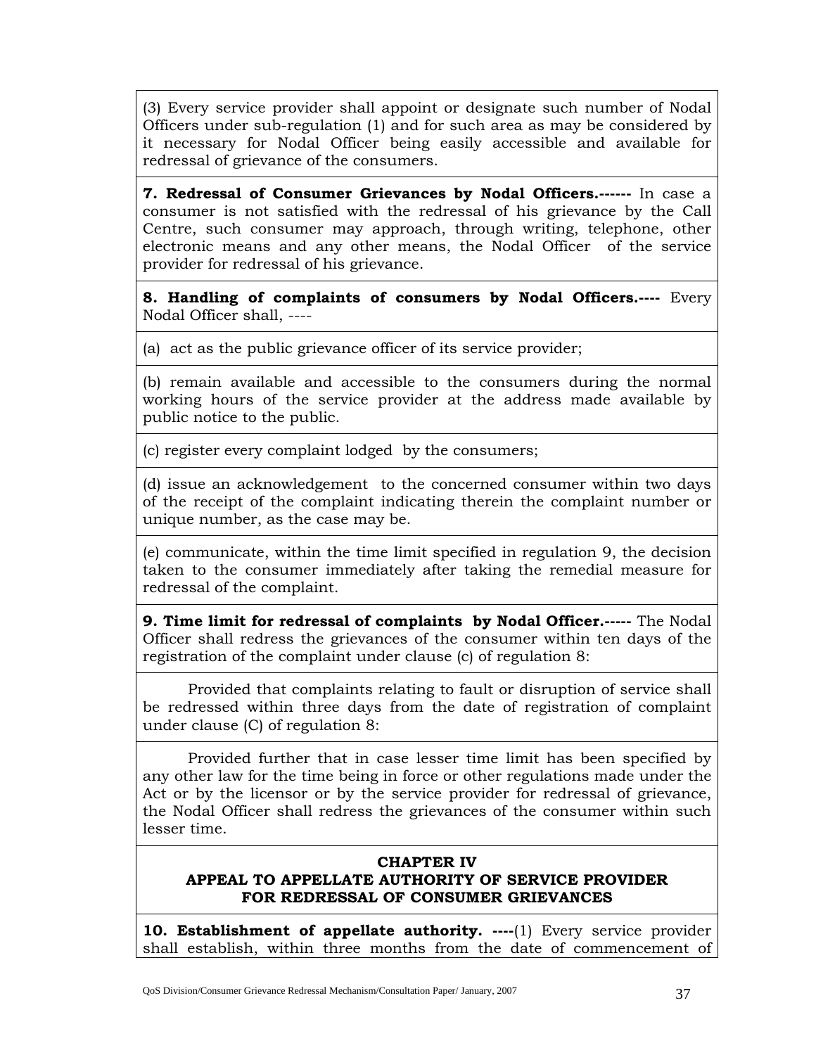(3) Every service provider shall appoint or designate such number of Nodal Officers under sub-regulation (1) and for such area as may be considered by it necessary for Nodal Officer being easily accessible and available for redressal of grievance of the consumers.

**7. Redressal of Consumer Grievances by Nodal Officers.------** In case a consumer is not satisfied with the redressal of his grievance by the Call Centre, such consumer may approach, through writing, telephone, other electronic means and any other means, the Nodal Officer of the service provider for redressal of his grievance.

**8. Handling of complaints of consumers by Nodal Officers.----** Every Nodal Officer shall, ----

(a) act as the public grievance officer of its service provider;

(b) remain available and accessible to the consumers during the normal working hours of the service provider at the address made available by public notice to the public.

(c) register every complaint lodged by the consumers;

(d) issue an acknowledgement to the concerned consumer within two days of the receipt of the complaint indicating therein the complaint number or unique number, as the case may be.

(e) communicate, within the time limit specified in regulation 9, the decision taken to the consumer immediately after taking the remedial measure for redressal of the complaint.

**9. Time limit for redressal of complaints by Nodal Officer.-----** The Nodal Officer shall redress the grievances of the consumer within ten days of the registration of the complaint under clause (c) of regulation 8:

Provided that complaints relating to fault or disruption of service shall be redressed within three days from the date of registration of complaint under clause (C) of regulation 8:

Provided further that in case lesser time limit has been specified by any other law for the time being in force or other regulations made under the Act or by the licensor or by the service provider for redressal of grievance, the Nodal Officer shall redress the grievances of the consumer within such lesser time.

## CHAPTER IV
## APPEAL TO APPELLATE AUTHORITY OF SERVICE PROVIDER FOR REDRESSAL OF CONSUMER GRIEVANCES

**10. Establishment of appellate authority. ----**(1) Every service provider shall establish, within three months from the date of commencement of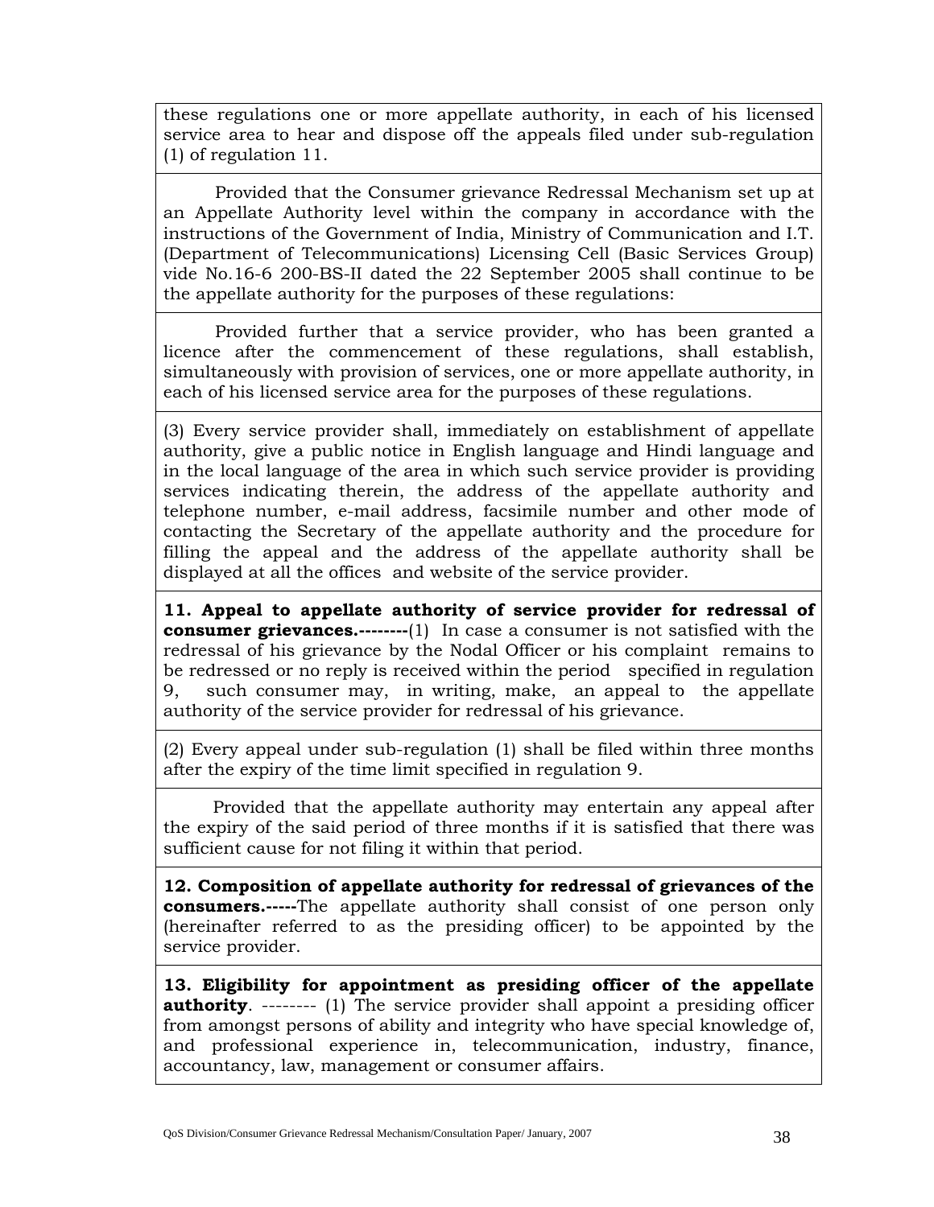these regulations one or more appellate authority, in each of his licensed service area to hear and dispose off the appeals filed under sub-regulation (1) of regulation 11.

Provided that the Consumer grievance Redressal Mechanism set up at an Appellate Authority level within the company in accordance with the instructions of the Government of India, Ministry of Communication and I.T. (Department of Telecommunications) Licensing Cell (Basic Services Group) vide No.16-6 200-BS-II dated the 22 September 2005 shall continue to be the appellate authority for the purposes of these regulations:

Provided further that a service provider, who has been granted a licence after the commencement of these regulations, shall establish, simultaneously with provision of services, one or more appellate authority, in each of his licensed service area for the purposes of these regulations.

(3) Every service provider shall, immediately on establishment of appellate authority, give a public notice in English language and Hindi language and in the local language of the area in which such service provider is providing services indicating therein, the address of the appellate authority and telephone number, e-mail address, facsimile number and other mode of contacting the Secretary of the appellate authority and the procedure for filling the appeal and the address of the appellate authority shall be displayed at all the offices and website of the service provider.

**11. Appeal to appellate authority of service provider for redressal of consumer grievances.--------**(1) In case a consumer is not satisfied with the redressal of his grievance by the Nodal Officer or his complaint remains to be redressed or no reply is received within the period specified in regulation 9, such consumer may, in writing, make, an appeal to the appellate authority of the service provider for redressal of his grievance.

(2) Every appeal under sub-regulation (1) shall be filed within three months after the expiry of the time limit specified in regulation 9.

Provided that the appellate authority may entertain any appeal after the expiry of the said period of three months if it is satisfied that there was sufficient cause for not filing it within that period.

**12. Composition of appellate authority for redressal of grievances of the consumers.-----**The appellate authority shall consist of one person only (hereinafter referred to as the presiding officer) to be appointed by the service provider.

**13. Eligibility for appointment as presiding officer of the appellate authority**. -------- (1) The service provider shall appoint a presiding officer from amongst persons of ability and integrity who have special knowledge of, and professional experience in, telecommunication, industry, finance, accountancy, law, management or consumer affairs.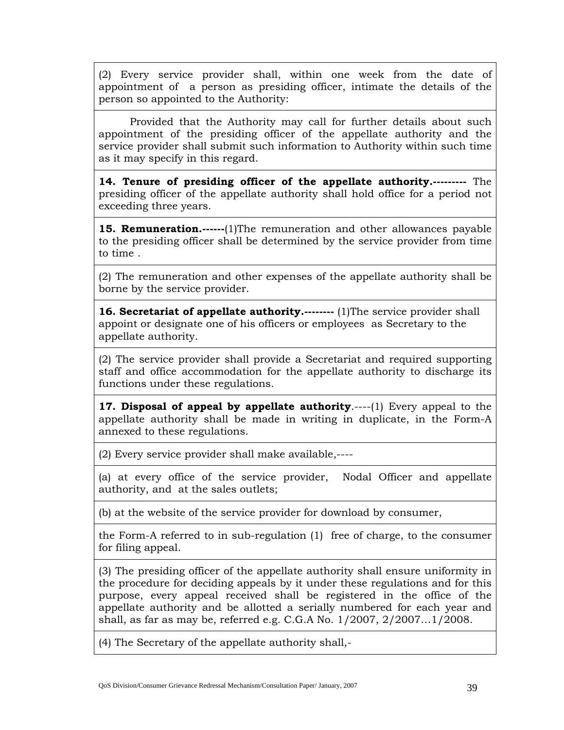(2) Every service provider shall, within one week from the date of appointment of a person as presiding officer, intimate the details of the person so appointed to the Authority:

Provided that the Authority may call for further details about such appointment of the presiding officer of the appellate authority and the service provider shall submit such information to Authority within such time as it may specify in this regard.

**14. Tenure of presiding officer of the appellate authority.---------** The presiding officer of the appellate authority shall hold office for a period not exceeding three years.

**15. Remuneration.------**(1)The remuneration and other allowances payable to the presiding officer shall be determined by the service provider from time to time .

(2) The remuneration and other expenses of the appellate authority shall be borne by the service provider.

**16. Secretariat of appellate authority.--------** (1)The service provider shall appoint or designate one of his officers or employees as Secretary to the appellate authority.

(2) The service provider shall provide a Secretariat and required supporting staff and office accommodation for the appellate authority to discharge its functions under these regulations.

**17. Disposal of appeal by appellate authority**.----(1) Every appeal to the appellate authority shall be made in writing in duplicate, in the Form-A annexed to these regulations.

(2) Every service provider shall make available,----

(a) at every office of the service provider, Nodal Officer and appellate authority, and at the sales outlets;

(b) at the website of the service provider for download by consumer,

the Form-A referred to in sub-regulation (1) free of charge, to the consumer for filing appeal.

(3) The presiding officer of the appellate authority shall ensure uniformity in the procedure for deciding appeals by it under these regulations and for this purpose, every appeal received shall be registered in the office of the appellate authority and be allotted a serially numbered for each year and shall, as far as may be, referred e.g. C.G.A No. 1/2007, 2/2007…1/2008.

(4) The Secretary of the appellate authority shall,-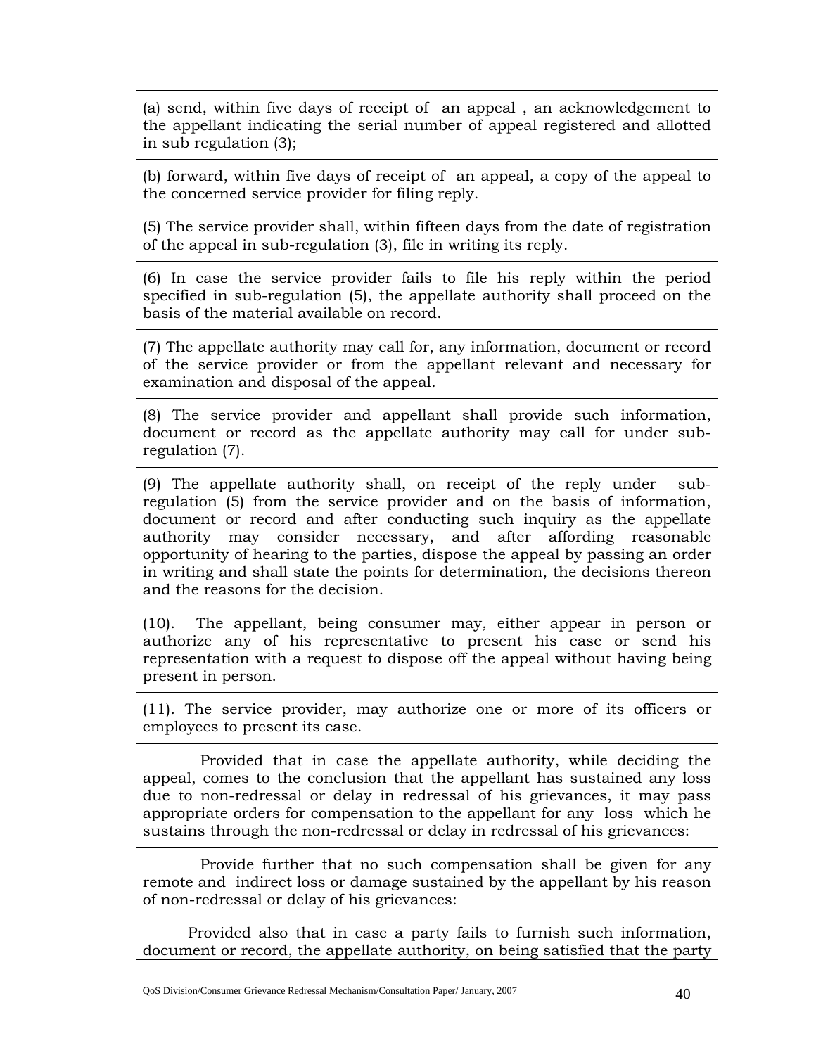(a) send, within five days of receipt of an appeal , an acknowledgement to the appellant indicating the serial number of appeal registered and allotted in sub regulation (3);

(b) forward, within five days of receipt of an appeal, a copy of the appeal to the concerned service provider for filing reply.

(5) The service provider shall, within fifteen days from the date of registration of the appeal in sub-regulation (3), file in writing its reply.

(6) In case the service provider fails to file his reply within the period specified in sub-regulation (5), the appellate authority shall proceed on the basis of the material available on record.

(7) The appellate authority may call for, any information, document or record of the service provider or from the appellant relevant and necessary for examination and disposal of the appeal.

(8) The service provider and appellant shall provide such information, document or record as the appellate authority may call for under sub-regulation (7).

(9) The appellate authority shall, on receipt of the reply under sub-regulation (5) from the service provider and on the basis of information, document or record and after conducting such inquiry as the appellate authority may consider necessary, and after affording reasonable opportunity of hearing to the parties, dispose the appeal by passing an order in writing and shall state the points for determination, the decisions thereon and the reasons for the decision.

(10). The appellant, being consumer may, either appear in person or authorize any of his representative to present his case or send his representation with a request to dispose off the appeal without having being present in person.

(11). The service provider, may authorize one or more of its officers or employees to present its case.

Provided that in case the appellate authority, while deciding the appeal, comes to the conclusion that the appellant has sustained any loss due to non-redressal or delay in redressal of his grievances, it may pass appropriate orders for compensation to the appellant for any loss which he sustains through the non-redressal or delay in redressal of his grievances:

Provide further that no such compensation shall be given for any remote and indirect loss or damage sustained by the appellant by his reason of non-redressal or delay of his grievances:

Provided also that in case a party fails to furnish such information, document or record, the appellate authority, on being satisfied that the party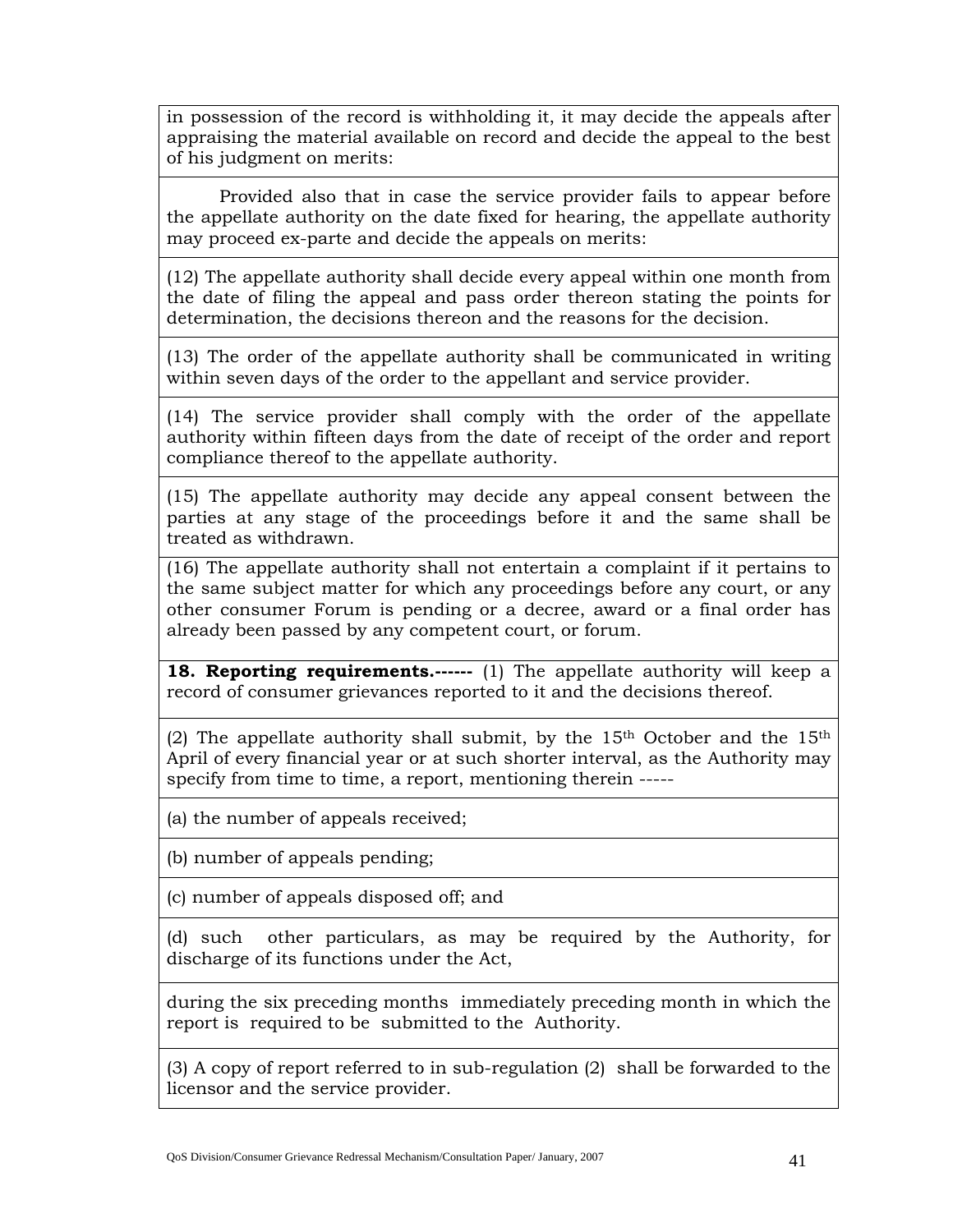in possession of the record is withholding it, it may decide the appeals after appraising the material available on record and decide the appeal to the best of his judgment on merits:

Provided also that in case the service provider fails to appear before the appellate authority on the date fixed for hearing, the appellate authority may proceed ex-parte and decide the appeals on merits:

(12) The appellate authority shall decide every appeal within one month from the date of filing the appeal and pass order thereon stating the points for determination, the decisions thereon and the reasons for the decision.

(13) The order of the appellate authority shall be communicated in writing within seven days of the order to the appellant and service provider.

(14) The service provider shall comply with the order of the appellate authority within fifteen days from the date of receipt of the order and report compliance thereof to the appellate authority.

(15) The appellate authority may decide any appeal consent between the parties at any stage of the proceedings before it and the same shall be treated as withdrawn.

(16) The appellate authority shall not entertain a complaint if it pertains to the same subject matter for which any proceedings before any court, or any other consumer Forum is pending or a decree, award or a final order has already been passed by any competent court, or forum.

**18. Reporting requirements.------** (1) The appellate authority will keep a record of consumer grievances reported to it and the decisions thereof.

(2) The appellate authority shall submit, by the 15th October and the 15th April of every financial year or at such shorter interval, as the Authority may specify from time to time, a report, mentioning therein -----

(a) the number of appeals received;

(b) number of appeals pending;

(c) number of appeals disposed off; and

(d) such other particulars, as may be required by the Authority, for discharge of its functions under the Act,

during the six preceding months immediately preceding month in which the report is required to be submitted to the Authority.

(3) A copy of report referred to in sub-regulation (2) shall be forwarded to the licensor and the service provider.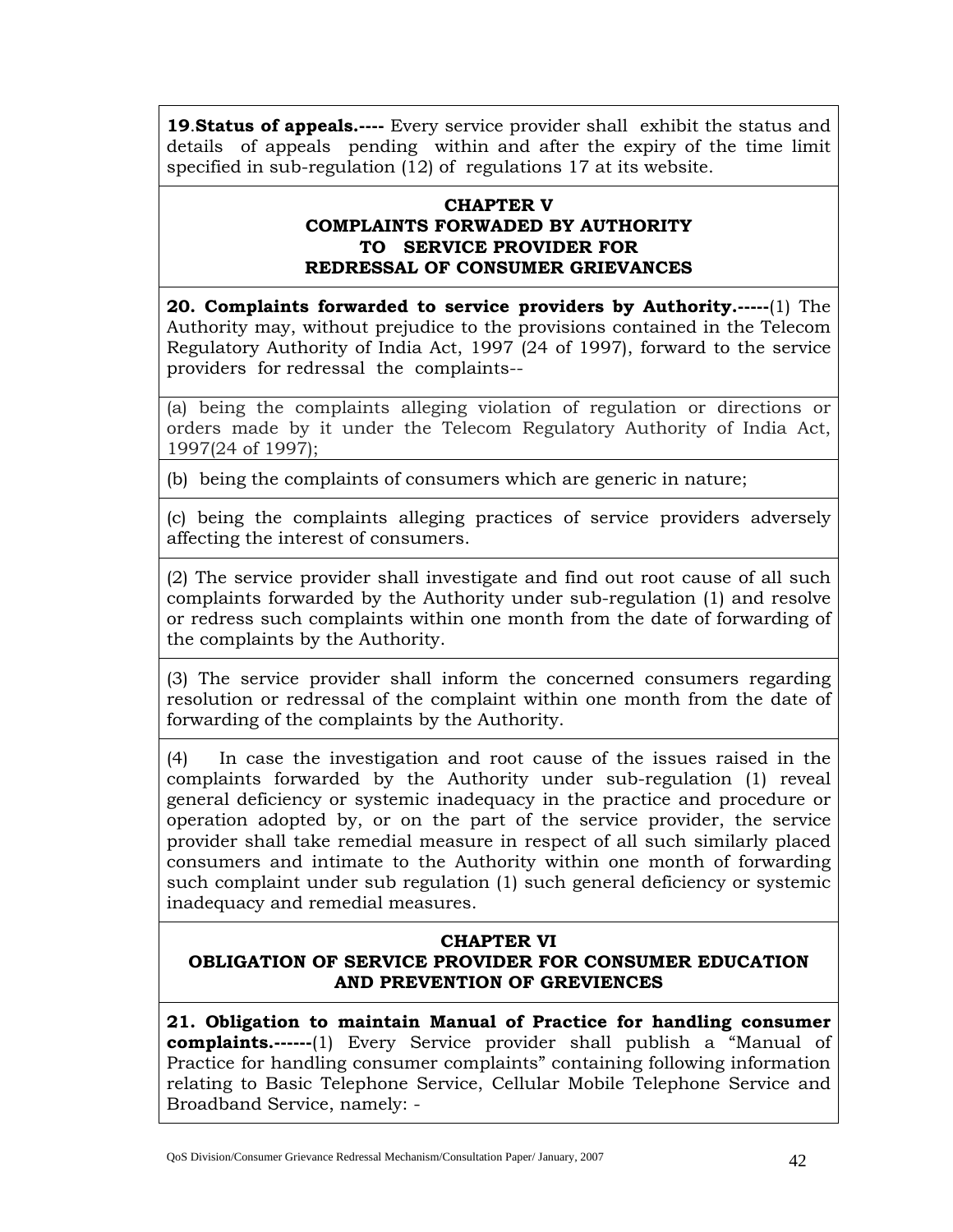**19**.**Status of appeals.----** Every service provider shall exhibit the status and details of appeals pending within and after the expiry of the time limit specified in sub-regulation (12) of regulations 17 at its website.

## CHAPTER V
## COMPLAINTS FORWADED BY AUTHORITY TO SERVICE PROVIDER FOR REDRESSAL OF CONSUMER GRIEVANCES

**20. Complaints forwarded to service providers by Authority.-----**(1) The Authority may, without prejudice to the provisions contained in the Telecom Regulatory Authority of India Act, 1997 (24 of 1997), forward to the service providers for redressal the complaints--

(a) being the complaints alleging violation of regulation or directions or orders made by it under the Telecom Regulatory Authority of India Act, 1997(24 of 1997);

(b) being the complaints of consumers which are generic in nature;

(c) being the complaints alleging practices of service providers adversely affecting the interest of consumers.

(2) The service provider shall investigate and find out root cause of all such complaints forwarded by the Authority under sub-regulation (1) and resolve or redress such complaints within one month from the date of forwarding of the complaints by the Authority.

(3) The service provider shall inform the concerned consumers regarding resolution or redressal of the complaint within one month from the date of forwarding of the complaints by the Authority.

(4) In case the investigation and root cause of the issues raised in the complaints forwarded by the Authority under sub-regulation (1) reveal general deficiency or systemic inadequacy in the practice and procedure or operation adopted by, or on the part of the service provider, the service provider shall take remedial measure in respect of all such similarly placed consumers and intimate to the Authority within one month of forwarding such complaint under sub regulation (1) such general deficiency or systemic inadequacy and remedial measures.

## CHAPTER VI
## OBLIGATION OF SERVICE PROVIDER FOR CONSUMER EDUCATION AND PREVENTION OF GREVIENCES

**21. Obligation to maintain Manual of Practice for handling consumer complaints.------**(1) Every Service provider shall publish a "Manual of Practice for handling consumer complaints" containing following information relating to Basic Telephone Service, Cellular Mobile Telephone Service and Broadband Service, namely: -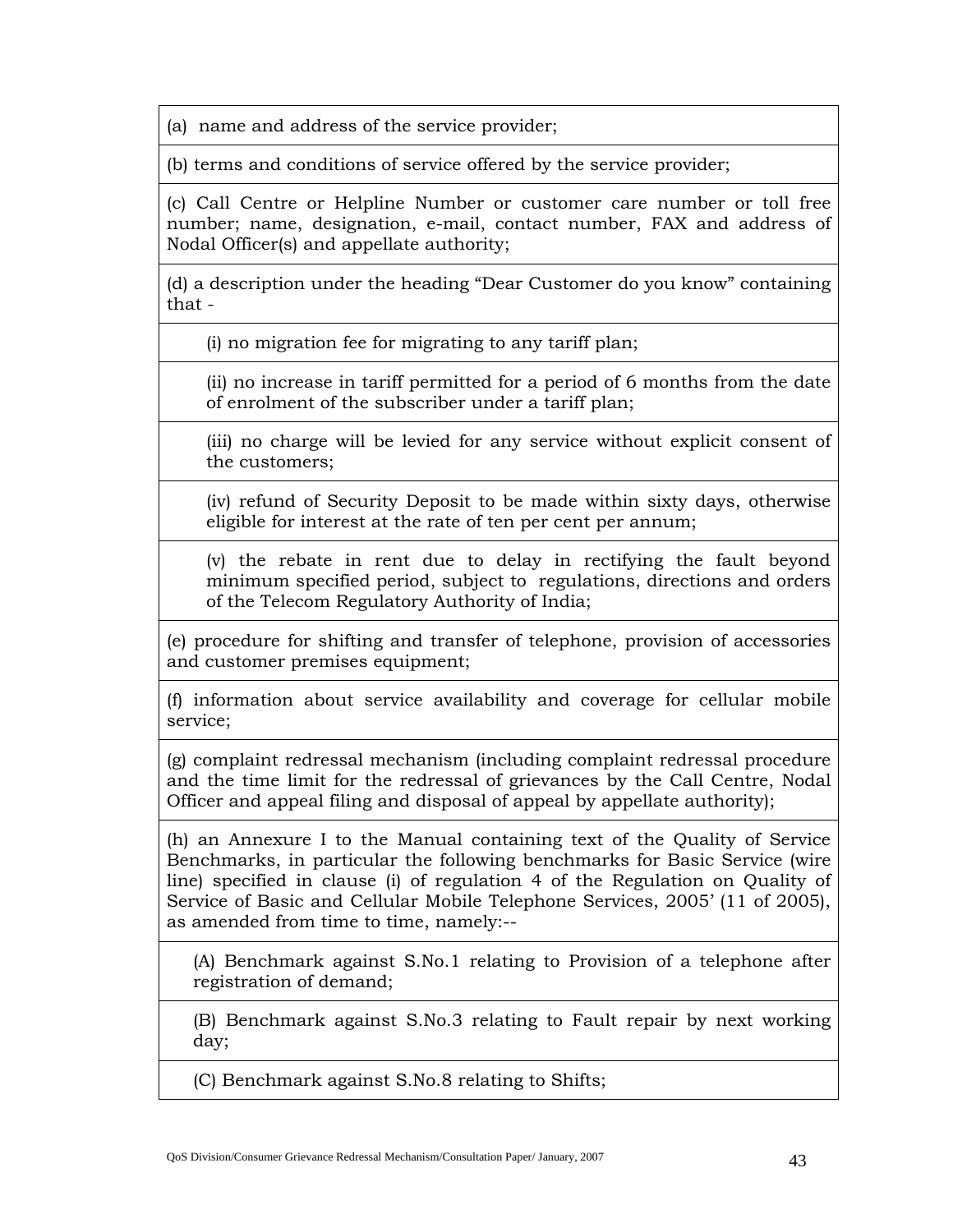| |
|---|
| (a) name and address of the service provider; |
| (b) terms and conditions of service offered by the service provider; |
| (c) Call Centre or Helpline Number or customer care number or toll free number; name, designation, e-mail, contact number, FAX and address of Nodal Officer(s) and appellate authority; |
| (d) a description under the heading "Dear Customer do you know" containing that - |
| (i) no migration fee for migrating to any tariff plan; |
| (ii) no increase in tariff permitted for a period of 6 months from the date of enrolment of the subscriber under a tariff plan; |
| (iii) no charge will be levied for any service without explicit consent of the customers; |
| (iv) refund of Security Deposit to be made within sixty days, otherwise eligible for interest at the rate of ten per cent per annum; |
| (v) the rebate in rent due to delay in rectifying the fault beyond minimum specified period, subject to regulations, directions and orders of the Telecom Regulatory Authority of India; |
| (e) procedure for shifting and transfer of telephone, provision of accessories and customer premises equipment; |
| (f) information about service availability and coverage for cellular mobile service; |
| (g) complaint redressal mechanism (including complaint redressal procedure and the time limit for the redressal of grievances by the Call Centre, Nodal Officer and appeal filing and disposal of appeal by appellate authority); |
| (h) an Annexure I to the Manual containing text of the Quality of Service Benchmarks, in particular the following benchmarks for Basic Service (wire line) specified in clause (i) of regulation 4 of the Regulation on Quality of Service of Basic and Cellular Mobile Telephone Services, 2005' (11 of 2005), as amended from time to time, namely:-- |
| (A) Benchmark against S.No.1 relating to Provision of a telephone after registration of demand; |
| (B) Benchmark against S.No.3 relating to Fault repair by next working day; |
| (C) Benchmark against S.No.8 relating to Shifts; |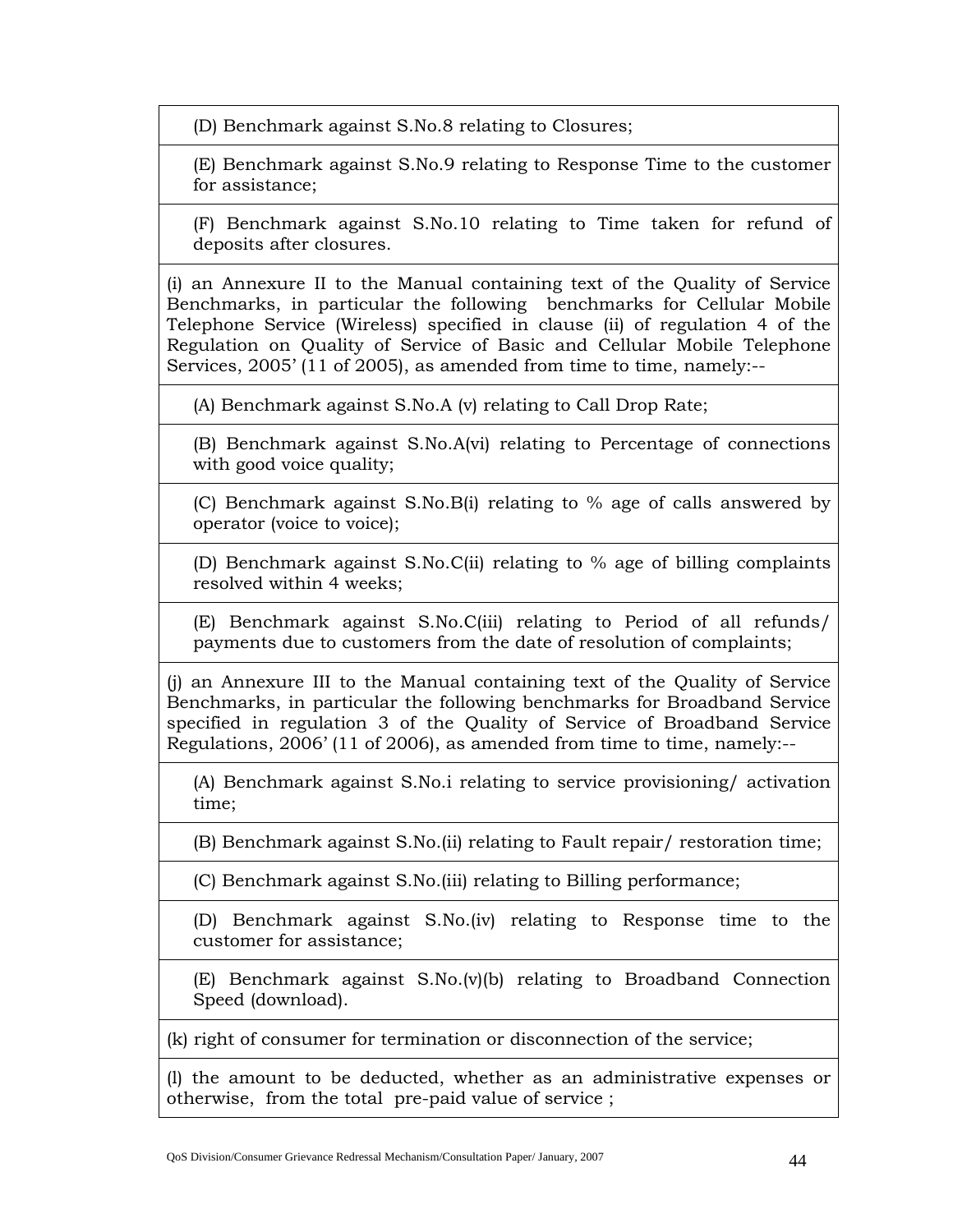| |
|---|
| (D) Benchmark against S.No.8 relating to Closures; |
| (E) Benchmark against S.No.9 relating to Response Time to the customer for assistance; |
| (F) Benchmark against S.No.10 relating to Time taken for refund of deposits after closures. |
| (i) an Annexure II to the Manual containing text of the Quality of Service Benchmarks, in particular the following benchmarks for Cellular Mobile Telephone Service (Wireless) specified in clause (ii) of regulation 4 of the Regulation on Quality of Service of Basic and Cellular Mobile Telephone Services, 2005' (11 of 2005), as amended from time to time, namely:-- |
| (A) Benchmark against S.No.A (v) relating to Call Drop Rate; |
| (B) Benchmark against S.No.A(vi) relating to Percentage of connections with good voice quality; |
| (C) Benchmark against S.No.B(i) relating to % age of calls answered by operator (voice to voice); |
| (D) Benchmark against S.No.C(ii) relating to % age of billing complaints resolved within 4 weeks; |
| (E) Benchmark against S.No.C(iii) relating to Period of all refunds/ payments due to customers from the date of resolution of complaints; |
| (j) an Annexure III to the Manual containing text of the Quality of Service Benchmarks, in particular the following benchmarks for Broadband Service specified in regulation 3 of the Quality of Service of Broadband Service Regulations, 2006' (11 of 2006), as amended from time to time, namely:-- |
| (A) Benchmark against S.No.i relating to service provisioning/ activation time; |
| (B) Benchmark against S.No.(ii) relating to Fault repair/ restoration time; |
| (C) Benchmark against S.No.(iii) relating to Billing performance; |
| (D) Benchmark against S.No.(iv) relating to Response time to the customer for assistance; |
| (E) Benchmark against S.No.(v)(b) relating to Broadband Connection Speed (download). |
| (k) right of consumer for termination or disconnection of the service; |
| (l) the amount to be deducted, whether as an administrative expenses or otherwise, from the total pre-paid value of service ; |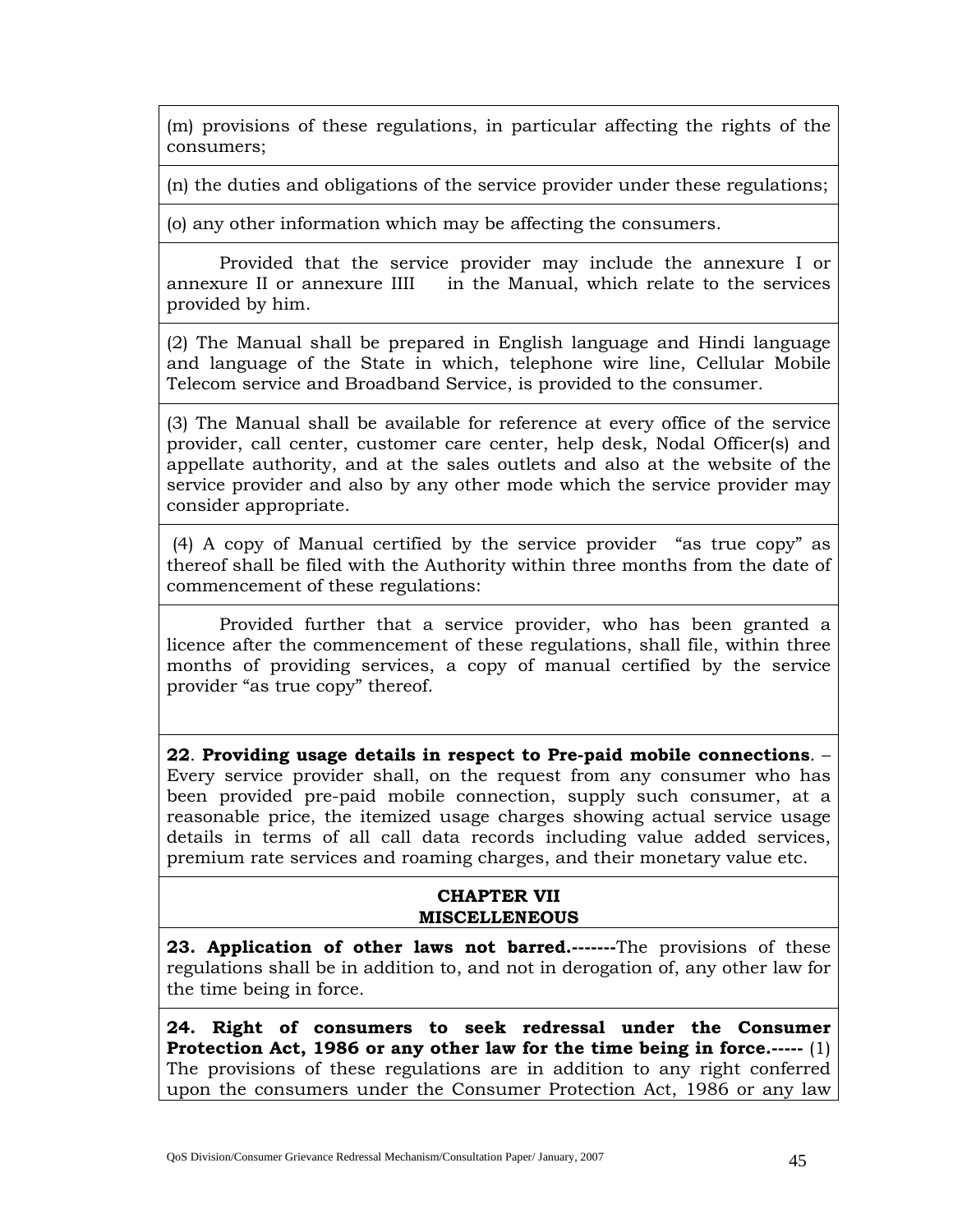(m) provisions of these regulations, in particular affecting the rights of the consumers;

(n) the duties and obligations of the service provider under these regulations;

(o) any other information which may be affecting the consumers.

Provided that the service provider may include the annexure I or annexure II or annexure IIII in the Manual, which relate to the services provided by him.

(2) The Manual shall be prepared in English language and Hindi language and language of the State in which, telephone wire line, Cellular Mobile Telecom service and Broadband Service, is provided to the consumer.

(3) The Manual shall be available for reference at every office of the service provider, call center, customer care center, help desk, Nodal Officer(s) and appellate authority, and at the sales outlets and also at the website of the service provider and also by any other mode which the service provider may consider appropriate.

(4) A copy of Manual certified by the service provider "as true copy" as thereof shall be filed with the Authority within three months from the date of commencement of these regulations:

Provided further that a service provider, who has been granted a licence after the commencement of these regulations, shall file, within three months of providing services, a copy of manual certified by the service provider "as true copy" thereof.

**22**. **Providing usage details in respect to Pre-paid mobile connections**. – Every service provider shall, on the request from any consumer who has been provided pre-paid mobile connection, supply such consumer, at a reasonable price, the itemized usage charges showing actual service usage details in terms of all call data records including value added services, premium rate services and roaming charges, and their monetary value etc.

## CHAPTER VII
## MISCELLENEOUS

**23. Application of other laws not barred.-------**The provisions of these regulations shall be in addition to, and not in derogation of, any other law for the time being in force.

**24. Right of consumers to seek redressal under the Consumer Protection Act, 1986 or any other law for the time being in force.-----** (1) The provisions of these regulations are in addition to any right conferred upon the consumers under the Consumer Protection Act, 1986 or any law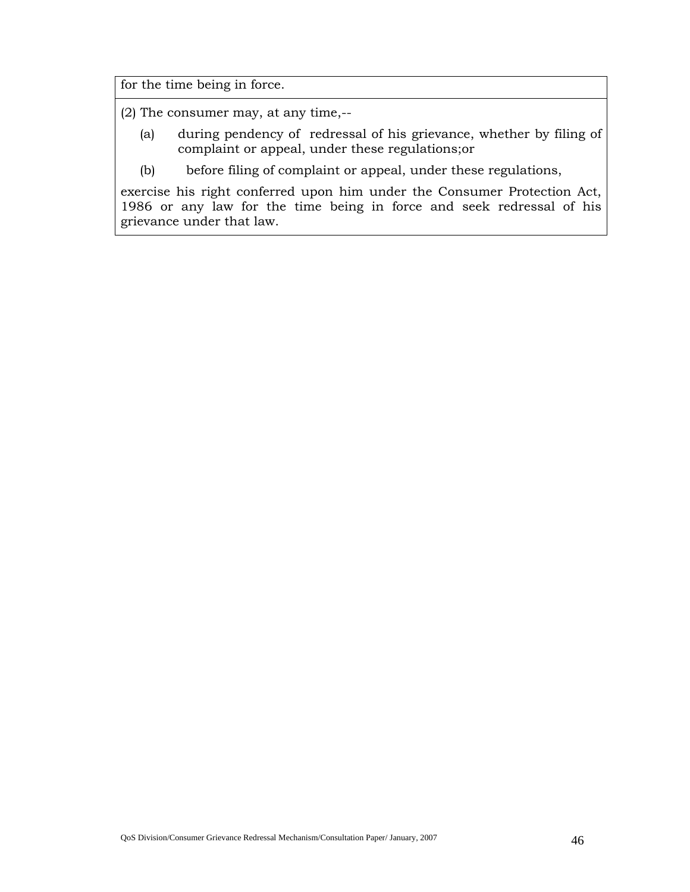for the time being in force.

(2) The consumer may, at any time,--

(a) during pendency of redressal of his grievance, whether by filing of complaint or appeal, under these regulations;or

(b) before filing of complaint or appeal, under these regulations,

exercise his right conferred upon him under the Consumer Protection Act, 1986 or any law for the time being in force and seek redressal of his grievance under that law.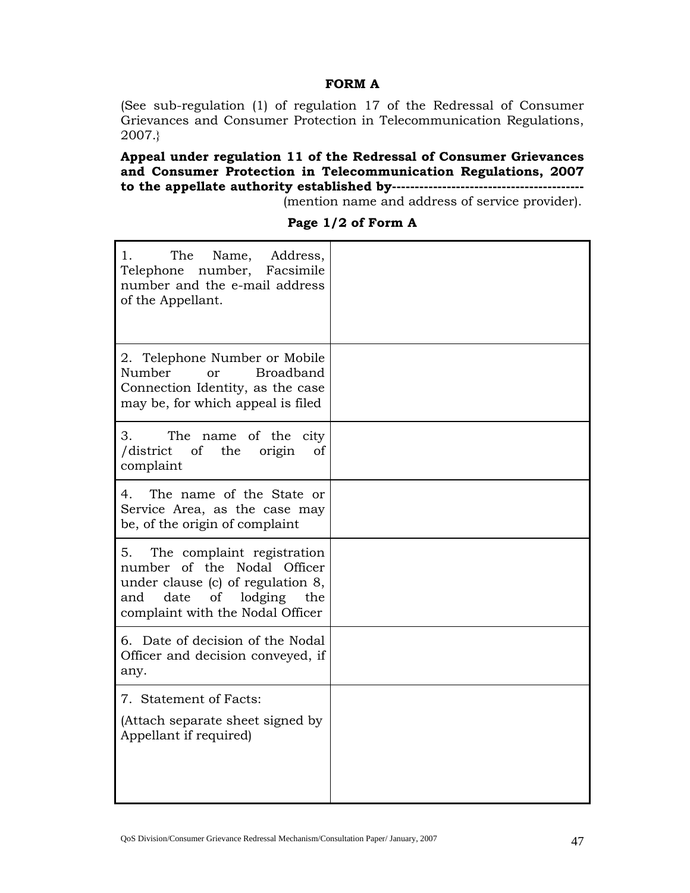# FORM A

(See sub-regulation (1) of regulation 17 of the Redressal of Consumer Grievances and Consumer Protection in Telecommunication Regulations, 2007.}

**Appeal under regulation 11 of the Redressal of Consumer Grievances and Consumer Protection in Telecommunication Regulations, 2007 to the appellate authority established by-----------------------------------------**
(mention name and address of service provider).

**Page 1/2 of Form A**

| | |
|---|---|
| 1. The Name, Address, Telephone number, Facsimile number and the e-mail address of the Appellant. | |
| 2. Telephone Number or Mobile Number or Broadband Connection Identity, as the case may be, for which appeal is filed | |
| 3. The name of the city /district of the origin of complaint | |
| 4. The name of the State or Service Area, as the case may be, of the origin of complaint | |
| 5. The complaint registration number of the Nodal Officer under clause (c) of regulation 8, and date of lodging the complaint with the Nodal Officer | |
| 6. Date of decision of the Nodal Officer and decision conveyed, if any. | |
| 7. Statement of Facts: (Attach separate sheet signed by Appellant if required) | |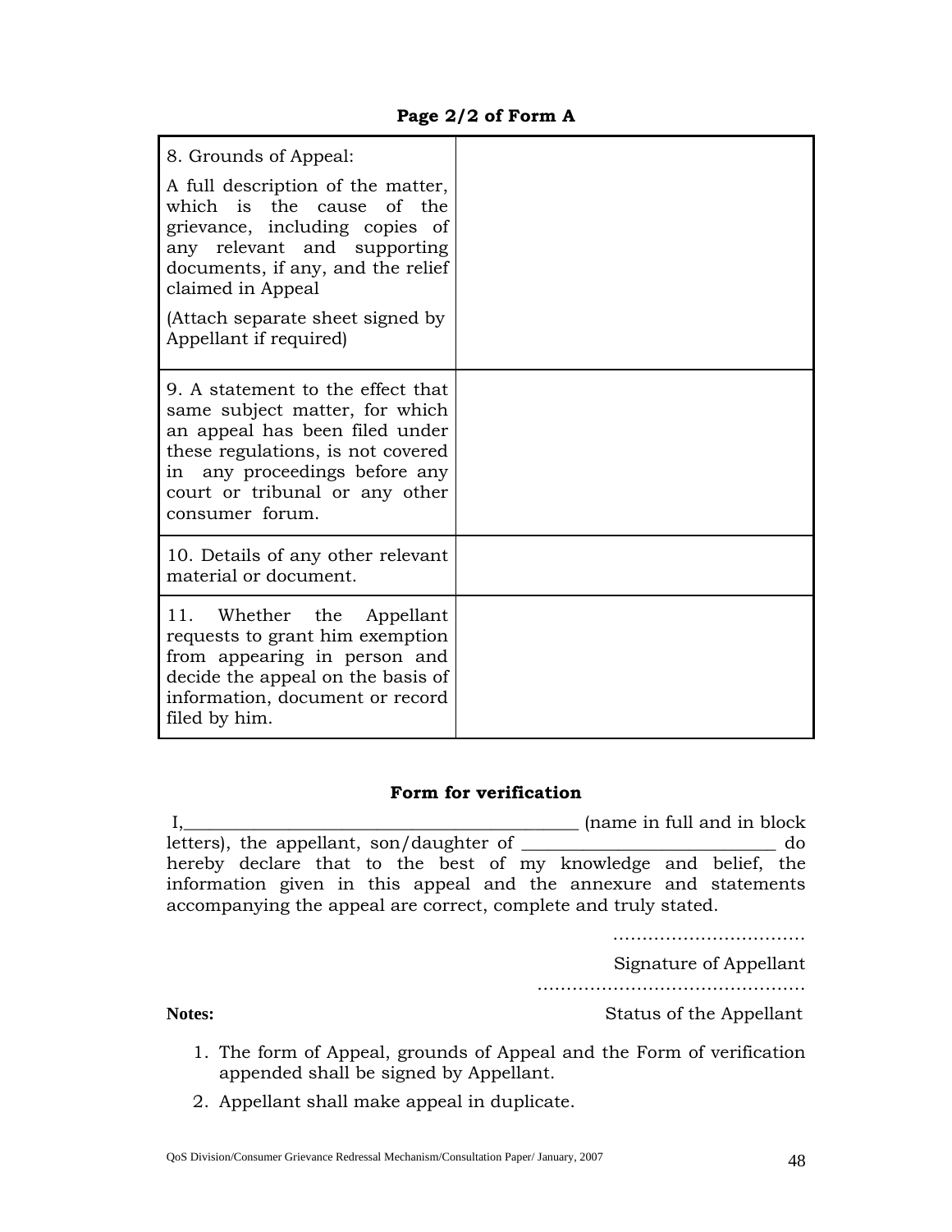**Page 2/2 of Form A**

| | |
|---|---|
| 8. Grounds of Appeal:<br><br>A full description of the matter, which is the cause of the grievance, including copies of any relevant and supporting documents, if any, and the relief claimed in Appeal<br><br>(Attach separate sheet signed by Appellant if required) | |
| 9. A statement to the effect that same subject matter, for which an appeal has been filed under these regulations, is not covered in any proceedings before any court or tribunal or any other consumer forum. | |
| 10. Details of any other relevant material or document. | |
| 11. Whether the Appellant requests to grant him exemption from appearing in person and decide the appeal on the basis of information, document or record filed by him. | |

**Form for verification**

I,____________________________________________ (name in full and in block letters), the appellant, son/daughter of ___________________________ do hereby declare that to the best of my knowledge and belief, the information given in this appeal and the annexure and statements accompanying the appeal are correct, complete and truly stated.

................................

Signature of Appellant

.............................................

Status of the Appellant

**Notes:**

1. The form of Appeal, grounds of Appeal and the Form of verification appended shall be signed by Appellant.
2. Appellant shall make appeal in duplicate.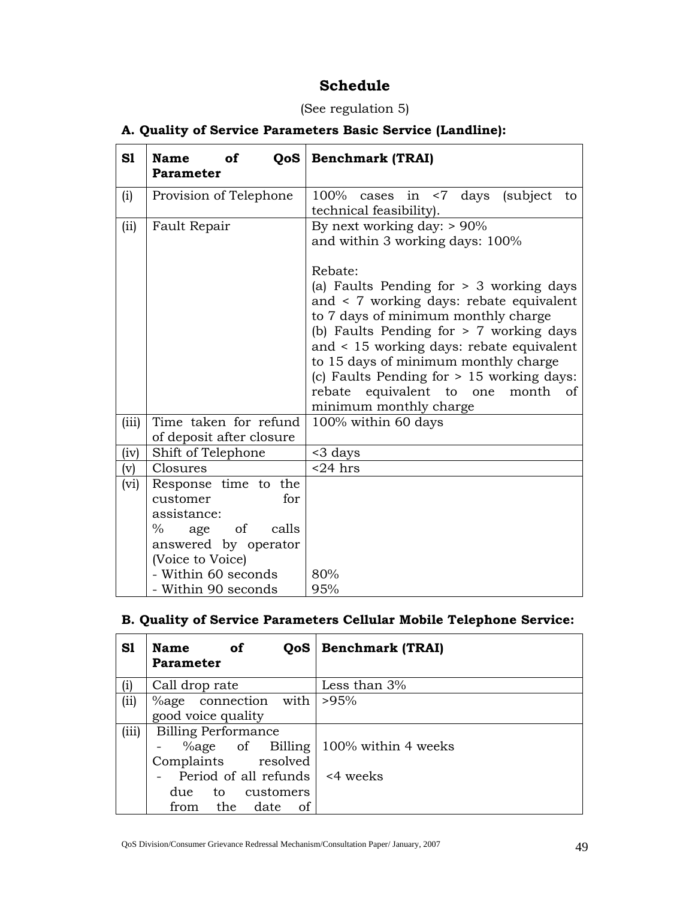# Schedule

(See regulation 5)

### A. Quality of Service Parameters Basic Service (Landline):

| Sl | Name of QoS Parameter | Benchmark (TRAI) |
|---|---|---|
| (i) | Provision of Telephone | 100% cases in <7 days (subject to technical feasibility). |
| (ii) | Fault Repair | By next working day: > 90%<br>and within 3 working days: 100%<br><br>Rebate:<br>(a) Faults Pending for > 3 working days and < 7 working days: rebate equivalent to 7 days of minimum monthly charge<br>(b) Faults Pending for > 7 working days and < 15 working days: rebate equivalent to 15 days of minimum monthly charge<br>(c) Faults Pending for > 15 working days: rebate equivalent to one month of minimum monthly charge |
| (iii) | Time taken for refund of deposit after closure | 100% within 60 days |
| (iv) | Shift of Telephone | <3 days |
| (v) | Closures | <24 hrs |
| (vi) | Response time to the customer for assistance:<br>% age of calls answered by operator (Voice to Voice)<br>- Within 60 seconds<br>- Within 90 seconds | <br><br><br>80%<br>95% |

### B. Quality of Service Parameters Cellular Mobile Telephone Service:

| Sl | Name of QoS Parameter | Benchmark (TRAI) |
|---|---|---|
| (i) | Call drop rate | Less than 3% |
| (ii) | %age connection with good voice quality | >95% |
| (iii) | Billing Performance<br>- %age of Billing Complaints resolved<br>- Period of all refunds due to customers from the date of | <br>100% within 4 weeks<br><br><4 weeks |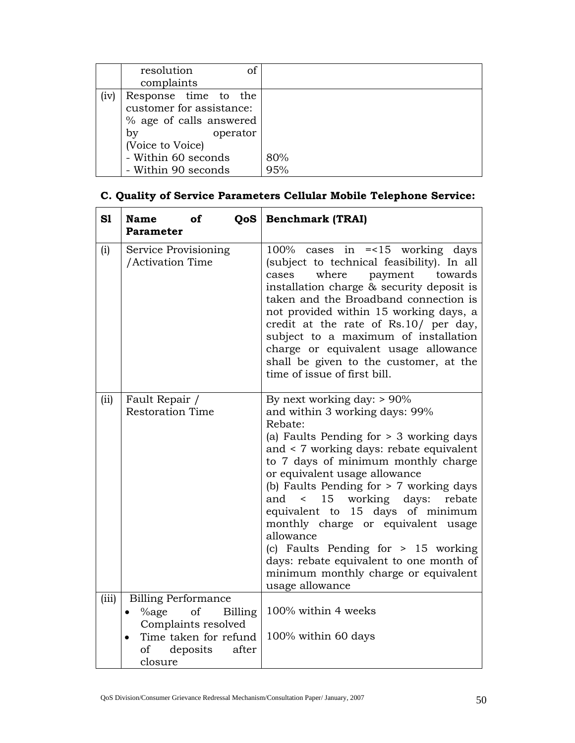| | resolution of complaints | |
|---|---|---|
| (iv) | Response time to the customer for assistance: % age of calls answered by operator (Voice to Voice)<br>- Within 60 seconds<br>- Within 90 seconds | <br><br><br>80%<br>95% |

### C. Quality of Service Parameters Cellular Mobile Telephone Service:

| Sl | Name of QoS Parameter | Benchmark (TRAI) |
|---|---|---|
| (i) | Service Provisioning /Activation Time | 100% cases in =<15 working days (subject to technical feasibility). In all cases where payment towards installation charge & security deposit is taken and the Broadband connection is not provided within 15 working days, a credit at the rate of Rs.10/ per day, subject to a maximum of installation charge or equivalent usage allowance shall be given to the customer, at the time of issue of first bill. |
| (ii) | Fault Repair / Restoration Time | By next working day: > 90%<br>and within 3 working days: 99%<br>Rebate:<br>(a) Faults Pending for > 3 working days and < 7 working days: rebate equivalent to 7 days of minimum monthly charge or equivalent usage allowance<br>(b) Faults Pending for > 7 working days and < 15 working days: rebate equivalent to 15 days of minimum monthly charge or equivalent usage allowance<br>(c) Faults Pending for > 15 working days: rebate equivalent to one month of minimum monthly charge or equivalent usage allowance |
| (iii) | Billing Performance<br>• %age of Billing Complaints resolved<br>• Time taken for refund of deposits after closure | <br>100% within 4 weeks<br><br>100% within 60 days |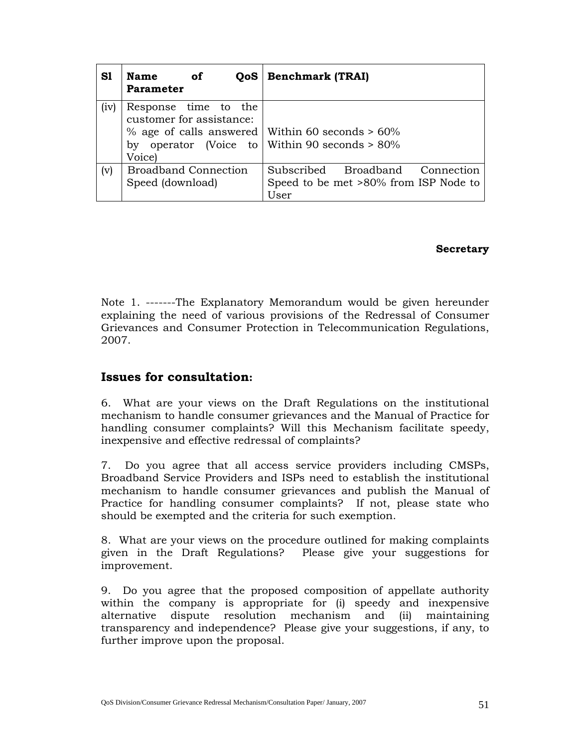| Sl | Name of QoS Parameter | Benchmark (TRAI) |
|---|---|---|
| (iv) | Response time to the customer for assistance: % age of calls answered by operator (Voice to Voice) | Within 60 seconds > 60%<br>Within 90 seconds > 80% |
| (v) | Broadband Connection Speed (download) | Subscribed Broadband Connection Speed to be met >80% from ISP Node to User |

**Secretary**

Note 1. -------The Explanatory Memorandum would be given hereunder explaining the need of various provisions of the Redressal of Consumer Grievances and Consumer Protection in Telecommunication Regulations, 2007.

## Issues for consultation:

6. What are your views on the Draft Regulations on the institutional mechanism to handle consumer grievances and the Manual of Practice for handling consumer complaints? Will this Mechanism facilitate speedy, inexpensive and effective redressal of complaints?

7. Do you agree that all access service providers including CMSPs, Broadband Service Providers and ISPs need to establish the institutional mechanism to handle consumer grievances and publish the Manual of Practice for handling consumer complaints? If not, please state who should be exempted and the criteria for such exemption.

8. What are your views on the procedure outlined for making complaints given in the Draft Regulations? Please give your suggestions for improvement.

9. Do you agree that the proposed composition of appellate authority within the company is appropriate for (i) speedy and inexpensive alternative dispute resolution mechanism and (ii) maintaining transparency and independence? Please give your suggestions, if any, to further improve upon the proposal.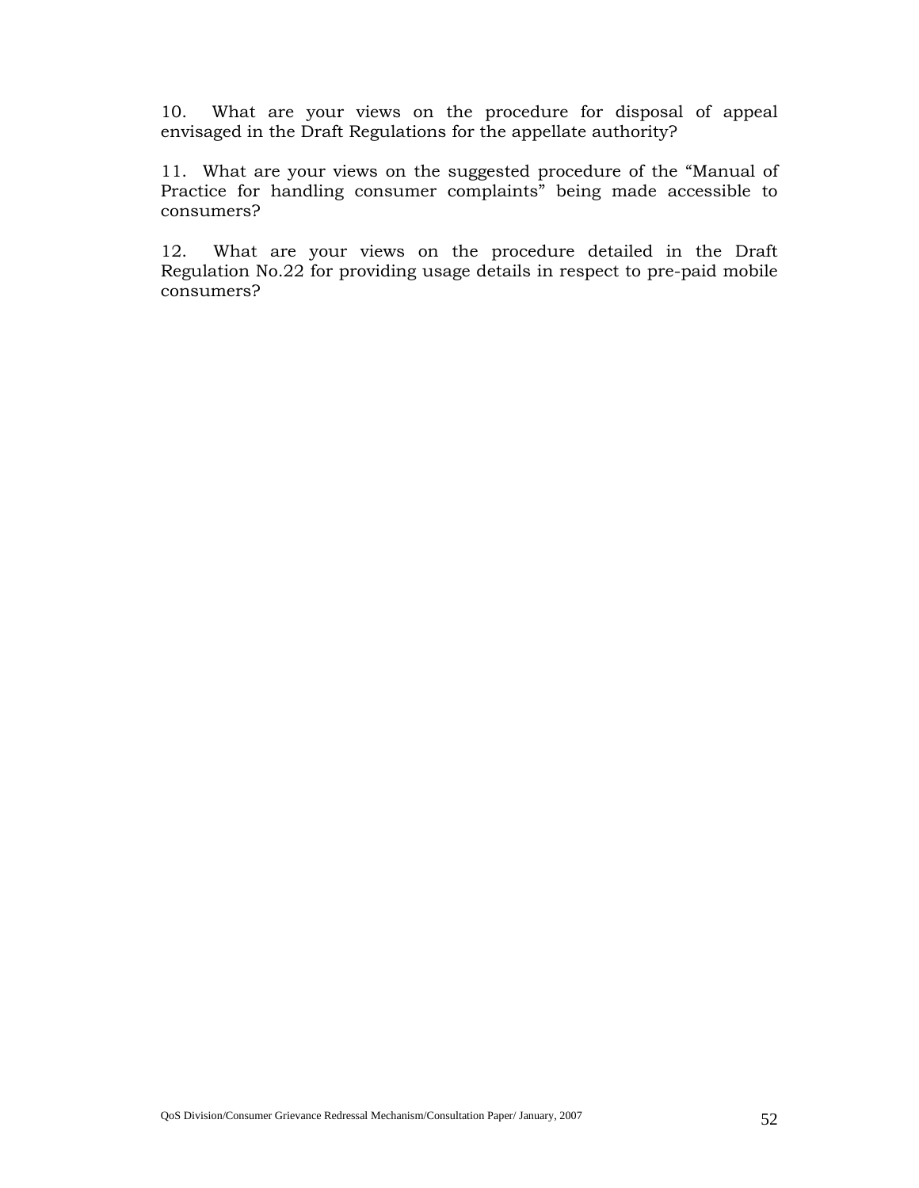10. What are your views on the procedure for disposal of appeal envisaged in the Draft Regulations for the appellate authority?

11. What are your views on the suggested procedure of the "Manual of Practice for handling consumer complaints" being made accessible to consumers?

12. What are your views on the procedure detailed in the Draft Regulation No.22 for providing usage details in respect to pre-paid mobile consumers?